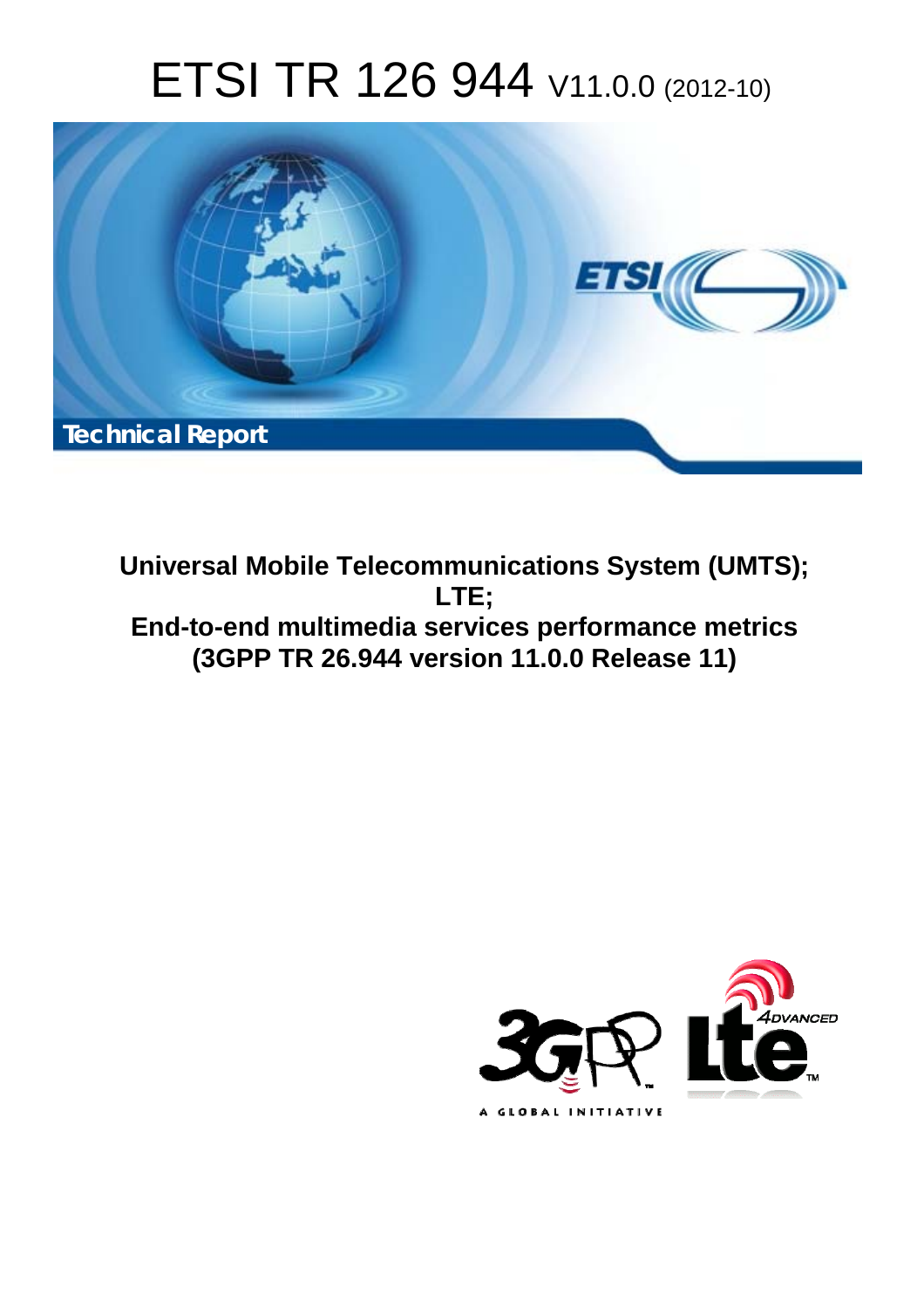# ETSI TR 126 944 V11.0.0 (2012-10)

**Technical Report**

**Universal Mobile Telecommunications System (UMTS);**
**LTE;**
**End-to-end multimedia services performance metrics**
**(3GPP TR 26.944 version 11.0.0 Release 11)**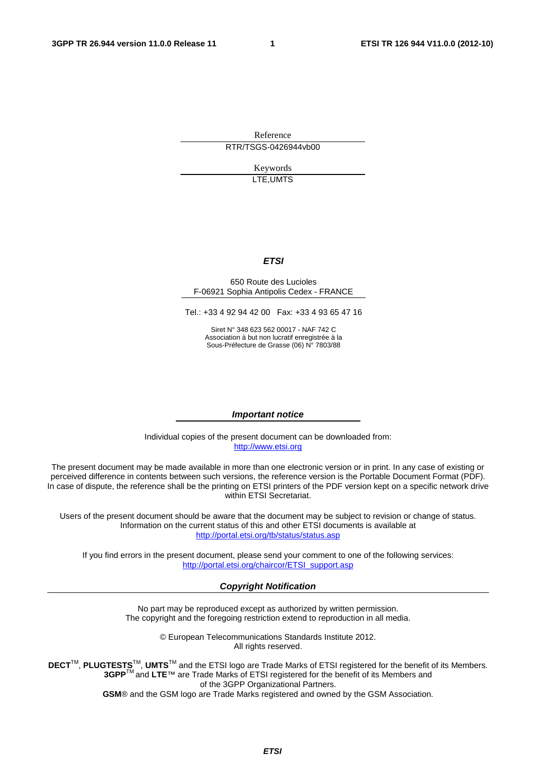Reference

RTR/TSGS-0426944vb00

Keywords

LTE,UMTS

***ETSI***

650 Route des Lucioles
F-06921 Sophia Antipolis Cedex - FRANCE

Tel.: +33 4 92 94 42 00 Fax: +33 4 93 65 47 16

Siret N° 348 623 562 00017 - NAF 742 C
Association à but non lucratif enregistrée à la
Sous-Préfecture de Grasse (06) N° 7803/88

***Important notice***

Individual copies of the present document can be downloaded from:
http://www.etsi.org

The present document may be made available in more than one electronic version or in print. In any case of existing or perceived difference in contents between such versions, the reference version is the Portable Document Format (PDF). In case of dispute, the reference shall be the printing on ETSI printers of the PDF version kept on a specific network drive within ETSI Secretariat.

Users of the present document should be aware that the document may be subject to revision or change of status. Information on the current status of this and other ETSI documents is available at
http://portal.etsi.org/tb/status/status.asp

If you find errors in the present document, please send your comment to one of the following services:
http://portal.etsi.org/chaircor/ETSI_support.asp

***Copyright Notification***

No part may be reproduced except as authorized by written permission.
The copyright and the foregoing restriction extend to reproduction in all media.

© European Telecommunications Standards Institute 2012.
All rights reserved.

**DECT**™, **PLUGTESTS**™, **UMTS**™ and the ETSI logo are Trade Marks of ETSI registered for the benefit of its Members.
**3GPP**™ and **LTE**™ are Trade Marks of ETSI registered for the benefit of its Members and of the 3GPP Organizational Partners.
**GSM**® and the GSM logo are Trade Marks registered and owned by the GSM Association.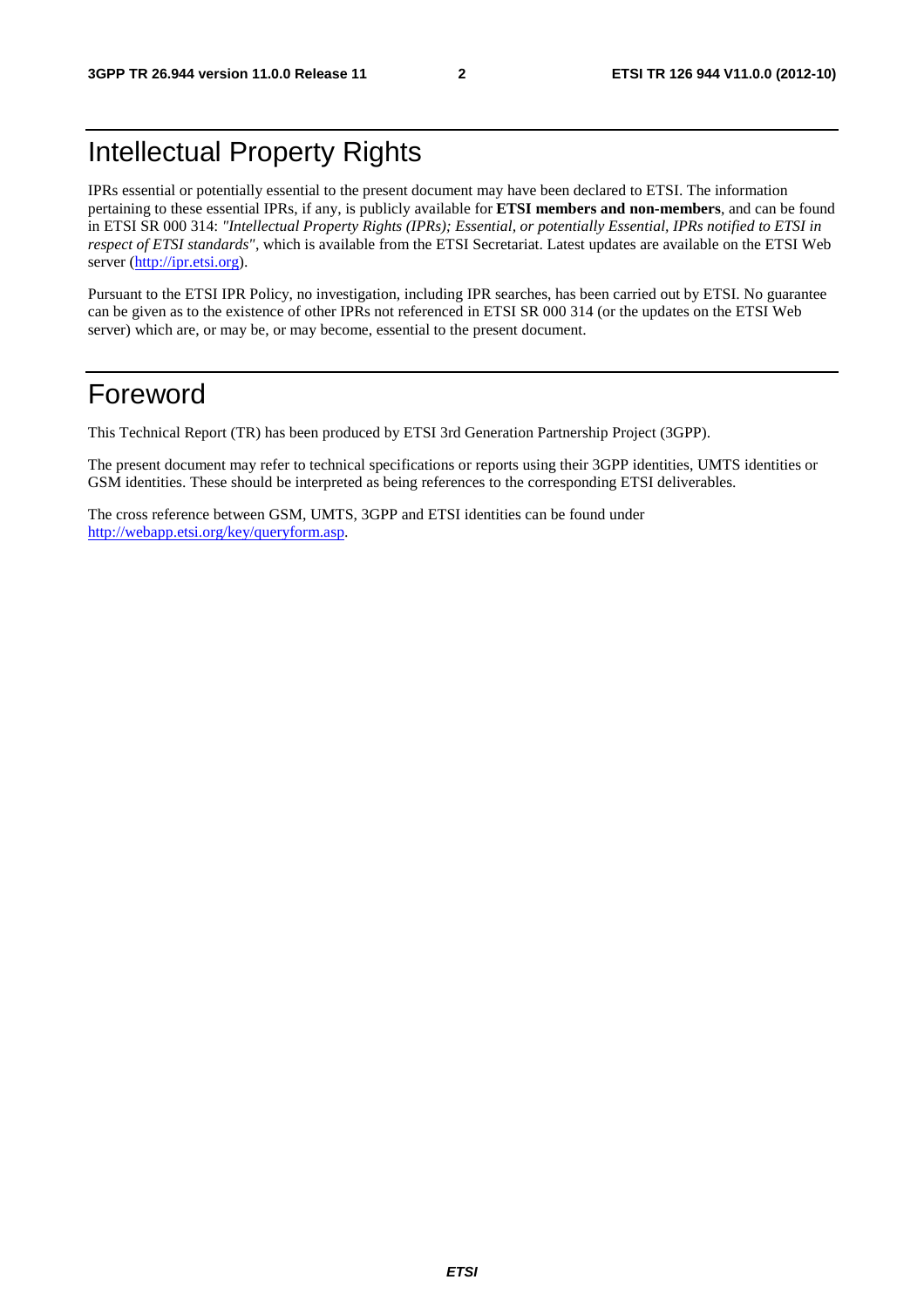# Intellectual Property Rights

IPRs essential or potentially essential to the present document may have been declared to ETSI. The information pertaining to these essential IPRs, if any, is publicly available for **ETSI members and non-members**, and can be found in ETSI SR 000 314: *"Intellectual Property Rights (IPRs); Essential, or potentially Essential, IPRs notified to ETSI in respect of ETSI standards"*, which is available from the ETSI Secretariat. Latest updates are available on the ETSI Web server (http://ipr.etsi.org).

Pursuant to the ETSI IPR Policy, no investigation, including IPR searches, has been carried out by ETSI. No guarantee can be given as to the existence of other IPRs not referenced in ETSI SR 000 314 (or the updates on the ETSI Web server) which are, or may be, or may become, essential to the present document.

# Foreword

This Technical Report (TR) has been produced by ETSI 3rd Generation Partnership Project (3GPP).

The present document may refer to technical specifications or reports using their 3GPP identities, UMTS identities or GSM identities. These should be interpreted as being references to the corresponding ETSI deliverables.

The cross reference between GSM, UMTS, 3GPP and ETSI identities can be found under http://webapp.etsi.org/key/queryform.asp.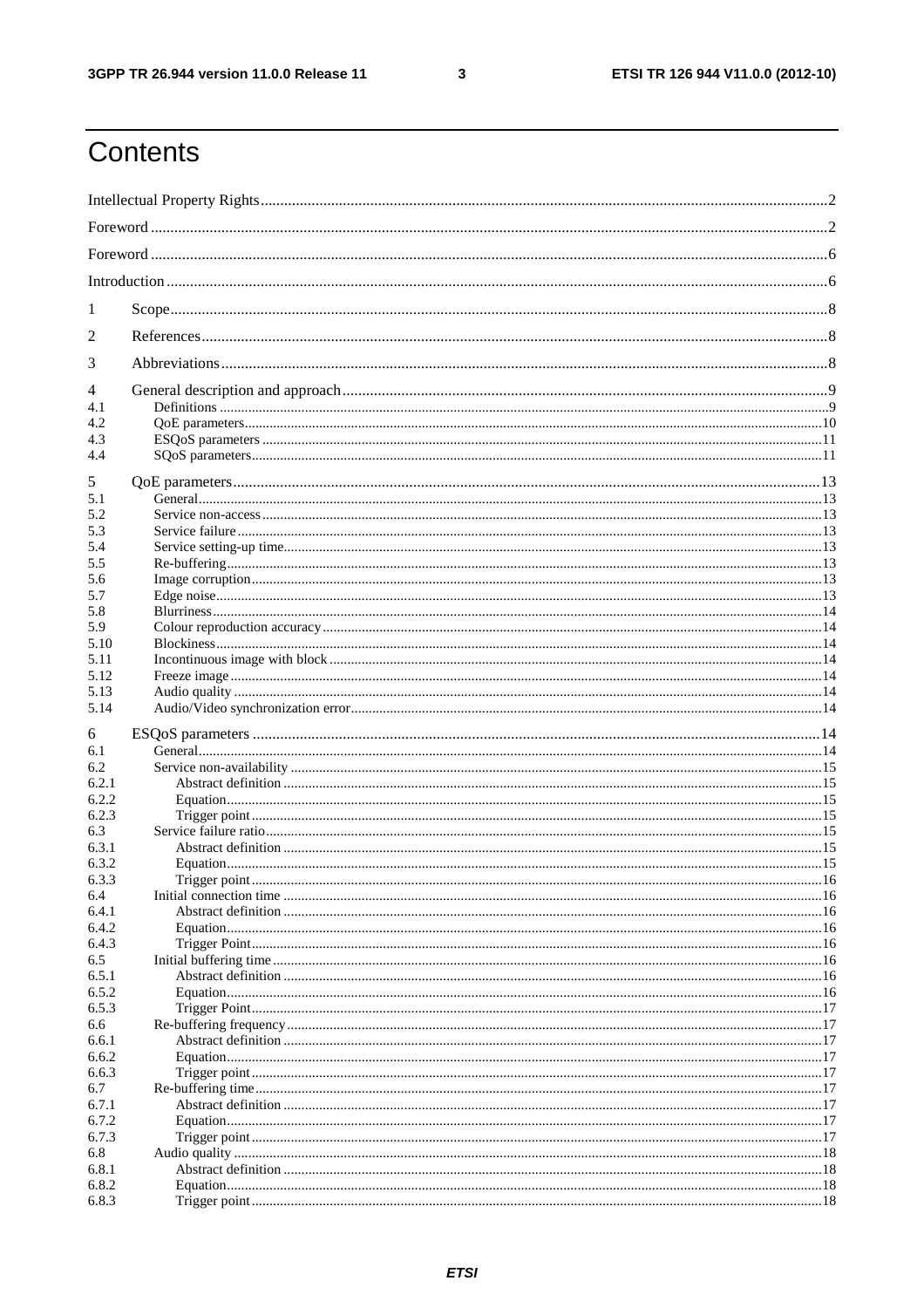# Contents

Intellectual Property Rights ....................................................................................................................................2

Foreword ...................................................................................................................................................................2

Foreword ...................................................................................................................................................................6

Introduction ..............................................................................................................................................................6

1 Scope.....................................................................................................................................................................8

2 References............................................................................................................................................................8

3 Abbreviations .......................................................................................................................................................8

4 General description and approach.......................................................................................................................9
- 4.1 Definitions ........................................................................................................................................................9
- 4.2 QoE parameters...............................................................................................................................................10
- 4.3 ESQoS parameters ..........................................................................................................................................11
- 4.4 SQoS parameters.............................................................................................................................................11

5 QoE parameters..................................................................................................................................................13
- 5.1 General............................................................................................................................................................13
- 5.2 Service non-access..........................................................................................................................................13
- 5.3 Service failure .................................................................................................................................................13
- 5.4 Service setting-up time....................................................................................................................................13
- 5.5 Re-buffering....................................................................................................................................................13
- 5.6 Image corruption.............................................................................................................................................13
- 5.7 Edge noise.......................................................................................................................................................13
- 5.8 Blurriness........................................................................................................................................................14
- 5.9 Colour reproduction accuracy.........................................................................................................................14
- 5.10 Blockiness.....................................................................................................................................................14
- 5.11 Incontinuous image with block......................................................................................................................14
- 5.12 Freeze image .................................................................................................................................................14
- 5.13 Audio quality .................................................................................................................................................14
- 5.14 Audio/Video synchronization error................................................................................................................14

6 ESQoS parameters ..............................................................................................................................................14
- 6.1 General............................................................................................................................................................14
- 6.2 Service non-availability ..................................................................................................................................15
  - 6.2.1 Abstract definition .....................................................................................................................................15
  - 6.2.2 Equation.....................................................................................................................................................15
  - 6.2.3 Trigger point ..............................................................................................................................................15
- 6.3 Service failure ratio.........................................................................................................................................15
  - 6.3.1 Abstract definition .....................................................................................................................................15
  - 6.3.2 Equation.....................................................................................................................................................15
  - 6.3.3 Trigger point ..............................................................................................................................................16
- 6.4 Initial connection time ....................................................................................................................................16
  - 6.4.1 Abstract definition .....................................................................................................................................16
  - 6.4.2 Equation.....................................................................................................................................................16
  - 6.4.3 Trigger Point..............................................................................................................................................16
- 6.5 Initial buffering time .......................................................................................................................................16
  - 6.5.1 Abstract definition .....................................................................................................................................16
  - 6.5.2 Equation.....................................................................................................................................................16
  - 6.5.3 Trigger Point..............................................................................................................................................17
- 6.6 Re-buffering frequency ...................................................................................................................................17
  - 6.6.1 Abstract definition .....................................................................................................................................17
  - 6.6.2 Equation.....................................................................................................................................................17
  - 6.6.3 Trigger point ..............................................................................................................................................17
- 6.7 Re-buffering time............................................................................................................................................17
  - 6.7.1 Abstract definition .....................................................................................................................................17
  - 6.7.2 Equation.....................................................................................................................................................17
  - 6.7.3 Trigger point ..............................................................................................................................................17
- 6.8 Audio quality ..................................................................................................................................................18
  - 6.8.1 Abstract definition .....................................................................................................................................18
  - 6.8.2 Equation.....................................................................................................................................................18
  - 6.8.3 Trigger point ..............................................................................................................................................18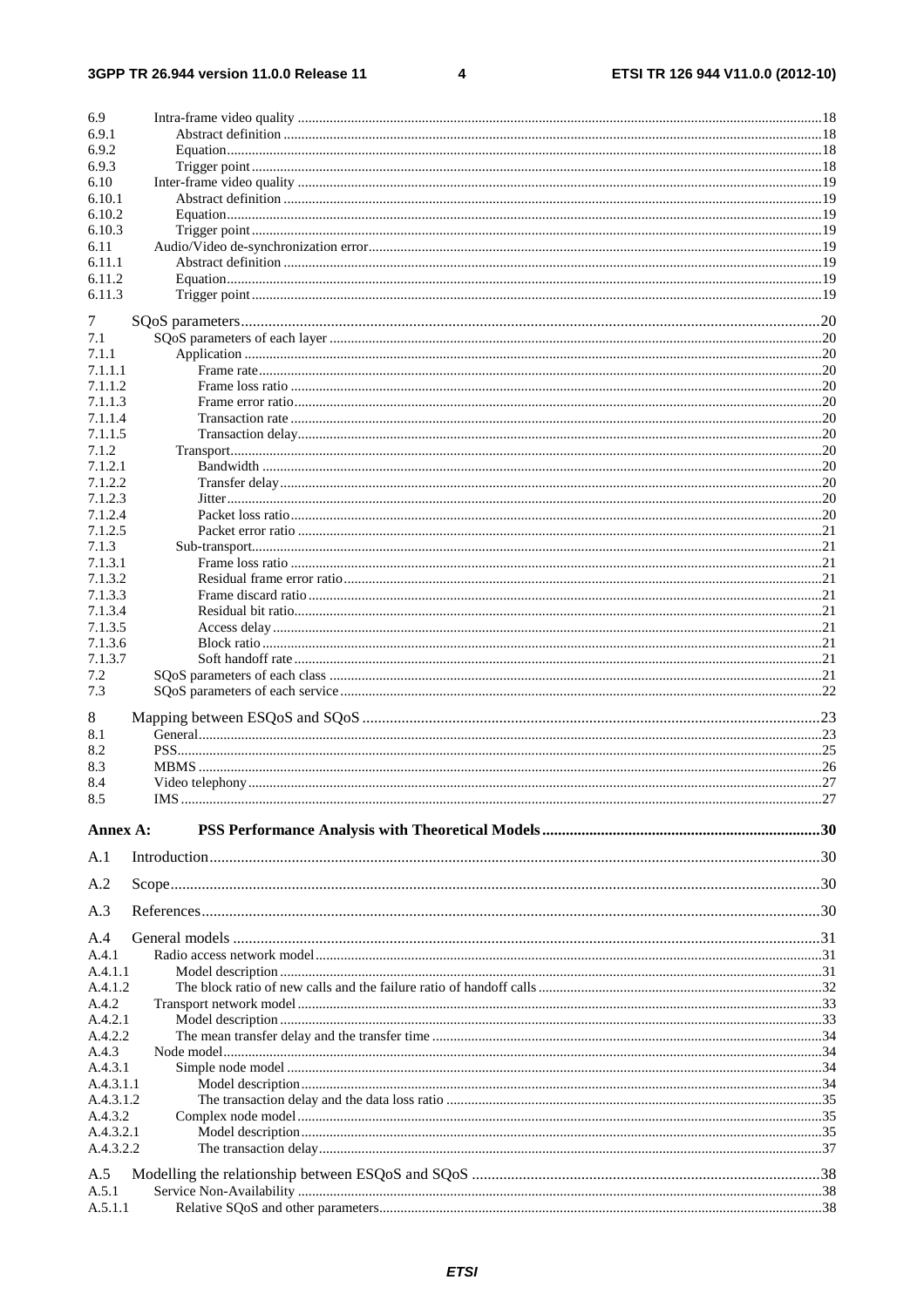6.9 Intra-frame video quality .......................................................................................................................................18
6.9.1 Abstract definition ..........................................................................................................................................18
6.9.2 Equation..........................................................................................................................................................18
6.9.3 Trigger point ...................................................................................................................................................18
6.10 Inter-frame video quality .......................................................................................................................................19
6.10.1 Abstract definition ..........................................................................................................................................19
6.10.2 Equation..........................................................................................................................................................19
6.10.3 Trigger point ...................................................................................................................................................19
6.11 Audio/Video de-synchronization error..................................................................................................................19
6.11.1 Abstract definition ..........................................................................................................................................19
6.11.2 Equation..........................................................................................................................................................19
6.11.3 Trigger point ...................................................................................................................................................19

7 SQoS parameters..................................................................................................................................................20
7.1 SQoS parameters of each layer .............................................................................................................................20
7.1.1 Application .....................................................................................................................................................20
7.1.1.1 Frame rate.................................................................................................................................................20
7.1.1.2 Frame loss ratio ........................................................................................................................................20
7.1.1.3 Frame error ratio.......................................................................................................................................20
7.1.1.4 Transaction rate ........................................................................................................................................20
7.1.1.5 Transaction delay......................................................................................................................................20
7.1.2 Transport.........................................................................................................................................................20
7.1.2.1 Bandwidth ................................................................................................................................................20
7.1.2.2 Transfer delay...........................................................................................................................................20
7.1.2.3 Jitter..........................................................................................................................................................20
7.1.2.4 Packet loss ratio........................................................................................................................................20
7.1.2.5 Packet error ratio ......................................................................................................................................21
7.1.3 Sub-transport...................................................................................................................................................21
7.1.3.1 Frame loss ratio ........................................................................................................................................21
7.1.3.2 Residual frame error ratio.........................................................................................................................21
7.1.3.3 Frame discard ratio ...................................................................................................................................21
7.1.3.4 Residual bit ratio.......................................................................................................................................21
7.1.3.5 Access delay .............................................................................................................................................21
7.1.3.6 Block ratio ................................................................................................................................................21
7.1.3.7 Soft handoff rate .......................................................................................................................................21
7.2 SQoS parameters of each class .............................................................................................................................21
7.3 SQoS parameters of each service ..........................................................................................................................22

8 Mapping between ESQoS and SQoS ...................................................................................................................23
8.1 General...................................................................................................................................................................23
8.2 PSS.........................................................................................................................................................................25
8.3 MBMS ...................................................................................................................................................................26
8.4 Video telephony .....................................................................................................................................................27
8.5 IMS ........................................................................................................................................................................27

**Annex A: PSS Performance Analysis with Theoretical Models ......................................................................30**

A.1 Introduction..........................................................................................................................................................30

A.2 Scope....................................................................................................................................................................30

A.3 References............................................................................................................................................................30

A.4 General models ....................................................................................................................................................31
A.4.1 Radio access network model .................................................................................................................................31
A.4.1.1 Model description ...........................................................................................................................................31
A.4.1.2 The block ratio of new calls and the failure ratio of handoff calls ..................................................................32
A.4.2 Transport network model ......................................................................................................................................33
A.4.2.1 Model description ...........................................................................................................................................33
A.4.2.2 The mean transfer delay and the transfer time ................................................................................................34
A.4.3 Node model............................................................................................................................................................34
A.4.3.1 Simple node model .........................................................................................................................................34
A.4.3.1.1 Model description ....................................................................................................................................34
A.4.3.1.2 The transaction delay and the data loss ratio ............................................................................................35
A.4.3.2 Complex node model ......................................................................................................................................35
A.4.3.2.1 Model description ....................................................................................................................................35
A.4.3.2.2 The transaction delay................................................................................................................................37

A.5 Modelling the relationship between ESQoS and SQoS .......................................................................................38
A.5.1 Service Non-Availability .......................................................................................................................................38
A.5.1.1 Relative SQoS and other parameters...............................................................................................................38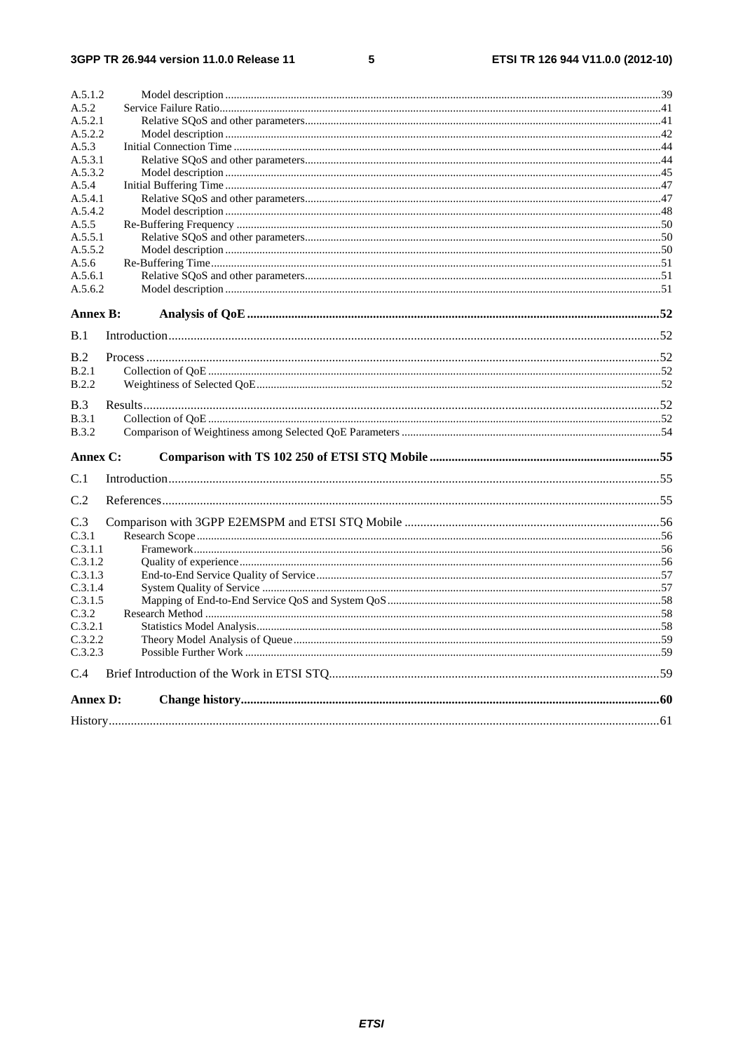A.5.1.2 Model description ........................................................................................................................................39
A.5.2 Service Failure Ratio..........................................................................................................................................41
A.5.2.1 Relative SQoS and other parameters............................................................................................................41
A.5.2.2 Model description ........................................................................................................................................42
A.5.3 Initial Connection Time .....................................................................................................................................44
A.5.3.1 Relative SQoS and other parameters............................................................................................................44
A.5.3.2 Model description ........................................................................................................................................45
A.5.4 Initial Buffering Time ........................................................................................................................................47
A.5.4.1 Relative SQoS and other parameters............................................................................................................47
A.5.4.2 Model description ........................................................................................................................................48
A.5.5 Re-Buffering Frequency ....................................................................................................................................50
A.5.5.1 Relative SQoS and other parameters............................................................................................................50
A.5.5.2 Model description ........................................................................................................................................50
A.5.6 Re-Buffering Time.............................................................................................................................................51
A.5.6.1 Relative SQoS and other parameters............................................................................................................51
A.5.6.2 Model description ........................................................................................................................................51

**Annex B: Analysis of QoE .................................................................................................................52**

B.1 Introduction...........................................................................................................................................52

B.2 Process ..................................................................................................................................................52
B.2.1 Collection of QoE ..............................................................................................................................................52
B.2.2 Weightiness of Selected QoE.............................................................................................................................52

B.3 Results...................................................................................................................................................52
B.3.1 Collection of QoE ..............................................................................................................................................52
B.3.2 Comparison of Weightiness among Selected QoE Parameters ..........................................................................54

**Annex C: Comparison with TS 102 250 of ETSI STQ Mobile ........................................................................55**

C.1 Introduction...........................................................................................................................................55

C.2 References.............................................................................................................................................55

C.3 Comparison with 3GPP E2EMSPM and ETSI STQ Mobile ................................................................................56
C.3.1 Research Scope ..................................................................................................................................................56
C.3.1.1 Framework...................................................................................................................................................56
C.3.1.2 Quality of experience...................................................................................................................................56
C.3.1.3 End-to-End Service Quality of Service........................................................................................................57
C.3.1.4 System Quality of Service ...........................................................................................................................57
C.3.1.5 Mapping of End-to-End Service QoS and System QoS...............................................................................58
C.3.2 Research Method ...............................................................................................................................................58
C.3.2.1 Statistics Model Analysis.............................................................................................................................58
C.3.2.2 Theory Model Analysis of Queue................................................................................................................59
C.3.2.3 Possible Further Work .................................................................................................................................59

C.4 Brief Introduction of the Work in ETSI STQ........................................................................................59

**Annex D: Change history...................................................................................................................60**

History.............................................................................................................................................................61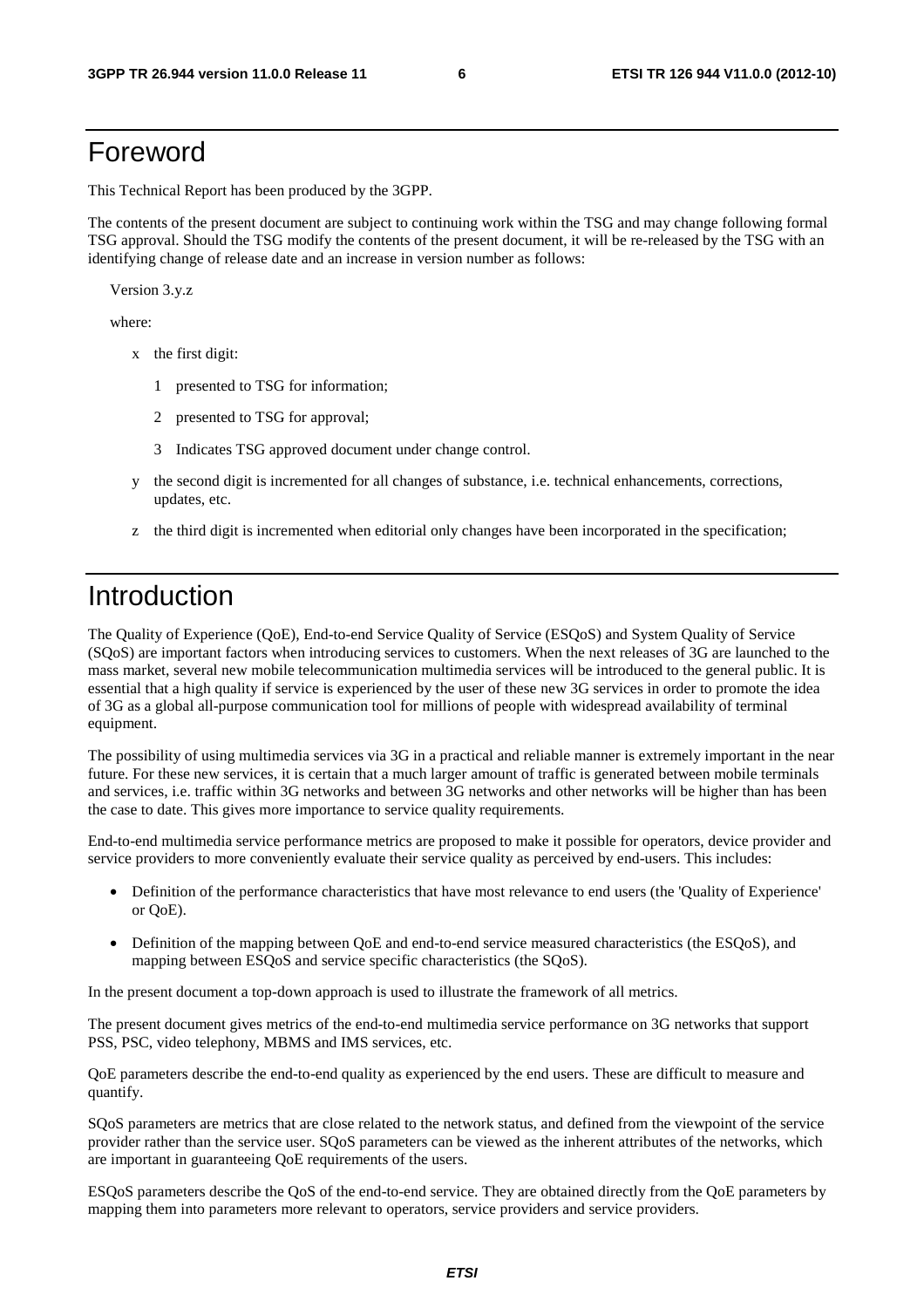# Foreword

This Technical Report has been produced by the 3GPP.

The contents of the present document are subject to continuing work within the TSG and may change following formal TSG approval. Should the TSG modify the contents of the present document, it will be re-released by the TSG with an identifying change of release date and an increase in version number as follows:

Version 3.y.z

where:

- x the first digit:
  - 1 presented to TSG for information;
  - 2 presented to TSG for approval;
  - 3 Indicates TSG approved document under change control.
- y the second digit is incremented for all changes of substance, i.e. technical enhancements, corrections, updates, etc.
- z the third digit is incremented when editorial only changes have been incorporated in the specification;

# Introduction

The Quality of Experience (QoE), End-to-end Service Quality of Service (ESQoS) and System Quality of Service (SQoS) are important factors when introducing services to customers. When the next releases of 3G are launched to the mass market, several new mobile telecommunication multimedia services will be introduced to the general public. It is essential that a high quality if service is experienced by the user of these new 3G services in order to promote the idea of 3G as a global all-purpose communication tool for millions of people with widespread availability of terminal equipment.

The possibility of using multimedia services via 3G in a practical and reliable manner is extremely important in the near future. For these new services, it is certain that a much larger amount of traffic is generated between mobile terminals and services, i.e. traffic within 3G networks and between 3G networks and other networks will be higher than has been the case to date. This gives more importance to service quality requirements.

End-to-end multimedia service performance metrics are proposed to make it possible for operators, device provider and service providers to more conveniently evaluate their service quality as perceived by end-users. This includes:

- Definition of the performance characteristics that have most relevance to end users (the 'Quality of Experience' or QoE).
- Definition of the mapping between QoE and end-to-end service measured characteristics (the ESQoS), and mapping between ESQoS and service specific characteristics (the SQoS).

In the present document a top-down approach is used to illustrate the framework of all metrics.

The present document gives metrics of the end-to-end multimedia service performance on 3G networks that support PSS, PSC, video telephony, MBMS and IMS services, etc.

QoE parameters describe the end-to-end quality as experienced by the end users. These are difficult to measure and quantify.

SQoS parameters are metrics that are close related to the network status, and defined from the viewpoint of the service provider rather than the service user. SQoS parameters can be viewed as the inherent attributes of the networks, which are important in guaranteeing QoE requirements of the users.

ESQoS parameters describe the QoS of the end-to-end service. They are obtained directly from the QoE parameters by mapping them into parameters more relevant to operators, service providers and service providers.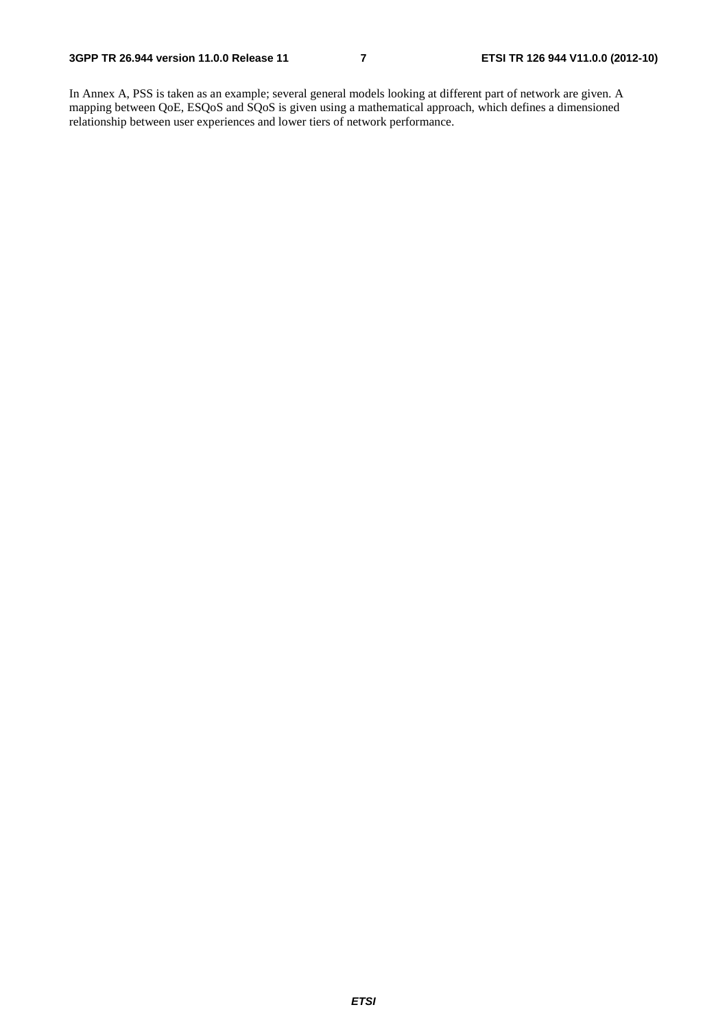In Annex A, PSS is taken as an example; several general models looking at different part of network are given. A mapping between QoE, ESQoS and SQoS is given using a mathematical approach, which defines a dimensioned relationship between user experiences and lower tiers of network performance.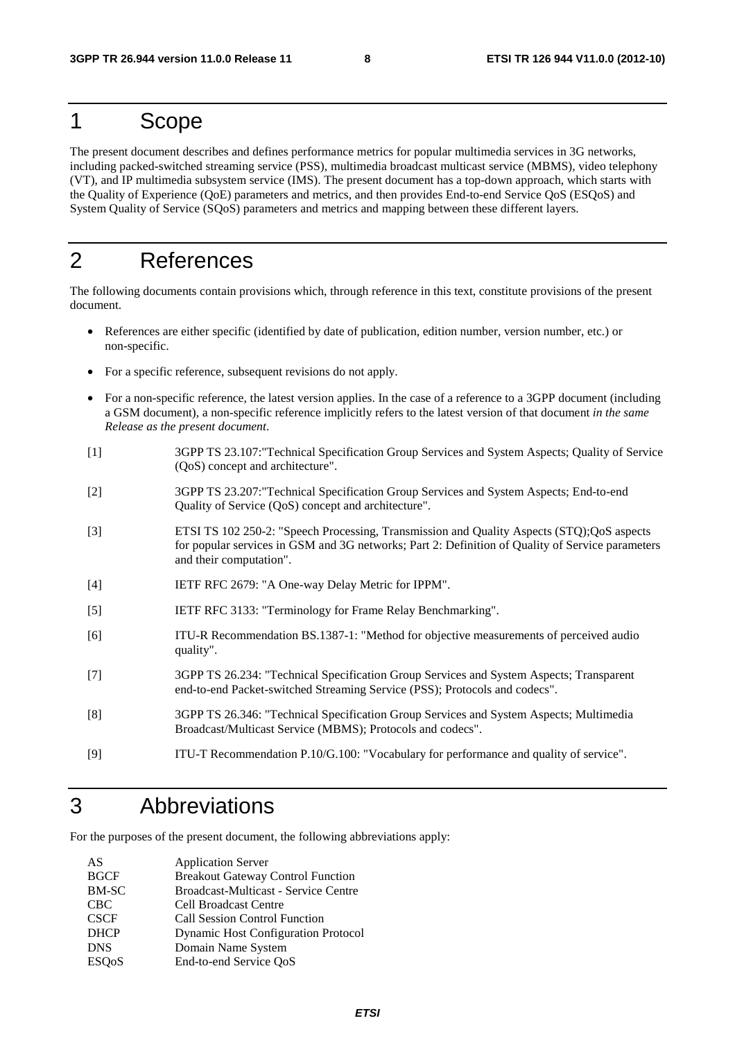# 1 Scope

The present document describes and defines performance metrics for popular multimedia services in 3G networks, including packed-switched streaming service (PSS), multimedia broadcast multicast service (MBMS), video telephony (VT), and IP multimedia subsystem service (IMS). The present document has a top-down approach, which starts with the Quality of Experience (QoE) parameters and metrics, and then provides End-to-end Service QoS (ESQoS) and System Quality of Service (SQoS) parameters and metrics and mapping between these different layers.

# 2 References

The following documents contain provisions which, through reference in this text, constitute provisions of the present document.

- References are either specific (identified by date of publication, edition number, version number, etc.) or non-specific.
- For a specific reference, subsequent revisions do not apply.
- For a non-specific reference, the latest version applies. In the case of a reference to a 3GPP document (including a GSM document), a non-specific reference implicitly refers to the latest version of that document *in the same Release as the present document*.

[1] 3GPP TS 23.107:"Technical Specification Group Services and System Aspects; Quality of Service (QoS) concept and architecture".

[2] 3GPP TS 23.207:"Technical Specification Group Services and System Aspects; End-to-end Quality of Service (QoS) concept and architecture".

[3] ETSI TS 102 250-2: "Speech Processing, Transmission and Quality Aspects (STQ);QoS aspects for popular services in GSM and 3G networks; Part 2: Definition of Quality of Service parameters and their computation".

[4] IETF RFC 2679: "A One-way Delay Metric for IPPM".

[5] IETF RFC 3133: "Terminology for Frame Relay Benchmarking".

[6] ITU-R Recommendation BS.1387-1: "Method for objective measurements of perceived audio quality".

[7] 3GPP TS 26.234: "Technical Specification Group Services and System Aspects; Transparent end-to-end Packet-switched Streaming Service (PSS); Protocols and codecs".

[8] 3GPP TS 26.346: "Technical Specification Group Services and System Aspects; Multimedia Broadcast/Multicast Service (MBMS); Protocols and codecs".

[9] ITU-T Recommendation P.10/G.100: "Vocabulary for performance and quality of service".

# 3 Abbreviations

For the purposes of the present document, the following abbreviations apply:

| | |
|---|---|
| AS | Application Server |
| BGCF | Breakout Gateway Control Function |
| BM-SC | Broadcast-Multicast - Service Centre |
| CBC | Cell Broadcast Centre |
| CSCF | Call Session Control Function |
| DHCP | Dynamic Host Configuration Protocol |
| DNS | Domain Name System |
| ESQoS | End-to-end Service QoS |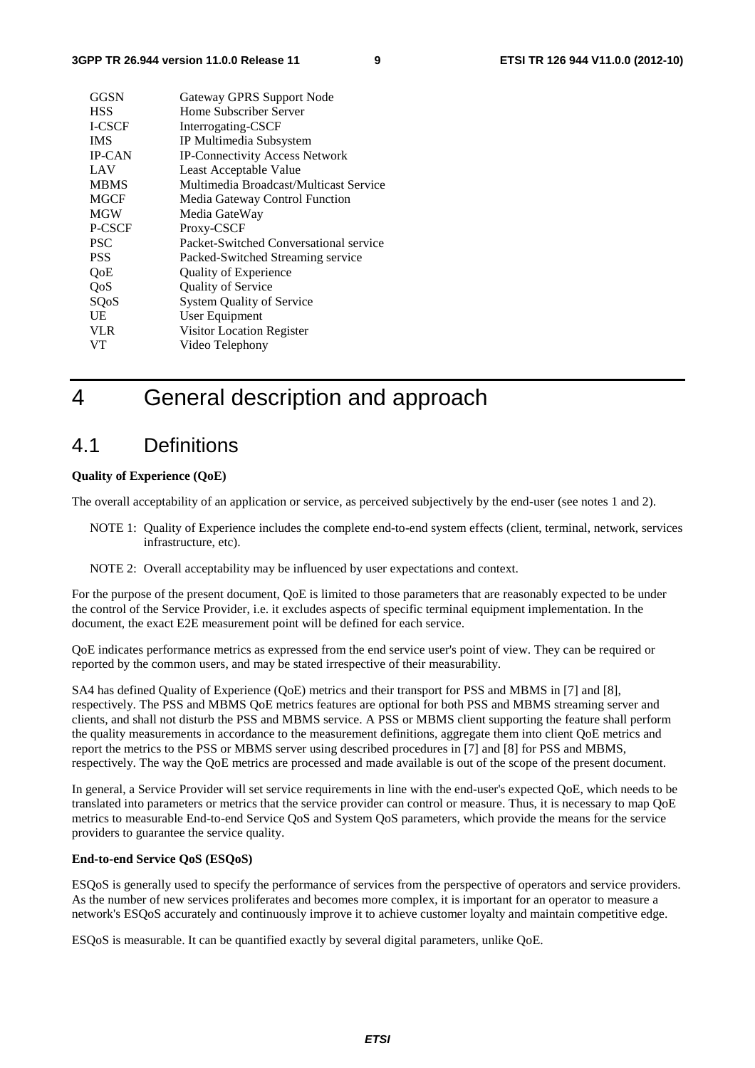| | |
|---|---|
| GGSN | Gateway GPRS Support Node |
| HSS | Home Subscriber Server |
| I-CSCF | Interrogating-CSCF |
| IMS | IP Multimedia Subsystem |
| IP-CAN | IP-Connectivity Access Network |
| LAV | Least Acceptable Value |
| MBMS | Multimedia Broadcast/Multicast Service |
| MGCF | Media Gateway Control Function |
| MGW | Media GateWay |
| P-CSCF | Proxy-CSCF |
| PSC | Packet-Switched Conversational service |
| PSS | Packed-Switched Streaming service |
| QoE | Quality of Experience |
| QoS | Quality of Service |
| SQoS | System Quality of Service |
| UE | User Equipment |
| VLR | Visitor Location Register |
| VT | Video Telephony |

# 4 General description and approach

## 4.1 Definitions

**Quality of Experience (QoE)**

The overall acceptability of an application or service, as perceived subjectively by the end-user (see notes 1 and 2).

NOTE 1: Quality of Experience includes the complete end-to-end system effects (client, terminal, network, services infrastructure, etc).

NOTE 2: Overall acceptability may be influenced by user expectations and context.

For the purpose of the present document, QoE is limited to those parameters that are reasonably expected to be under the control of the Service Provider, i.e. it excludes aspects of specific terminal equipment implementation. In the document, the exact E2E measurement point will be defined for each service.

QoE indicates performance metrics as expressed from the end service user's point of view. They can be required or reported by the common users, and may be stated irrespective of their measurability.

SA4 has defined Quality of Experience (QoE) metrics and their transport for PSS and MBMS in [7] and [8], respectively. The PSS and MBMS QoE metrics features are optional for both PSS and MBMS streaming server and clients, and shall not disturb the PSS and MBMS service. A PSS or MBMS client supporting the feature shall perform the quality measurements in accordance to the measurement definitions, aggregate them into client QoE metrics and report the metrics to the PSS or MBMS server using described procedures in [7] and [8] for PSS and MBMS, respectively. The way the QoE metrics are processed and made available is out of the scope of the present document.

In general, a Service Provider will set service requirements in line with the end-user's expected QoE, which needs to be translated into parameters or metrics that the service provider can control or measure. Thus, it is necessary to map QoE metrics to measurable End-to-end Service QoS and System QoS parameters, which provide the means for the service providers to guarantee the service quality.

**End-to-end Service QoS (ESQoS)**

ESQoS is generally used to specify the performance of services from the perspective of operators and service providers. As the number of new services proliferates and becomes more complex, it is important for an operator to measure a network's ESQoS accurately and continuously improve it to achieve customer loyalty and maintain competitive edge.

ESQoS is measurable. It can be quantified exactly by several digital parameters, unlike QoE.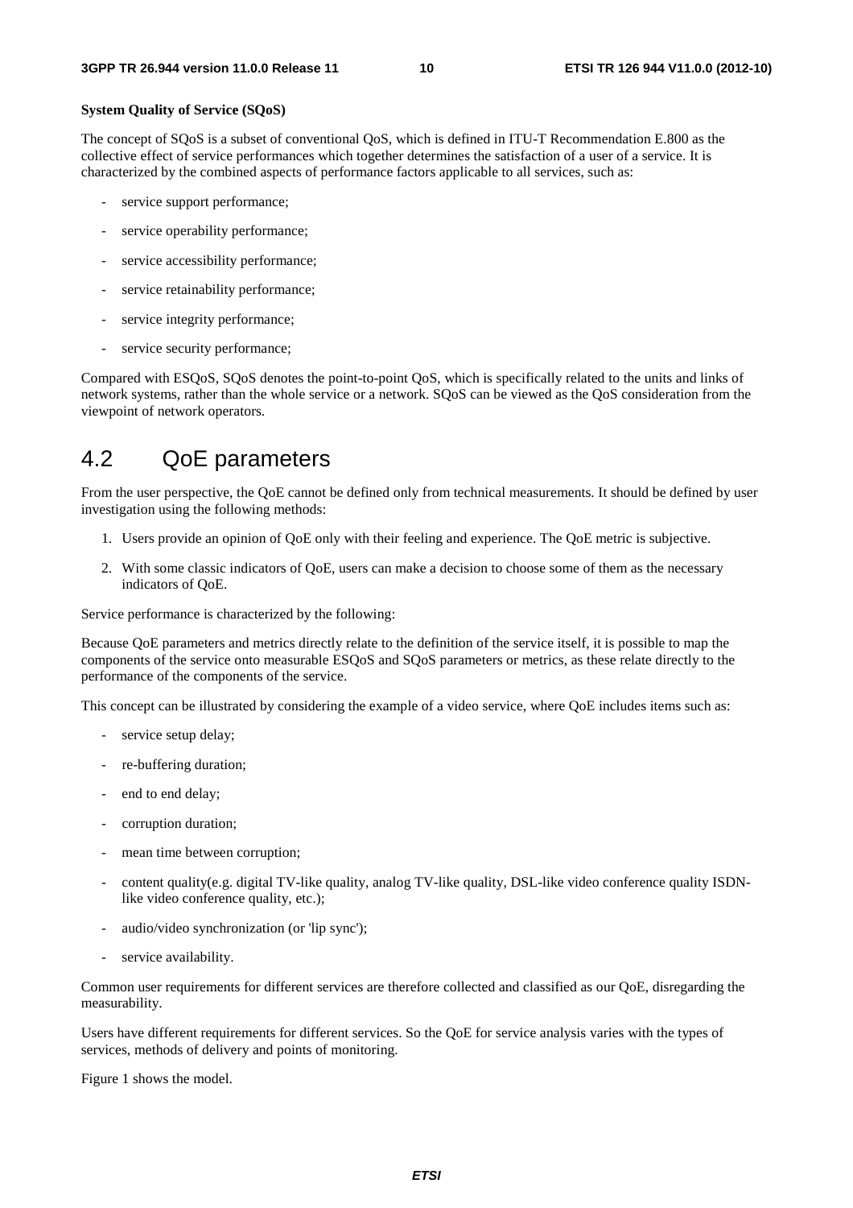**System Quality of Service (SQoS)**

The concept of SQoS is a subset of conventional QoS, which is defined in ITU-T Recommendation E.800 as the collective effect of service performances which together determines the satisfaction of a user of a service. It is characterized by the combined aspects of performance factors applicable to all services, such as:

- service support performance;
- service operability performance;
- service accessibility performance;
- service retainability performance;
- service integrity performance;
- service security performance;

Compared with ESQoS, SQoS denotes the point-to-point QoS, which is specifically related to the units and links of network systems, rather than the whole service or a network. SQoS can be viewed as the QoS consideration from the viewpoint of network operators.

## 4.2 QoE parameters

From the user perspective, the QoE cannot be defined only from technical measurements. It should be defined by user investigation using the following methods:

1. Users provide an opinion of QoE only with their feeling and experience. The QoE metric is subjective.
2. With some classic indicators of QoE, users can make a decision to choose some of them as the necessary indicators of QoE.

Service performance is characterized by the following:

Because QoE parameters and metrics directly relate to the definition of the service itself, it is possible to map the components of the service onto measurable ESQoS and SQoS parameters or metrics, as these relate directly to the performance of the components of the service.

This concept can be illustrated by considering the example of a video service, where QoE includes items such as:

- service setup delay;
- re-buffering duration;
- end to end delay;
- corruption duration;
- mean time between corruption;
- content quality(e.g. digital TV-like quality, analog TV-like quality, DSL-like video conference quality ISDN-like video conference quality, etc.);
- audio/video synchronization (or 'lip sync');
- service availability.

Common user requirements for different services are therefore collected and classified as our QoE, disregarding the measurability.

Users have different requirements for different services. So the QoE for service analysis varies with the types of services, methods of delivery and points of monitoring.

Figure 1 shows the model.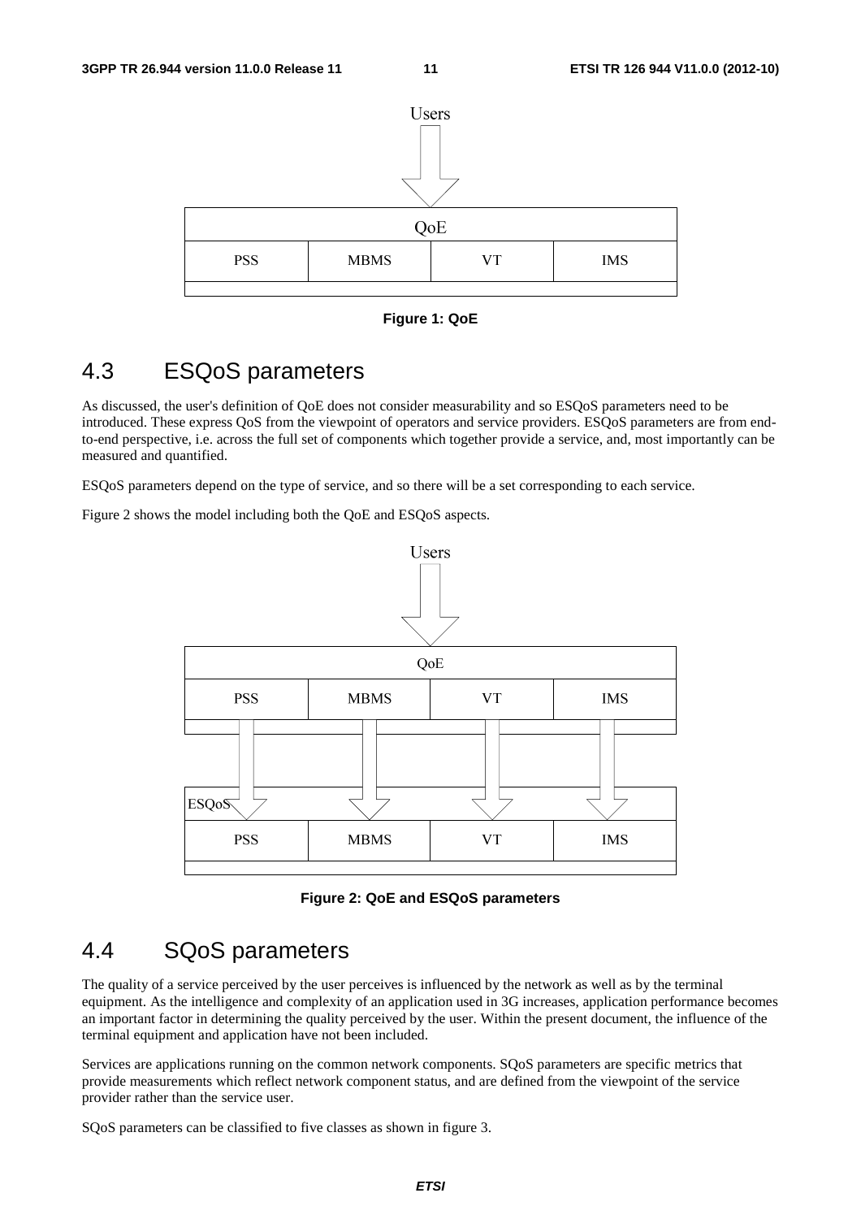Users

| QoE | | | |
|---|---|---|---|
| PSS | MBMS | VT | IMS |

**Figure 1: QoE**

## 4.3 ESQoS parameters

As discussed, the user's definition of QoE does not consider measurability and so ESQoS parameters need to be introduced. These express QoS from the viewpoint of operators and service providers. ESQoS parameters are from end-to-end perspective, i.e. across the full set of components which together provide a service, and, most importantly can be measured and quantified.

ESQoS parameters depend on the type of service, and so there will be a set corresponding to each service.

Figure 2 shows the model including both the QoE and ESQoS aspects.

Users

| QoE | | | |
|---|---|---|---|
| PSS | MBMS | VT | IMS |

| ESQoS | | | |
|---|---|---|---|
| PSS | MBMS | VT | IMS |

**Figure 2: QoE and ESQoS parameters**

## 4.4 SQoS parameters

The quality of a service perceived by the user perceives is influenced by the network as well as by the terminal equipment. As the intelligence and complexity of an application used in 3G increases, application performance becomes an important factor in determining the quality perceived by the user. Within the present document, the influence of the terminal equipment and application have not been included.

Services are applications running on the common network components. SQoS parameters are specific metrics that provide measurements which reflect network component status, and are defined from the viewpoint of the service provider rather than the service user.

SQoS parameters can be classified to five classes as shown in figure 3.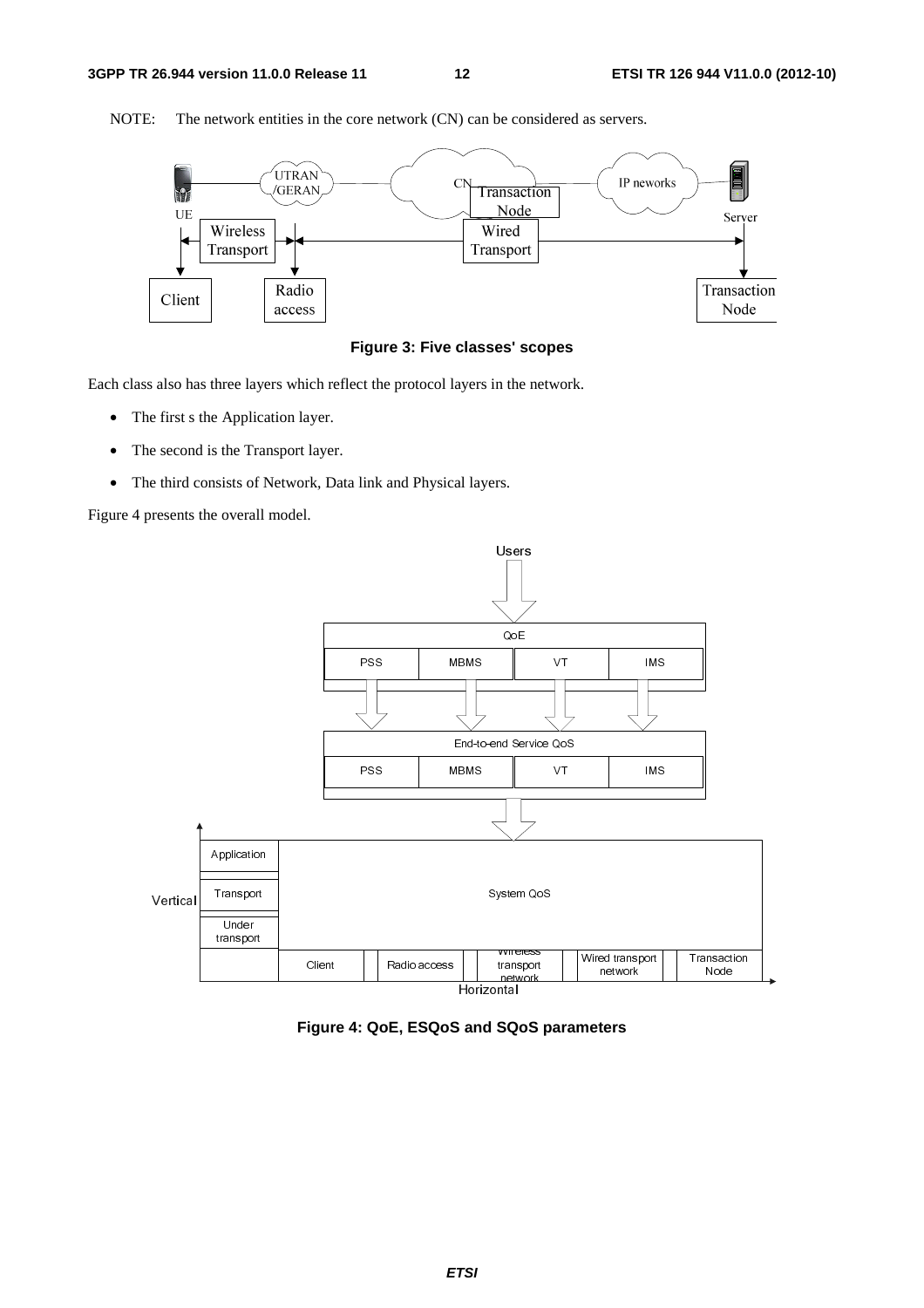NOTE: The network entities in the core network (CN) can be considered as servers.

**Figure 3: Five classes' scopes**

Each class also has three layers which reflect the protocol layers in the network.

- The first s the Application layer.
- The second is the Transport layer.
- The third consists of Network, Data link and Physical layers.

Figure 4 presents the overall model.

**Figure 4: QoE, ESQoS and SQoS parameters**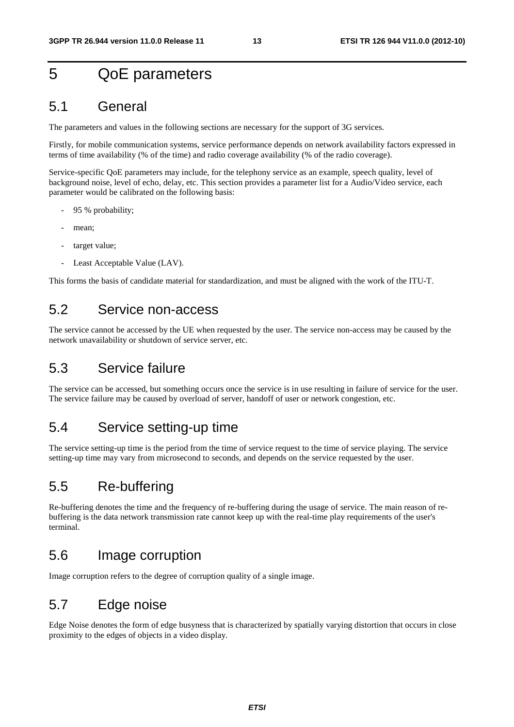# 5 QoE parameters

## 5.1 General

The parameters and values in the following sections are necessary for the support of 3G services.

Firstly, for mobile communication systems, service performance depends on network availability factors expressed in terms of time availability (% of the time) and radio coverage availability (% of the radio coverage).

Service-specific QoE parameters may include, for the telephony service as an example, speech quality, level of background noise, level of echo, delay, etc. This section provides a parameter list for a Audio/Video service, each parameter would be calibrated on the following basis:

- 95 % probability;
- mean;
- target value;
- Least Acceptable Value (LAV).

This forms the basis of candidate material for standardization, and must be aligned with the work of the ITU-T.

## 5.2 Service non-access

The service cannot be accessed by the UE when requested by the user. The service non-access may be caused by the network unavailability or shutdown of service server, etc.

## 5.3 Service failure

The service can be accessed, but something occurs once the service is in use resulting in failure of service for the user. The service failure may be caused by overload of server, handoff of user or network congestion, etc.

## 5.4 Service setting-up time

The service setting-up time is the period from the time of service request to the time of service playing. The service setting-up time may vary from microsecond to seconds, and depends on the service requested by the user.

## 5.5 Re-buffering

Re-buffering denotes the time and the frequency of re-buffering during the usage of service. The main reason of re-buffering is the data network transmission rate cannot keep up with the real-time play requirements of the user's terminal.

## 5.6 Image corruption

Image corruption refers to the degree of corruption quality of a single image.

## 5.7 Edge noise

Edge Noise denotes the form of edge busyness that is characterized by spatially varying distortion that occurs in close proximity to the edges of objects in a video display.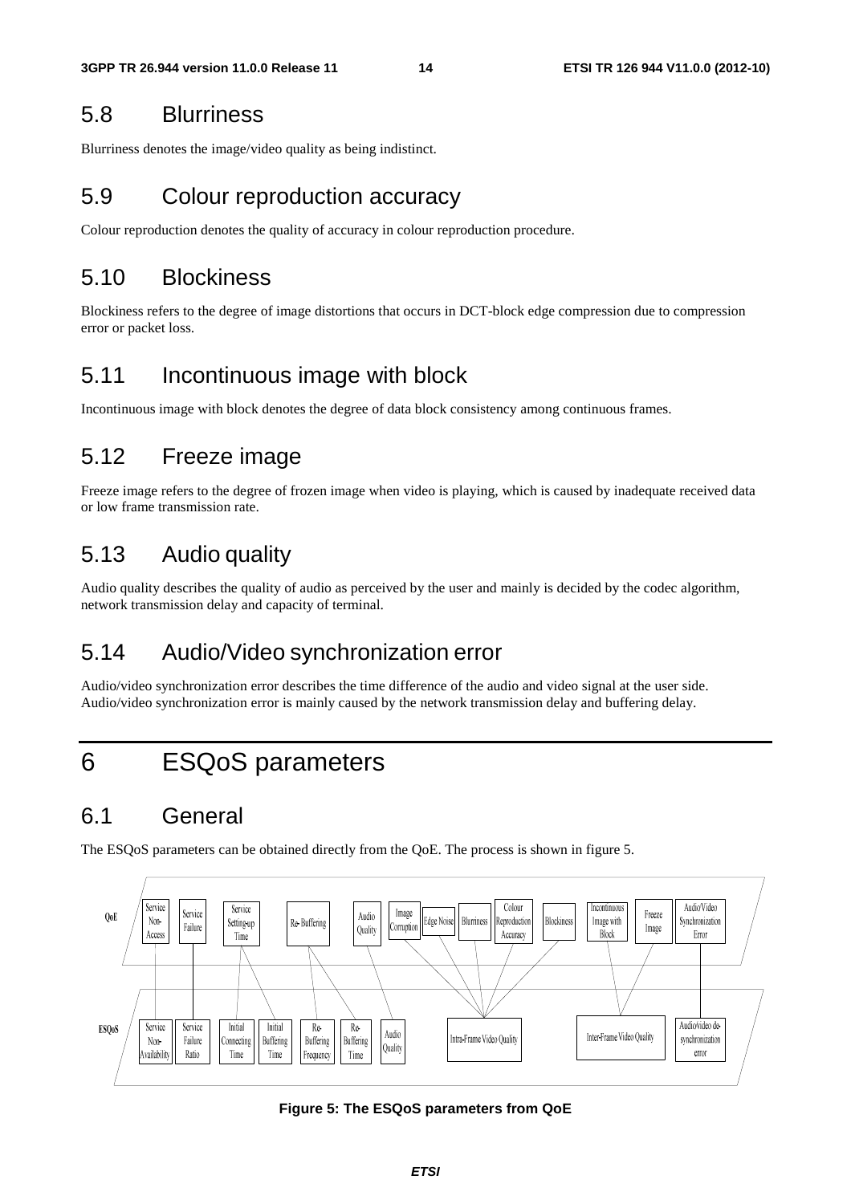## 5.8 Blurriness

Blurriness denotes the image/video quality as being indistinct.

## 5.9 Colour reproduction accuracy

Colour reproduction denotes the quality of accuracy in colour reproduction procedure.

## 5.10 Blockiness

Blockiness refers to the degree of image distortions that occurs in DCT-block edge compression due to compression error or packet loss.

## 5.11 Incontinuous image with block

Incontinuous image with block denotes the degree of data block consistency among continuous frames.

## 5.12 Freeze image

Freeze image refers to the degree of frozen image when video is playing, which is caused by inadequate received data or low frame transmission rate.

## 5.13 Audio quality

Audio quality describes the quality of audio as perceived by the user and mainly is decided by the codec algorithm, network transmission delay and capacity of terminal.

## 5.14 Audio/Video synchronization error

Audio/video synchronization error describes the time difference of the audio and video signal at the user side. Audio/video synchronization error is mainly caused by the network transmission delay and buffering delay.

# 6 ESQoS parameters

## 6.1 General

The ESQoS parameters can be obtained directly from the QoE. The process is shown in figure 5.

QoE: Service Non-Access | Service Failure | Service Setting-up Time | Re-Buffering | Audio Quality | Image Corruption | Edge Noise | Blurriness | Colour Reproduction Accuracy | Blockiness | Incontinuous Image with Block | Freeze Image | Audio/Video Synchronization Error

ESQoS: Service Non-Availability | Service Failure Ratio | Initial Connecting Time | Initial Buffering Time | Re-Buffering Frequency | Re-Buffering Time | Audio Quality | Intra-Frame Video Quality | Inter-Frame Video Quality | Audio/video de-synchronization error

**Figure 5: The ESQoS parameters from QoE**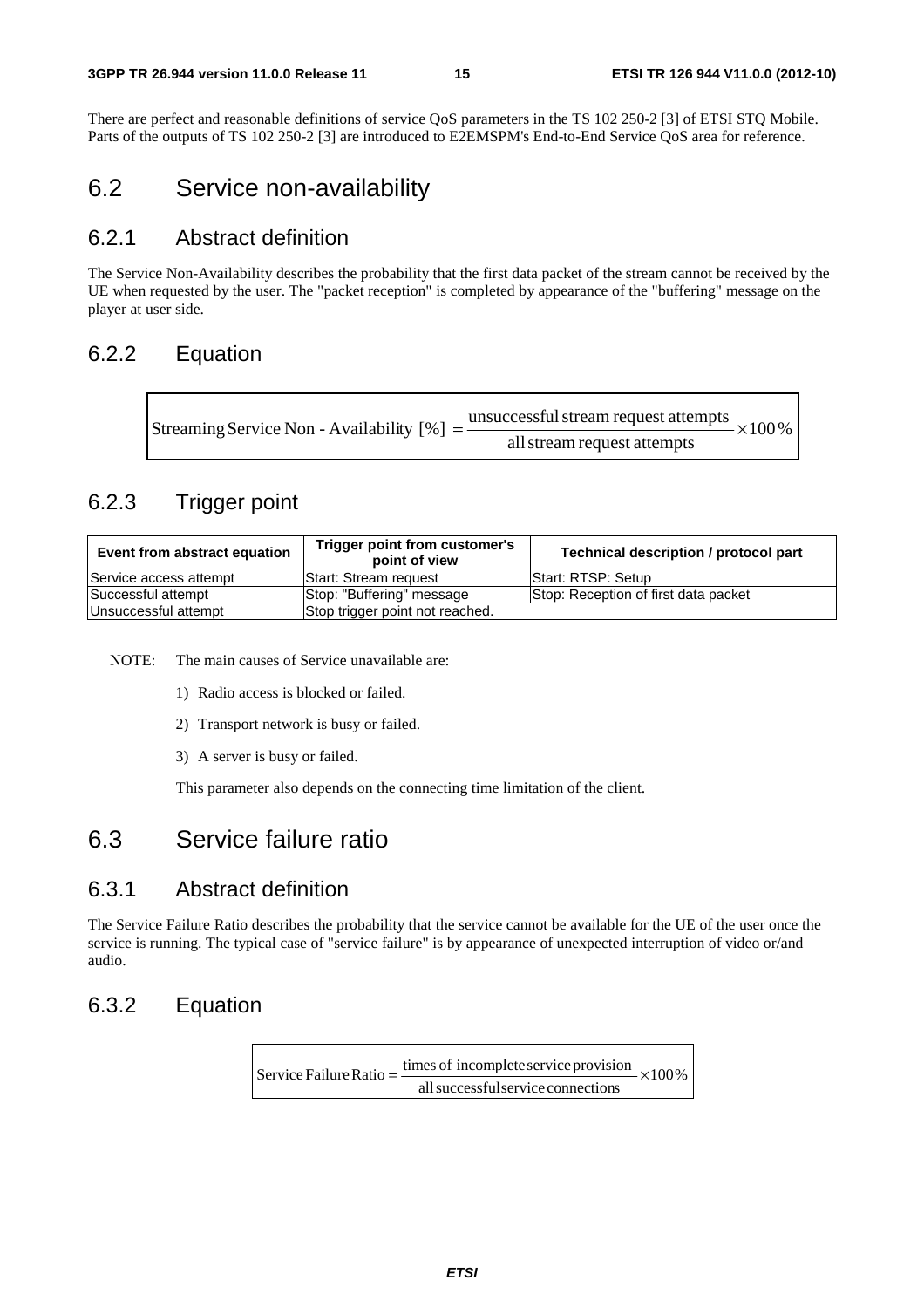There are perfect and reasonable definitions of service QoS parameters in the TS 102 250-2 [3] of ETSI STQ Mobile. Parts of the outputs of TS 102 250-2 [3] are introduced to E2EMSPM's End-to-End Service QoS area for reference.

# 6.2 Service non-availability

## 6.2.1 Abstract definition

The Service Non-Availability describes the probability that the first data packet of the stream cannot be received by the UE when requested by the user. The "packet reception" is completed by appearance of the "buffering" message on the player at user side.

## 6.2.2 Equation

$$\text{Streaming Service Non - Availability [\%]} = \frac{\text{unsuccessful stream request attempts}}{\text{all stream request attempts}} \times 100\,\%$$

## 6.2.3 Trigger point

| Event from abstract equation | Trigger point from customer's point of view | Technical description / protocol part |
|---|---|---|
| Service access attempt | Start: Stream request | Start: RTSP: Setup |
| Successful attempt | Stop: "Buffering" message | Stop: Reception of first data packet |
| Unsuccessful attempt | Stop trigger point not reached. | |

NOTE: The main causes of Service unavailable are:

1) Radio access is blocked or failed.

2) Transport network is busy or failed.

3) A server is busy or failed.

This parameter also depends on the connecting time limitation of the client.

# 6.3 Service failure ratio

## 6.3.1 Abstract definition

The Service Failure Ratio describes the probability that the service cannot be available for the UE of the user once the service is running. The typical case of "service failure" is by appearance of unexpected interruption of video or/and audio.

## 6.3.2 Equation

$$\text{Service Failure Ratio} = \frac{\text{times of incomplete service provision}}{\text{all successful service connections}} \times 100\%$$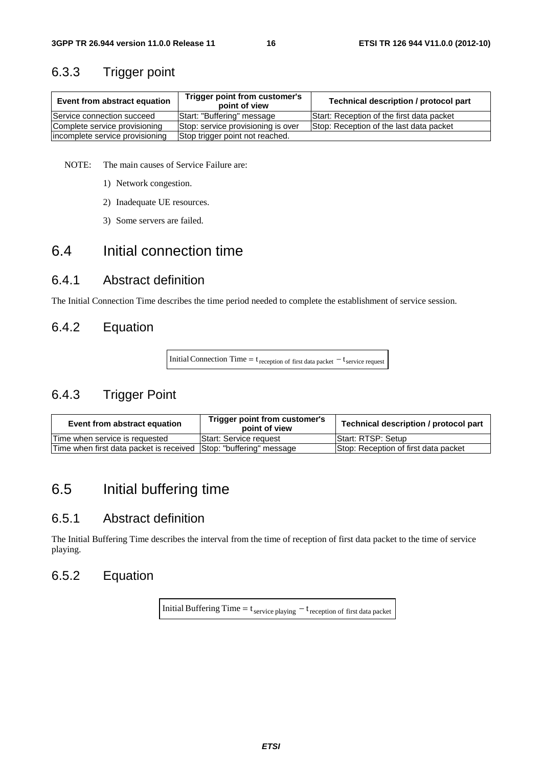### 6.3.3 Trigger point

| Event from abstract equation | Trigger point from customer's point of view | Technical description / protocol part |
| --- | --- | --- |
| Service connection succeed | Start: "Buffering" message | Start: Reception of the first data packet |
| Complete service provisioning | Stop: service provisioning is over | Stop: Reception of the last data packet |
| incomplete service provisioning | Stop trigger point not reached. | |

NOTE: The main causes of Service Failure are:

1) Network congestion.

2) Inadequate UE resources.

3) Some servers are failed.

## 6.4 Initial connection time

### 6.4.1 Abstract definition

The Initial Connection Time describes the time period needed to complete the establishment of service session.

### 6.4.2 Equation

$$\text{Initial Connection Time} = t_{\text{reception of first data packet}} - t_{\text{service request}}$$

### 6.4.3 Trigger Point

| Event from abstract equation | Trigger point from customer's point of view | Technical description / protocol part |
| --- | --- | --- |
| Time when service is requested | Start: Service request | Start: RTSP: Setup |
| Time when first data packet is received | Stop: "buffering" message | Stop: Reception of first data packet |

## 6.5 Initial buffering time

### 6.5.1 Abstract definition

The Initial Buffering Time describes the interval from the time of reception of first data packet to the time of service playing.

### 6.5.2 Equation

$$\text{Initial Buffering Time} = t_{\text{service playing}} - t_{\text{reception of first data packet}}$$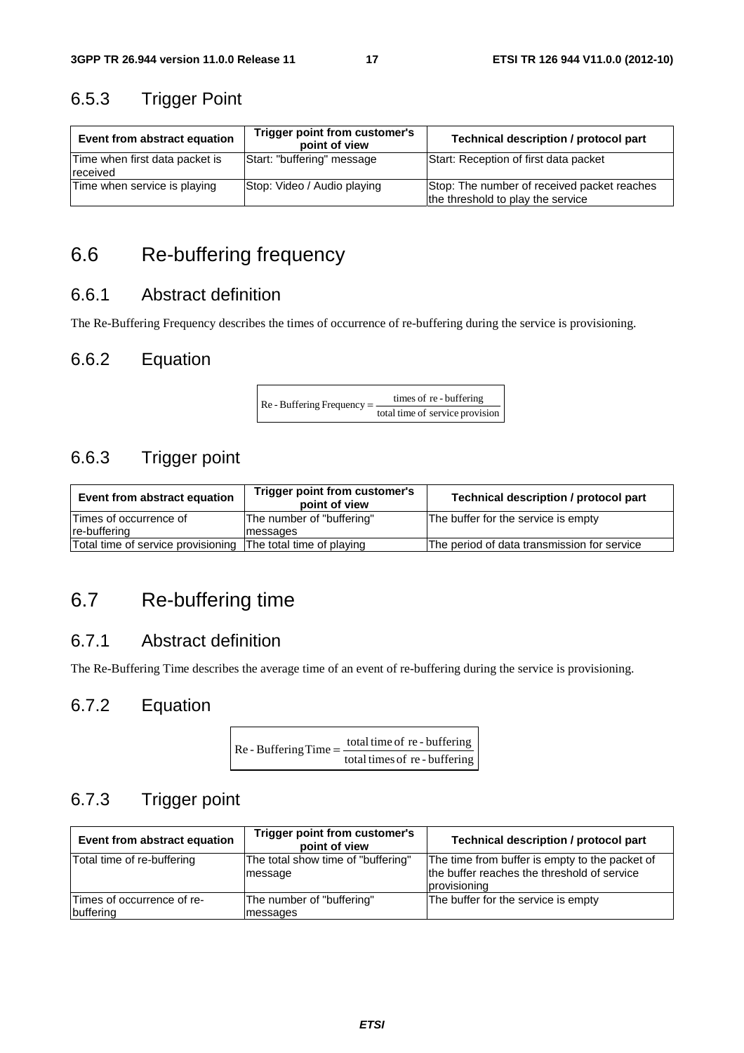### 6.5.3 Trigger Point

| Event from abstract equation | Trigger point from customer's point of view | Technical description / protocol part |
|---|---|---|
| Time when first data packet is received | Start: "buffering" message | Start: Reception of first data packet |
| Time when service is playing | Stop: Video / Audio playing | Stop: The number of received packet reaches the threshold to play the service |

## 6.6 Re-buffering frequency

### 6.6.1 Abstract definition

The Re-Buffering Frequency describes the times of occurrence of re-buffering during the service is provisioning.

### 6.6.2 Equation

$$\text{Re-Buffering Frequency} = \frac{\text{times of re-buffering}}{\text{total time of service provision}}$$

### 6.6.3 Trigger point

| Event from abstract equation | Trigger point from customer's point of view | Technical description / protocol part |
|---|---|---|
| Times of occurrence of re-buffering | The number of "buffering" messages | The buffer for the service is empty |
| Total time of service provisioning | The total time of playing | The period of data transmission for service |

## 6.7 Re-buffering time

### 6.7.1 Abstract definition

The Re-Buffering Time describes the average time of an event of re-buffering during the service is provisioning.

### 6.7.2 Equation

$$\text{Re-Buffering Time} = \frac{\text{total time of re-buffering}}{\text{total times of re-buffering}}$$

### 6.7.3 Trigger point

| Event from abstract equation | Trigger point from customer's point of view | Technical description / protocol part |
|---|---|---|
| Total time of re-buffering | The total show time of "buffering" message | The time from buffer is empty to the packet of the buffer reaches the threshold of service provisioning |
| Times of occurrence of re-buffering | The number of "buffering" messages | The buffer for the service is empty |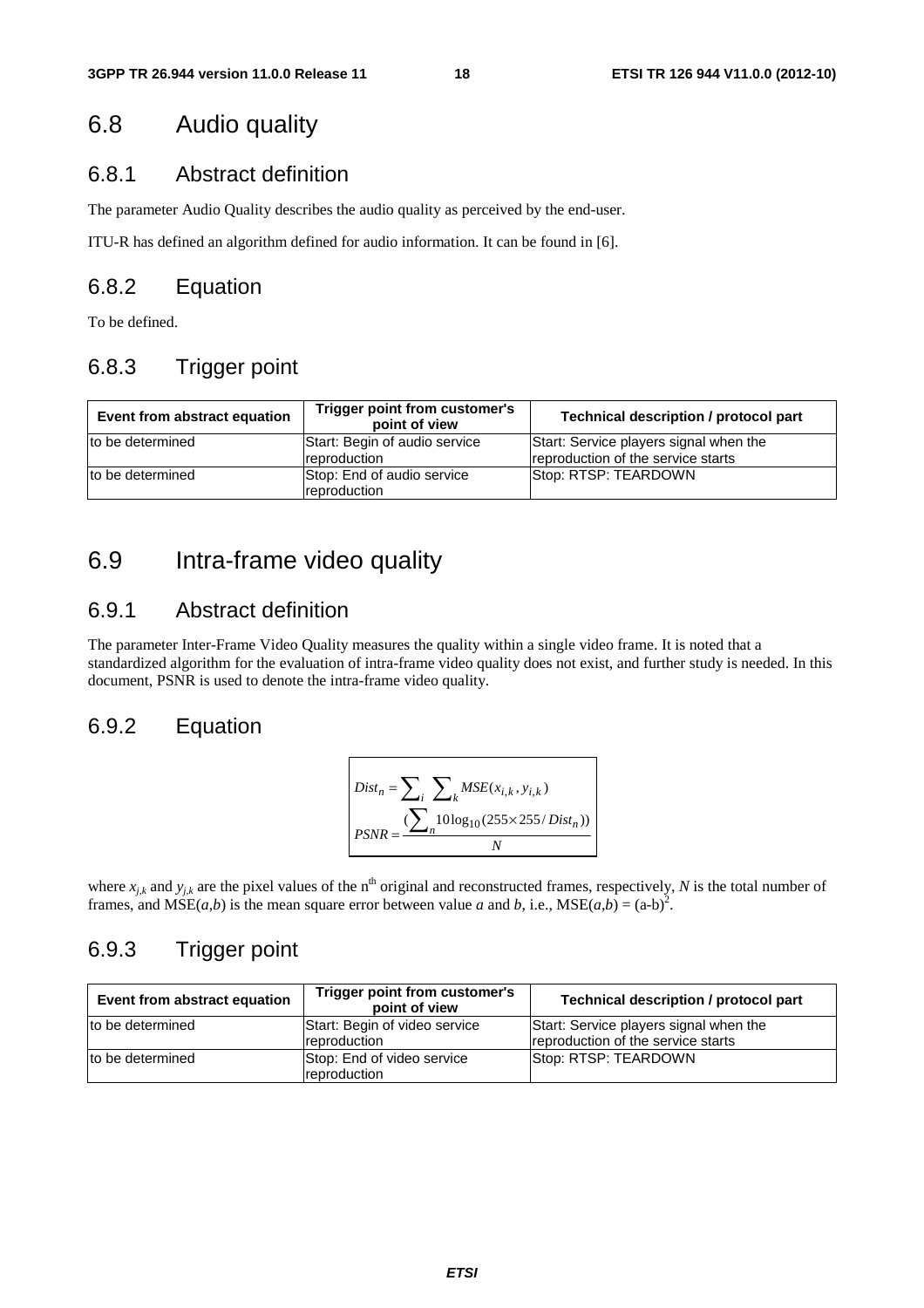## 6.8 Audio quality

### 6.8.1 Abstract definition

The parameter Audio Quality describes the audio quality as perceived by the end-user.

ITU-R has defined an algorithm defined for audio information. It can be found in [6].

### 6.8.2 Equation

To be defined.

### 6.8.3 Trigger point

| Event from abstract equation | Trigger point from customer's point of view | Technical description / protocol part |
|---|---|---|
| to be determined | Start: Begin of audio service reproduction | Start: Service players signal when the reproduction of the service starts |
| to be determined | Stop: End of audio service reproduction | Stop: RTSP: TEARDOWN |

## 6.9 Intra-frame video quality

### 6.9.1 Abstract definition

The parameter Inter-Frame Video Quality measures the quality within a single video frame. It is noted that a standardized algorithm for the evaluation of intra-frame video quality does not exist, and further study is needed. In this document, PSNR is used to denote the intra-frame video quality.

### 6.9.2 Equation

$$Dist_n = \sum_i \sum_k MSE(x_{i,k}, y_{i,k})$$

$$PSNR = \frac{\left(\sum_n 10\log_{10}(255 \times 255 / Dist_n)\right)}{N}$$

where $x_{j,k}$ and $y_{j,k}$ are the pixel values of the n[th] original and reconstructed frames, respectively, $N$ is the total number of frames, and MSE($a$,$b$) is the mean square error between value $a$ and $b$, i.e., MSE($a$,$b$) = $(a-b)^2$.

### 6.9.3 Trigger point

| Event from abstract equation | Trigger point from customer's point of view | Technical description / protocol part |
|---|---|---|
| to be determined | Start: Begin of video service reproduction | Start: Service players signal when the reproduction of the service starts |
| to be determined | Stop: End of video service reproduction | Stop: RTSP: TEARDOWN |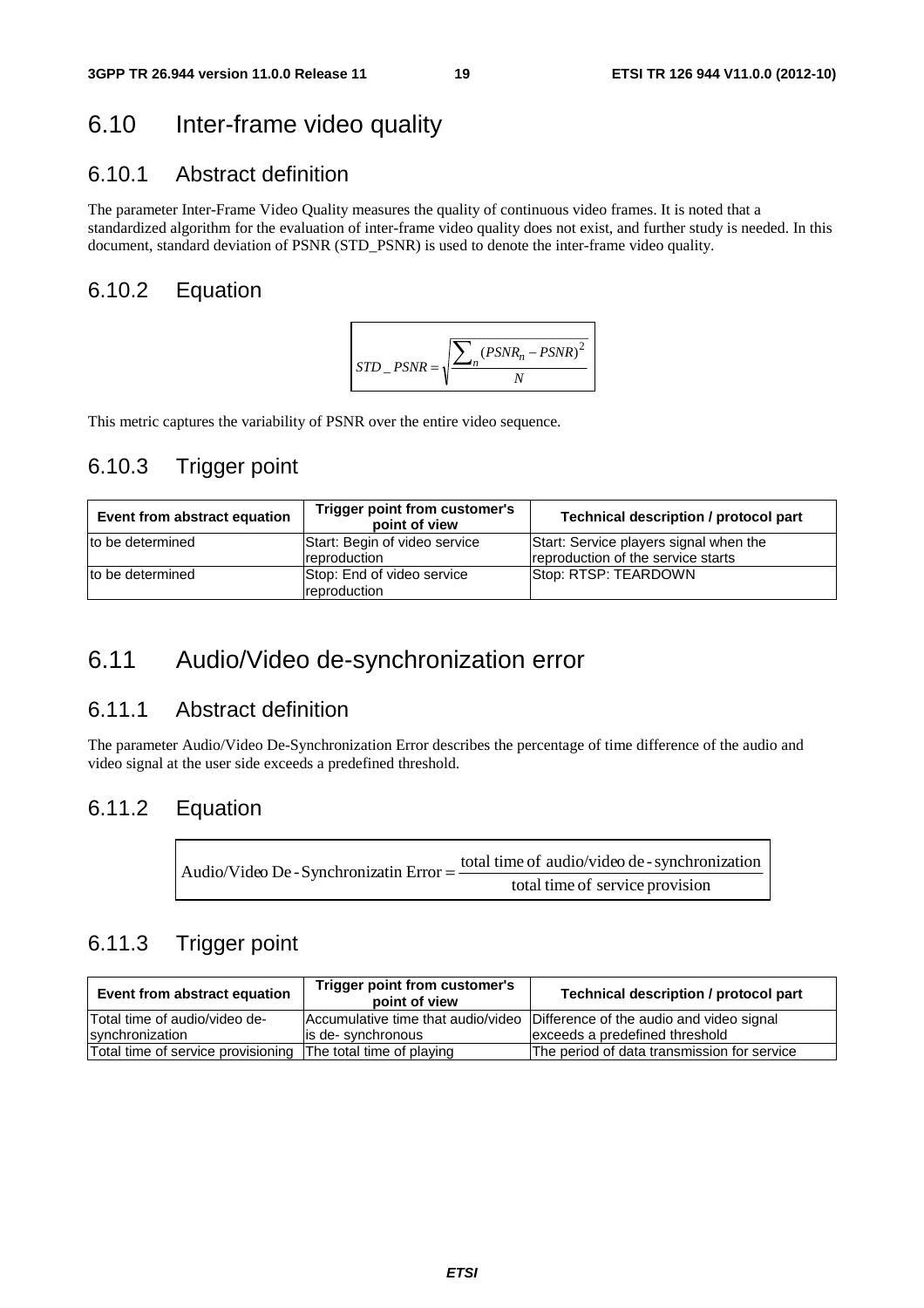# 6.10 Inter-frame video quality

## 6.10.1 Abstract definition

The parameter Inter-Frame Video Quality measures the quality of continuous video frames. It is noted that a standardized algorithm for the evaluation of inter-frame video quality does not exist, and further study is needed. In this document, standard deviation of PSNR (STD_PSNR) is used to denote the inter-frame video quality.

## 6.10.2 Equation

$$STD\_PSNR = \sqrt{\frac{\sum_{n}(PSNR_n - PSNR)^2}{N}}$$

This metric captures the variability of PSNR over the entire video sequence.

## 6.10.3 Trigger point

| Event from abstract equation | Trigger point from customer's point of view | Technical description / protocol part |
|---|---|---|
| to be determined | Start: Begin of video service reproduction | Start: Service players signal when the reproduction of the service starts |
| to be determined | Stop: End of video service reproduction | Stop: RTSP: TEARDOWN |

# 6.11 Audio/Video de-synchronization error

## 6.11.1 Abstract definition

The parameter Audio/Video De-Synchronization Error describes the percentage of time difference of the audio and video signal at the user side exceeds a predefined threshold.

## 6.11.2 Equation

$$\text{Audio/Video De-Synchronizatin Error} = \frac{\text{total time of audio/video de-synchronization}}{\text{total time of service provision}}$$

## 6.11.3 Trigger point

| Event from abstract equation | Trigger point from customer's point of view | Technical description / protocol part |
|---|---|---|
| Total time of audio/video de-synchronization | Accumulative time that audio/video is de- synchronous | Difference of the audio and video signal exceeds a predefined threshold |
| Total time of service provisioning | The total time of playing | The period of data transmission for service |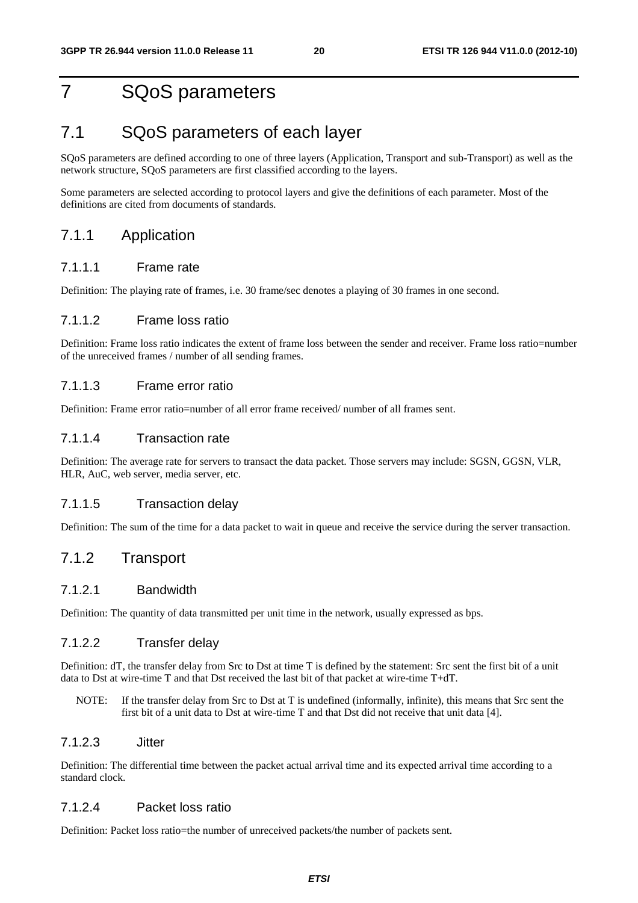# 7 SQoS parameters

## 7.1 SQoS parameters of each layer

SQoS parameters are defined according to one of three layers (Application, Transport and sub-Transport) as well as the network structure, SQoS parameters are first classified according to the layers.

Some parameters are selected according to protocol layers and give the definitions of each parameter. Most of the definitions are cited from documents of standards.

### 7.1.1 Application

#### 7.1.1.1 Frame rate

Definition: The playing rate of frames, i.e. 30 frame/sec denotes a playing of 30 frames in one second.

#### 7.1.1.2 Frame loss ratio

Definition: Frame loss ratio indicates the extent of frame loss between the sender and receiver. Frame loss ratio=number of the unreceived frames / number of all sending frames.

#### 7.1.1.3 Frame error ratio

Definition: Frame error ratio=number of all error frame received/ number of all frames sent.

#### 7.1.1.4 Transaction rate

Definition: The average rate for servers to transact the data packet. Those servers may include: SGSN, GGSN, VLR, HLR, AuC, web server, media server, etc.

#### 7.1.1.5 Transaction delay

Definition: The sum of the time for a data packet to wait in queue and receive the service during the server transaction.

### 7.1.2 Transport

#### 7.1.2.1 Bandwidth

Definition: The quantity of data transmitted per unit time in the network, usually expressed as bps.

#### 7.1.2.2 Transfer delay

Definition: dT, the transfer delay from Src to Dst at time T is defined by the statement: Src sent the first bit of a unit data to Dst at wire-time T and that Dst received the last bit of that packet at wire-time T+dT.

NOTE: If the transfer delay from Src to Dst at T is undefined (informally, infinite), this means that Src sent the first bit of a unit data to Dst at wire-time T and that Dst did not receive that unit data [4].

#### 7.1.2.3 Jitter

Definition: The differential time between the packet actual arrival time and its expected arrival time according to a standard clock.

#### 7.1.2.4 Packet loss ratio

Definition: Packet loss ratio=the number of unreceived packets/the number of packets sent.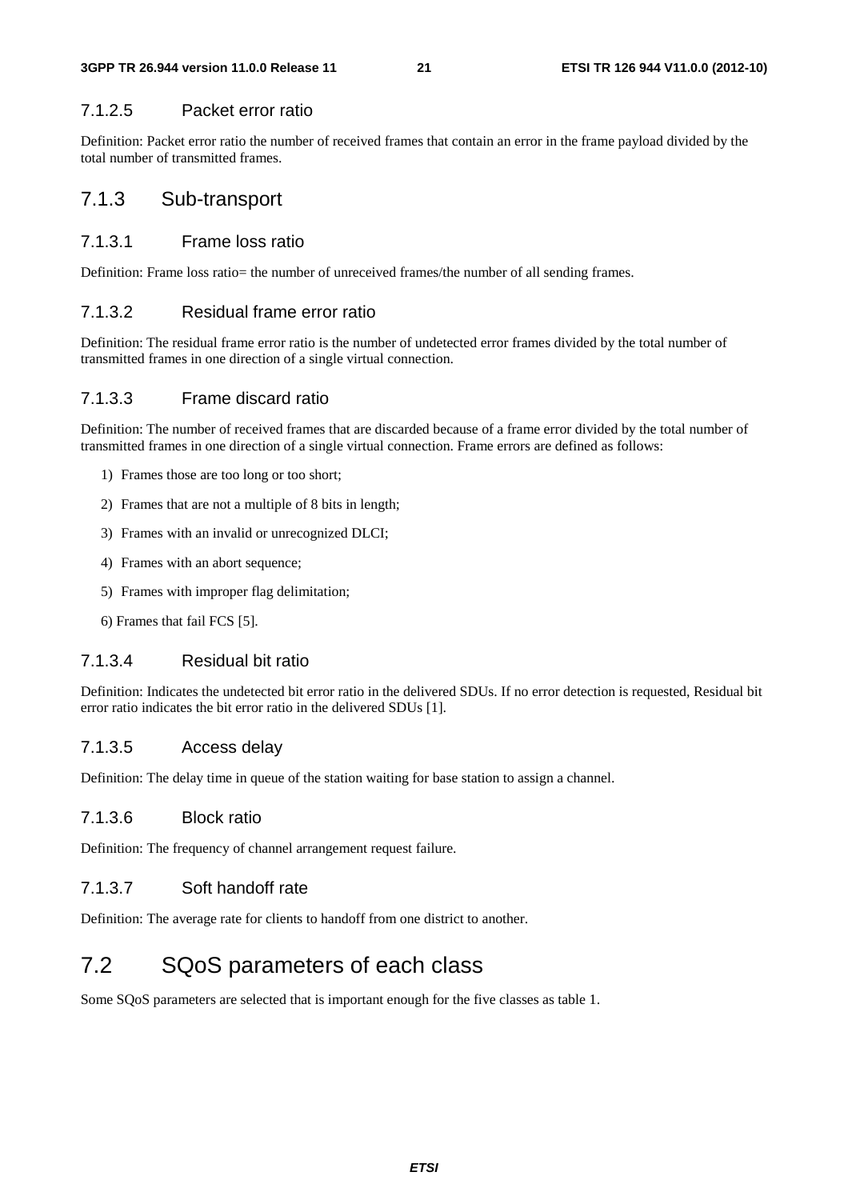#### 7.1.2.5 Packet error ratio

Definition: Packet error ratio the number of received frames that contain an error in the frame payload divided by the total number of transmitted frames.

### 7.1.3 Sub-transport

#### 7.1.3.1 Frame loss ratio

Definition: Frame loss ratio= the number of unreceived frames/the number of all sending frames.

#### 7.1.3.2 Residual frame error ratio

Definition: The residual frame error ratio is the number of undetected error frames divided by the total number of transmitted frames in one direction of a single virtual connection.

#### 7.1.3.3 Frame discard ratio

Definition: The number of received frames that are discarded because of a frame error divided by the total number of transmitted frames in one direction of a single virtual connection. Frame errors are defined as follows:

1) Frames those are too long or too short;
2) Frames that are not a multiple of 8 bits in length;
3) Frames with an invalid or unrecognized DLCI;
4) Frames with an abort sequence;
5) Frames with improper flag delimitation;
6) Frames that fail FCS [5].

#### 7.1.3.4 Residual bit ratio

Definition: Indicates the undetected bit error ratio in the delivered SDUs. If no error detection is requested, Residual bit error ratio indicates the bit error ratio in the delivered SDUs [1].

#### 7.1.3.5 Access delay

Definition: The delay time in queue of the station waiting for base station to assign a channel.

#### 7.1.3.6 Block ratio

Definition: The frequency of channel arrangement request failure.

#### 7.1.3.7 Soft handoff rate

Definition: The average rate for clients to handoff from one district to another.

## 7.2 SQoS parameters of each class

Some SQoS parameters are selected that is important enough for the five classes as table 1.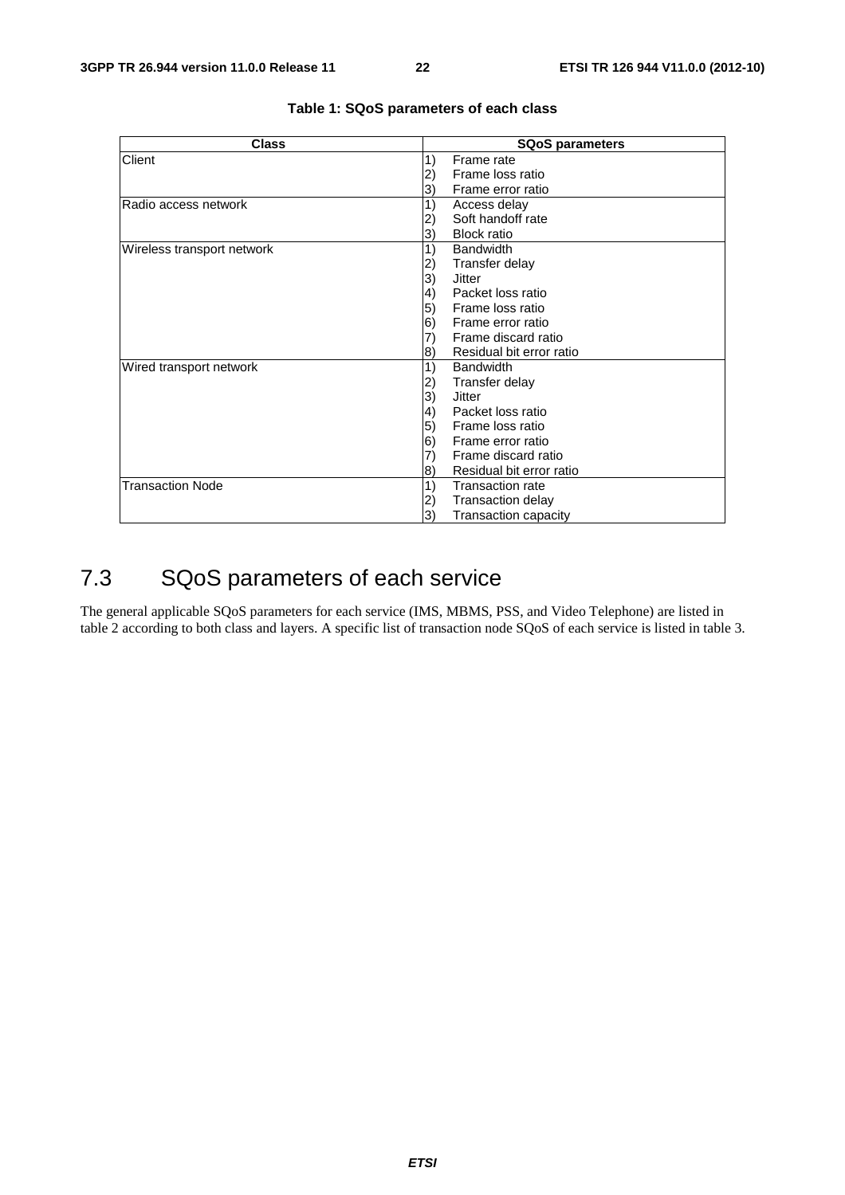**Table 1: SQoS parameters of each class**

| Class | SQoS parameters |
|---|---|
| Client | 1) Frame rate<br>2) Frame loss ratio<br>3) Frame error ratio |
| Radio access network | 1) Access delay<br>2) Soft handoff rate<br>3) Block ratio |
| Wireless transport network | 1) Bandwidth<br>2) Transfer delay<br>3) Jitter<br>4) Packet loss ratio<br>5) Frame loss ratio<br>6) Frame error ratio<br>7) Frame discard ratio<br>8) Residual bit error ratio |
| Wired transport network | 1) Bandwidth<br>2) Transfer delay<br>3) Jitter<br>4) Packet loss ratio<br>5) Frame loss ratio<br>6) Frame error ratio<br>7) Frame discard ratio<br>8) Residual bit error ratio |
| Transaction Node | 1) Transaction rate<br>2) Transaction delay<br>3) Transaction capacity |

## 7.3 SQoS parameters of each service

The general applicable SQoS parameters for each service (IMS, MBMS, PSS, and Video Telephone) are listed in table 2 according to both class and layers. A specific list of transaction node SQoS of each service is listed in table 3.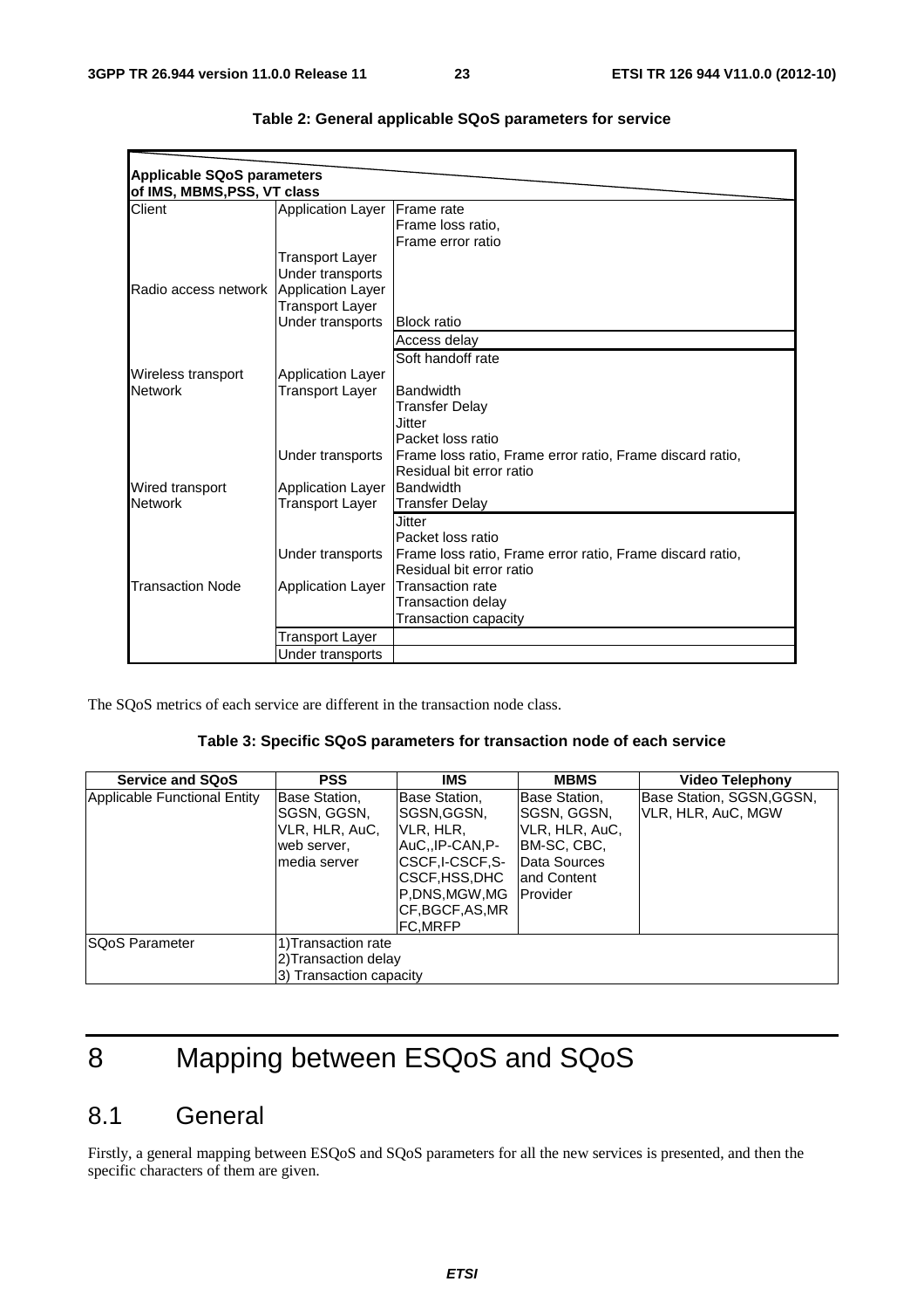**Table 2: General applicable SQoS parameters for service**

| Applicable SQoS parameters of IMS, MBMS, PSS, VT class | | |
|---|---|---|
| Client | Application Layer | Frame rate<br>Frame loss ratio,<br>Frame error ratio |
| | Transport Layer | |
| | Under transports | |
| Radio access network | Application Layer | |
| | Transport Layer | |
| | Under transports | Block ratio |
| | | Access delay |
| | | Soft handoff rate |
| Wireless transport Network | Application Layer | |
| | Transport Layer | Bandwidth<br>Transfer Delay<br>Jitter<br>Packet loss ratio |
| | Under transports | Frame loss ratio, Frame error ratio, Frame discard ratio,<br>Residual bit error ratio |
| Wired transport Network | Application Layer | Bandwidth |
| | Transport Layer | Transfer Delay |
| | | Jitter<br>Packet loss ratio |
| | Under transports | Frame loss ratio, Frame error ratio, Frame discard ratio,<br>Residual bit error ratio |
| Transaction Node | Application Layer | Transaction rate<br>Transaction delay<br>Transaction capacity |
| | Transport Layer | |
| | Under transports | |

The SQoS metrics of each service are different in the transaction node class.

**Table 3: Specific SQoS parameters for transaction node of each service**

| Service and SQoS | PSS | IMS | MBMS | Video Telephony |
|---|---|---|---|---|
| Applicable Functional Entity | Base Station, SGSN, GGSN, VLR, HLR, AuC, web server, media server | Base Station, SGSN,GGSN, VLR, HLR, AuC,,IP-CAN,P-CSCF,I-CSCF,S-CSCF,HSS,DHCP,DNS,MGW,MGCF,BGCF,AS,MRFC,MRFP | Base Station, SGSN, GGSN, VLR, HLR, AuC, BM-SC, CBC, Data Sources and Content Provider | Base Station, SGSN,GGSN, VLR, HLR, AuC, MGW |
| SQoS Parameter | 1)Transaction rate<br>2)Transaction delay<br>3) Transaction capacity | | | |

# 8 Mapping between ESQoS and SQoS

## 8.1 General

Firstly, a general mapping between ESQoS and SQoS parameters for all the new services is presented, and then the specific characters of them are given.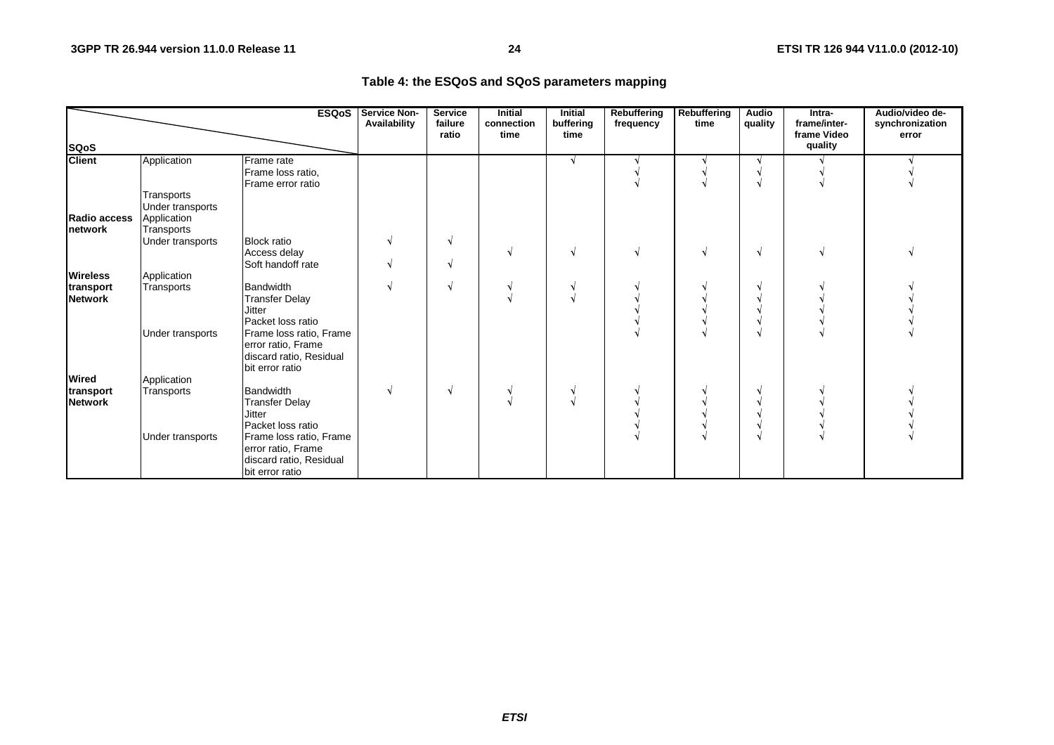**Table 4: the ESQoS and SQoS parameters mapping**

| SQoS \ ESQoS | | | Service Non-Availability | Service failure ratio | Initial connection time | Initial buffering time | Rebuffering frequency | Rebuffering time | Audio quality | Intra-frame/inter-frame Video quality | Audio/video de-synchronization error |
|---|---|---|---|---|---|---|---|---|---|---|---|
| **Client** | Application | Frame rate | | | | √ | √ | √ | √ | √ | √ |
| | | Frame loss ratio, | | | | | √ | √ | √ | √ | √ |
| | | Frame error ratio | | | | | √ | √ | √ | √ | √ |
| | Transports | | | | | | | | | | |
| | Under transports | | | | | | | | | | |
| **Radio access network** | Application | | | | | | | | | | |
| | Transports | | | | | | | | | | |
| | Under transports | Block ratio | √ | √ | | | | | | | |
| | | Access delay | | | √ | √ | √ | √ | √ | √ | √ |
| | | Soft handoff rate | √ | √ | | | | | | | |
| **Wireless transport Network** | Application | | | | | | | | | | |
| | Transports | Bandwidth | √ | √ | √ | √ | √ | √ | √ | √ | √ |
| | | Transfer Delay | | | √ | √ | √ | √ | √ | √ | √ |
| | | Jitter | | | | | √ | √ | √ | √ | √ |
| | | Packet loss ratio | | | | | √ | √ | √ | √ | √ |
| | Under transports | Frame loss ratio, Frame error ratio, Frame discard ratio, Residual bit error ratio | | | | | √ | √ | √ | √ | √ |
| **Wired transport Network** | Application | | | | | | | | | | |
| | Transports | Bandwidth | √ | √ | √ | √ | √ | √ | √ | √ | √ |
| | | Transfer Delay | | | √ | √ | √ | √ | √ | √ | √ |
| | | Jitter | | | | | √ | √ | √ | √ | √ |
| | | Packet loss ratio | | | | | √ | √ | √ | √ | √ |
| | Under transports | Frame loss ratio, Frame error ratio, Frame discard ratio, Residual bit error ratio | | | | | √ | √ | √ | √ | √ |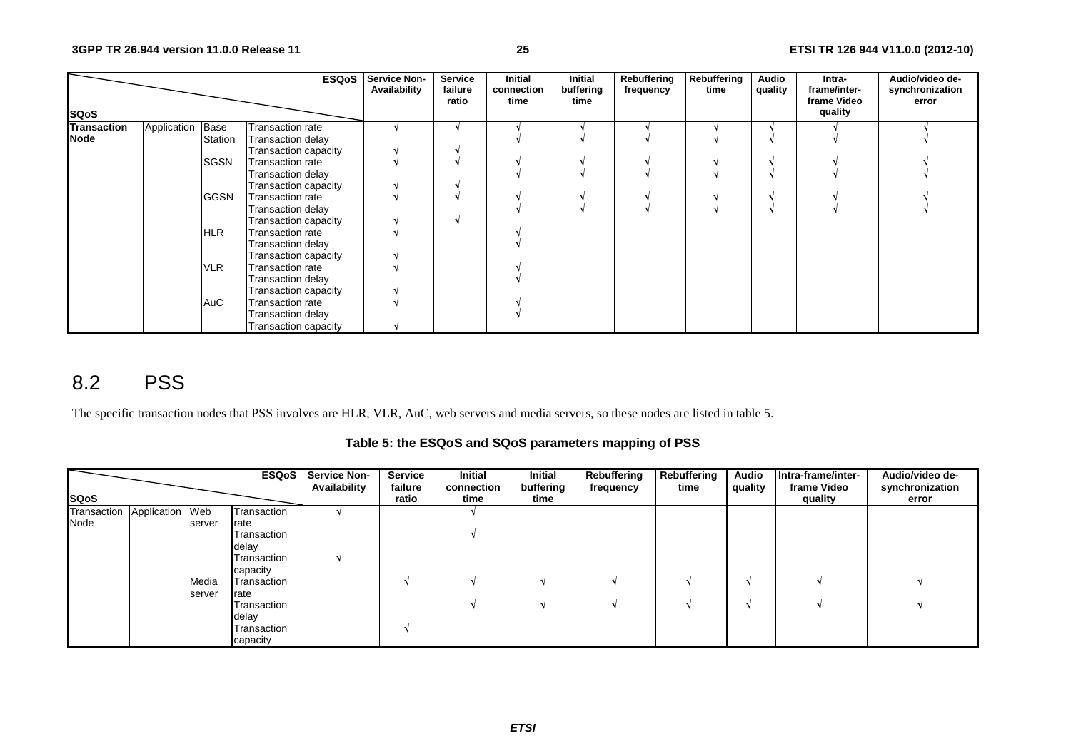| SQoS | | | ESQoS | Service Non-Availability | Service failure ratio | Initial connection time | Initial buffering time | Rebuffering frequency | Rebuffering time | Audio quality | Intra-frame/inter-frame Video quality | Audio/video de-synchronization error |
|---|---|---|---|---|---|---|---|---|---|---|---|---|
| **Transaction Node** | Application | Base Station | Transaction rate | √ | √ | √ | √ | √ | √ | √ | √ | √ |
| | | | Transaction delay | | | √ | √ | √ | √ | √ | √ | √ |
| | | | Transaction capacity | √ | √ | | | | | | | |
| | | SGSN | Transaction rate | √ | √ | √ | √ | √ | √ | √ | √ | √ |
| | | | Transaction delay | | | √ | √ | √ | √ | √ | √ | √ |
| | | | Transaction capacity | √ | √ | | | | | | | |
| | | GGSN | Transaction rate | √ | √ | √ | √ | √ | √ | √ | √ | √ |
| | | | Transaction delay | | | √ | √ | √ | √ | √ | √ | √ |
| | | | Transaction capacity | √ | √ | | | | | | | |
| | | HLR | Transaction rate | √ | | √ | | | | | | |
| | | | Transaction delay | | | √ | | | | | | |
| | | | Transaction capacity | √ | | | | | | | | |
| | | VLR | Transaction rate | √ | | √ | | | | | | |
| | | | Transaction delay | | | √ | | | | | | |
| | | | Transaction capacity | √ | | | | | | | | |
| | | AuC | Transaction rate | √ | | √ | | | | | | |
| | | | Transaction delay | | | √ | | | | | | |
| | | | Transaction capacity | √ | | | | | | | | |

## 8.2 PSS

The specific transaction nodes that PSS involves are HLR, VLR, AuC, web servers and media servers, so these nodes are listed in table 5.

**Table 5: the ESQoS and SQoS parameters mapping of PSS**

| SQoS | | | ESQoS | Service Non-Availability | Service failure ratio | Initial connection time | Initial buffering time | Rebuffering frequency | Rebuffering time | Audio quality | Intra-frame/inter-frame Video quality | Audio/video de-synchronization error |
|---|---|---|---|---|---|---|---|---|---|---|---|---|
| Transaction Node | Application | Web server | Transaction rate | √ | | √ | | | | | | |
| | | | Transaction delay | | | √ | | | | | | |
| | | | Transaction capacity | √ | | | | | | | | |
| | | Media server | Transaction rate | | √ | √ | √ | √ | √ | √ | √ | √ |
| | | | Transaction delay | | | √ | √ | √ | √ | √ | √ | √ |
| | | | Transaction capacity | | √ | | | | | | | |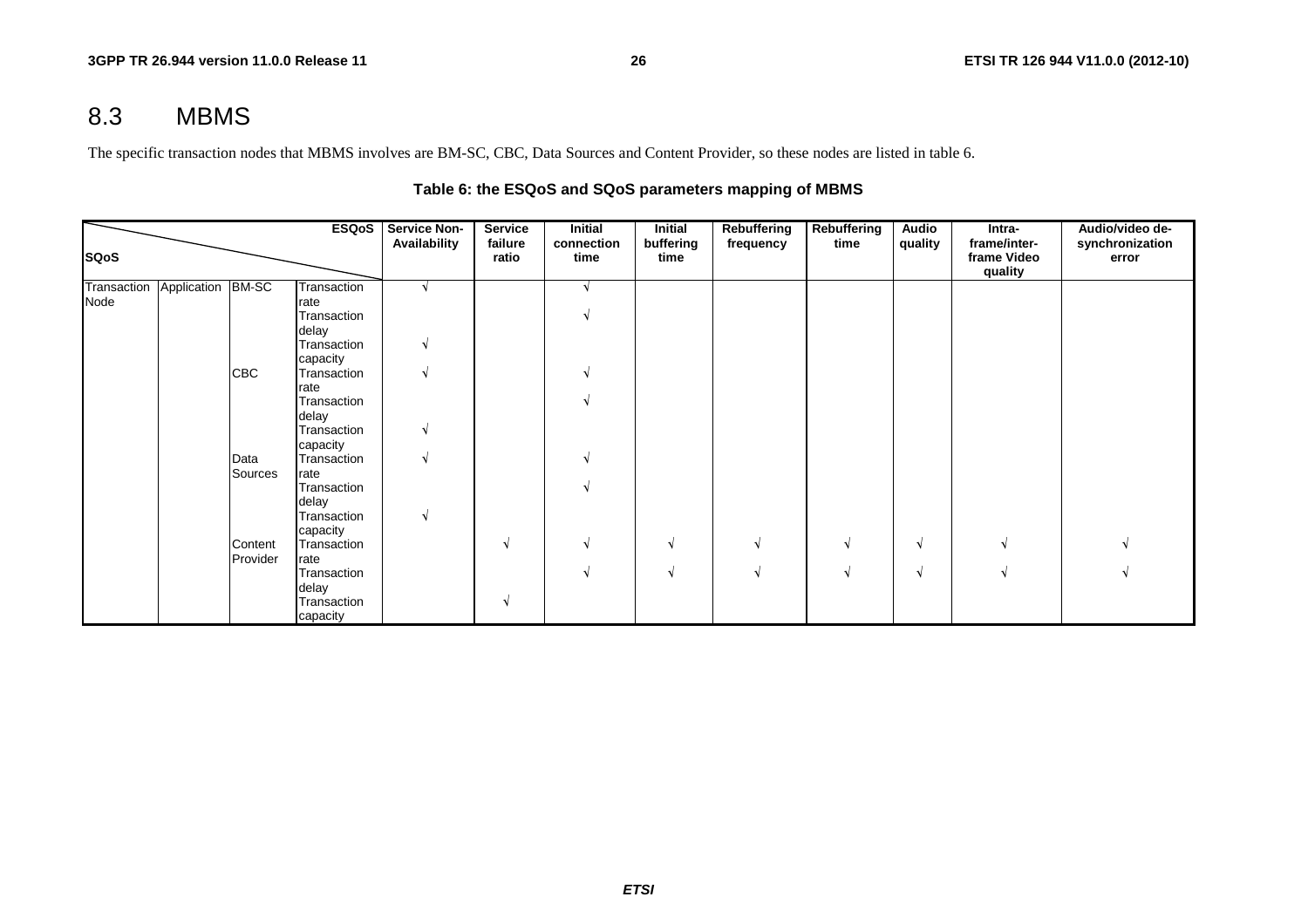## 8.3 MBMS

The specific transaction nodes that MBMS involves are BM-SC, CBC, Data Sources and Content Provider, so these nodes are listed in table 6.

**Table 6: the ESQoS and SQoS parameters mapping of MBMS**

| SQoS \ ESQoS | | | | Service Non-Availability | Service failure ratio | Initial connection time | Initial buffering time | Rebuffering frequency | Rebuffering time | Audio quality | Intra-frame/inter-frame Video quality | Audio/video de-synchronization error |
|---|---|---|---|---|---|---|---|---|---|---|---|---|
| Transaction Node | Application | BM-SC | Transaction rate | √ | | √ | | | | | | |
| | | | Transaction delay | | | √ | | | | | | |
| | | | Transaction capacity | √ | | | | | | | | |
| | | CBC | Transaction rate | √ | | √ | | | | | | |
| | | | Transaction delay | | | √ | | | | | | |
| | | | Transaction capacity | √ | | | | | | | | |
| | | Data Sources | Transaction rate | √ | | √ | | | | | | |
| | | | Transaction delay | | | √ | | | | | | |
| | | | Transaction capacity | √ | | | | | | | | |
| | | Content Provider | Transaction rate | | √ | √ | √ | √ | √ | √ | √ | √ |
| | | | Transaction delay | | | √ | √ | √ | √ | √ | √ | √ |
| | | | Transaction capacity | | √ | | | | | | | |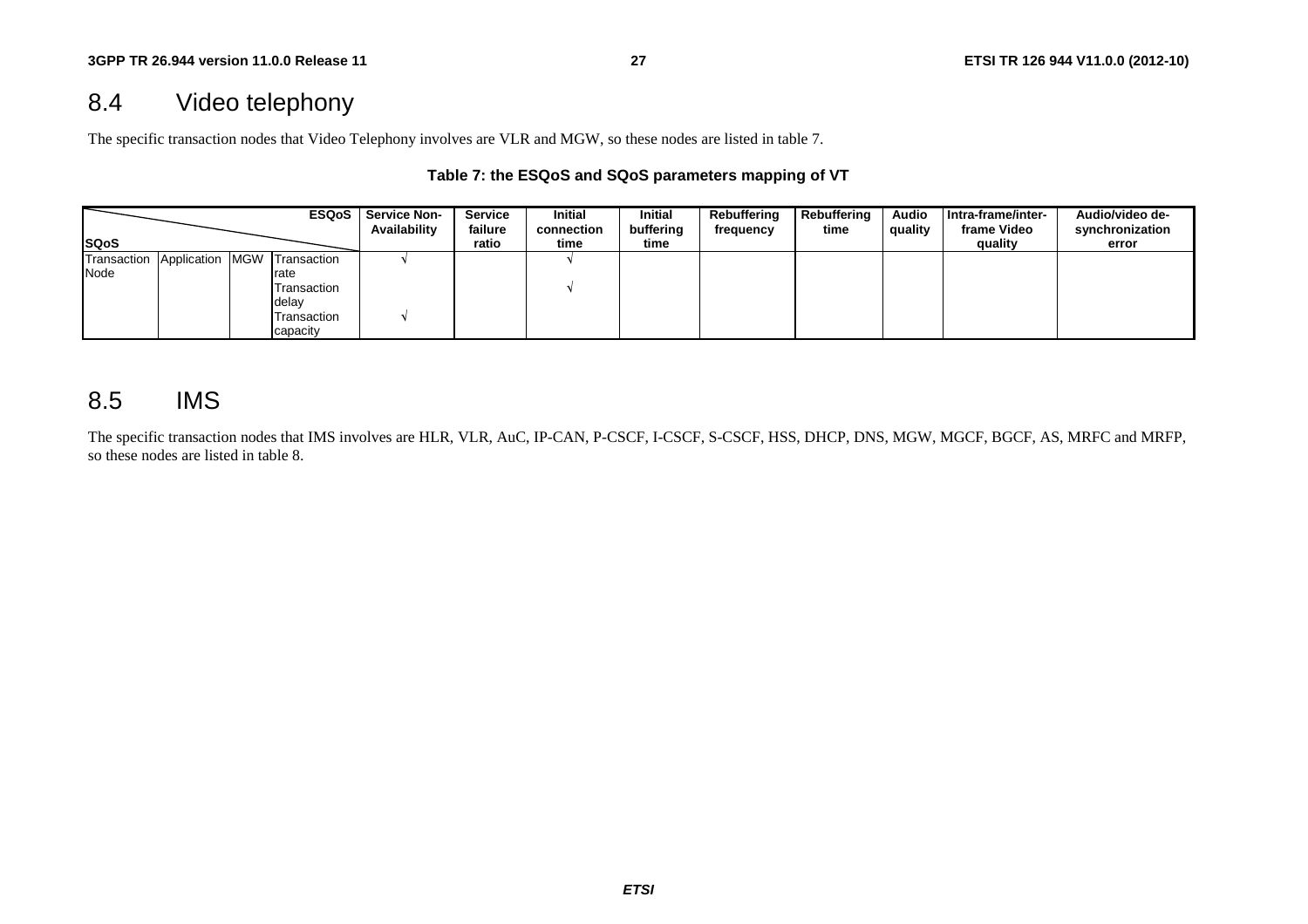## 8.4 Video telephony

The specific transaction nodes that Video Telephony involves are VLR and MGW, so these nodes are listed in table 7.

**Table 7: the ESQoS and SQoS parameters mapping of VT**

| SQoS \ ESQoS | | | | Service Non-Availability | Service failure ratio | Initial connection time | Initial buffering time | Rebuffering frequency | Rebuffering time | Audio quality | Intra-frame/inter-frame Video quality | Audio/video de-synchronization error |
|---|---|---|---|---|---|---|---|---|---|---|---|---|
| Transaction Node | Application | MGW | Transaction rate | √ | | √ | | | | | | |
| | | | Transaction delay | | | √ | | | | | | |
| | | | Transaction capacity | √ | | | | | | | | |

## 8.5 IMS

The specific transaction nodes that IMS involves are HLR, VLR, AuC, IP-CAN, P-CSCF, I-CSCF, S-CSCF, HSS, DHCP, DNS, MGW, MGCF, BGCF, AS, MRFC and MRFP, so these nodes are listed in table 8.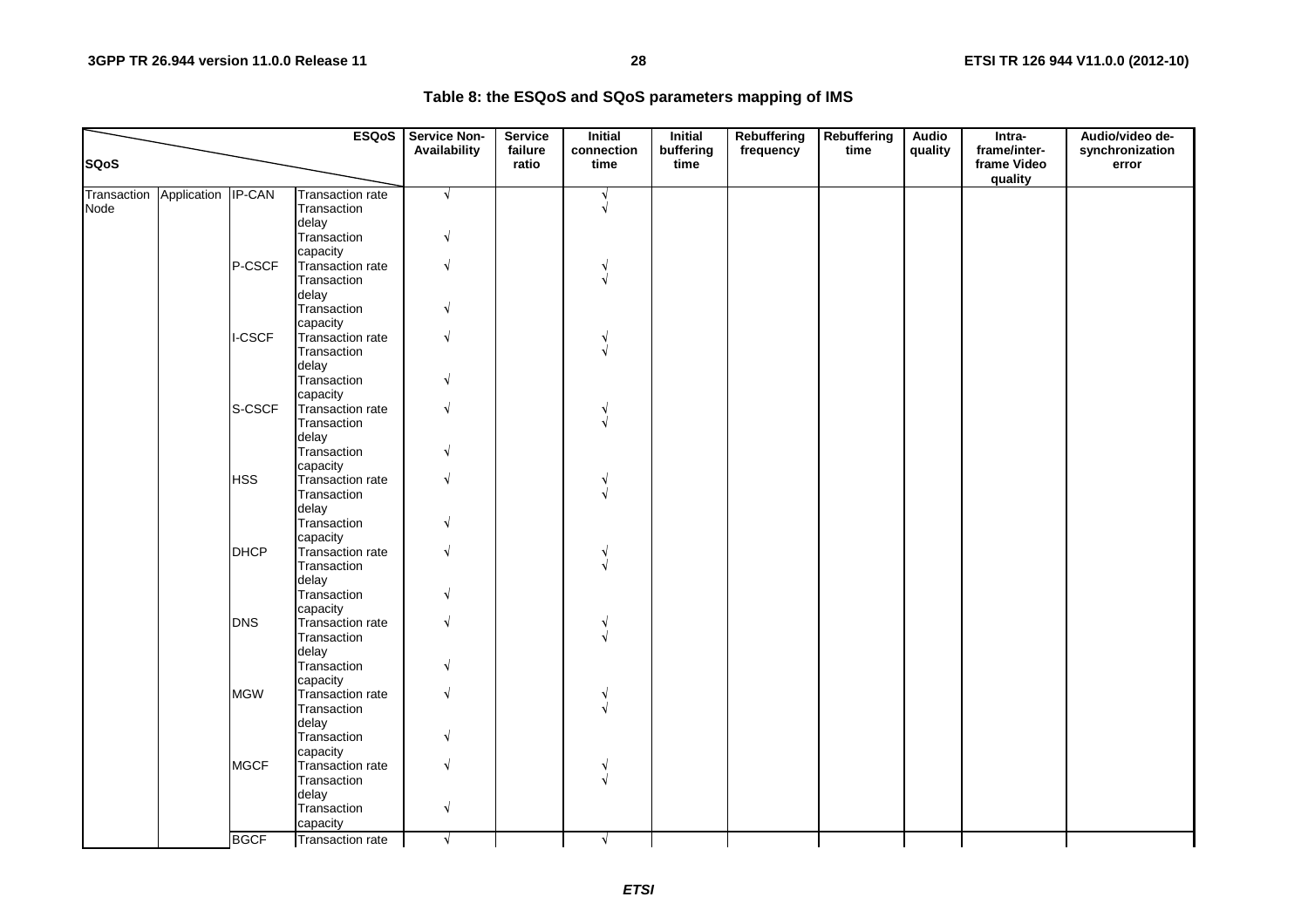**Table 8: the ESQoS and SQoS parameters mapping of IMS**

| SQoS | | | ESQoS | Service Non-Availability | Service failure ratio | Initial connection time | Initial buffering time | Rebuffering frequency | Rebuffering time | Audio quality | Intra-frame/inter-frame Video quality | Audio/video de-synchronization error |
|---|---|---|---|---|---|---|---|---|---|---|---|---|
| Transaction Node | Application | IP-CAN | Transaction rate | √ | | √ | | | | | | |
| | | | Transaction delay | | | √ | | | | | | |
| | | | Transaction capacity | √ | | | | | | | | |
| | | P-CSCF | Transaction rate | √ | | √ | | | | | | |
| | | | Transaction delay | | | √ | | | | | | |
| | | | Transaction capacity | √ | | | | | | | | |
| | | I-CSCF | Transaction rate | √ | | √ | | | | | | |
| | | | Transaction delay | | | √ | | | | | | |
| | | | Transaction capacity | √ | | | | | | | | |
| | | S-CSCF | Transaction rate | √ | | √ | | | | | | |
| | | | Transaction delay | | | √ | | | | | | |
| | | | Transaction capacity | √ | | | | | | | | |
| | | HSS | Transaction rate | √ | | √ | | | | | | |
| | | | Transaction delay | | | √ | | | | | | |
| | | | Transaction capacity | √ | | | | | | | | |
| | | DHCP | Transaction rate | √ | | √ | | | | | | |
| | | | Transaction delay | | | √ | | | | | | |
| | | | Transaction capacity | √ | | | | | | | | |
| | | DNS | Transaction rate | √ | | √ | | | | | | |
| | | | Transaction delay | | | √ | | | | | | |
| | | | Transaction capacity | √ | | | | | | | | |
| | | MGW | Transaction rate | √ | | √ | | | | | | |
| | | | Transaction delay | | | √ | | | | | | |
| | | | Transaction capacity | √ | | | | | | | | |
| | | MGCF | Transaction rate | √ | | √ | | | | | | |
| | | | Transaction delay | | | √ | | | | | | |
| | | | Transaction capacity | √ | | | | | | | | |
| | | BGCF | Transaction rate | √ | | √ | | | | | | |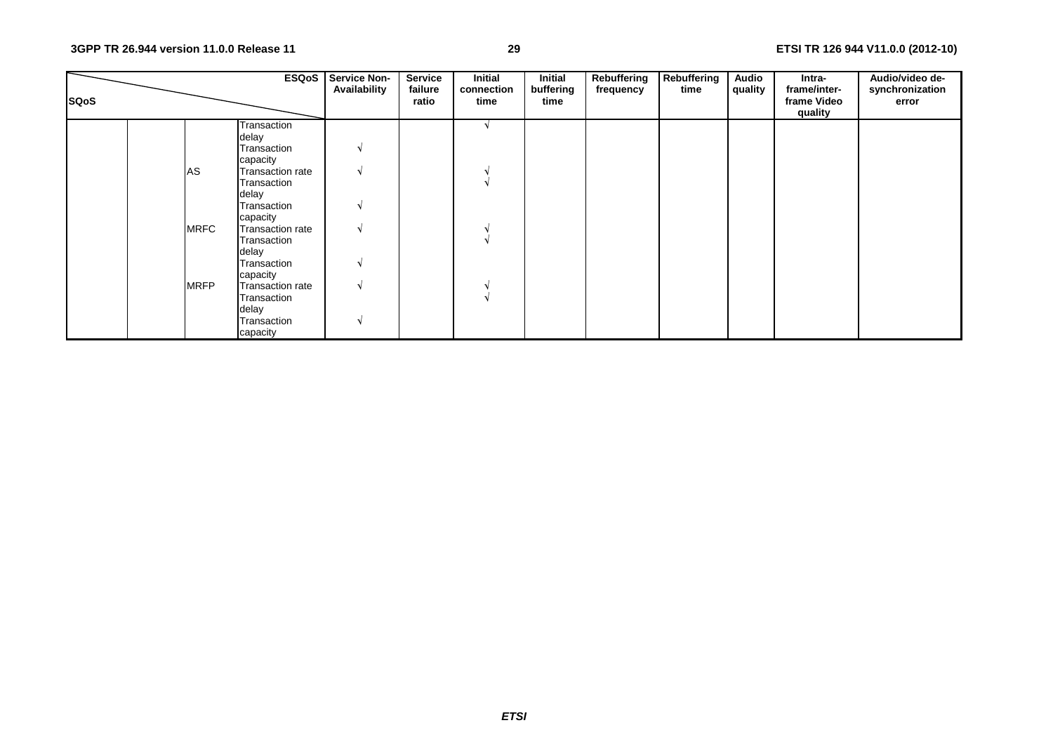| SQoS | | | ESQoS | Service Non-Availability | Service failure ratio | Initial connection time | Initial buffering time | Rebuffering frequency | Rebuffering time | Audio quality | Intra-frame/inter-frame Video quality | Audio/video de-synchronization error |
|---|---|---|---|---|---|---|---|---|---|---|---|---|
| | | | Transaction delay | | | √ | | | | | | |
| | | | Transaction capacity | √ | | | | | | | | |
| | | AS | Transaction rate | √ | | √ | | | | | | |
| | | | Transaction delay | | | √ | | | | | | |
| | | | Transaction capacity | √ | | | | | | | | |
| | | MRFC | Transaction rate | √ | | √ | | | | | | |
| | | | Transaction delay | | | √ | | | | | | |
| | | | Transaction capacity | √ | | | | | | | | |
| | | MRFP | Transaction rate | √ | | √ | | | | | | |
| | | | Transaction delay | | | √ | | | | | | |
| | | | Transaction capacity | √ | | | | | | | | |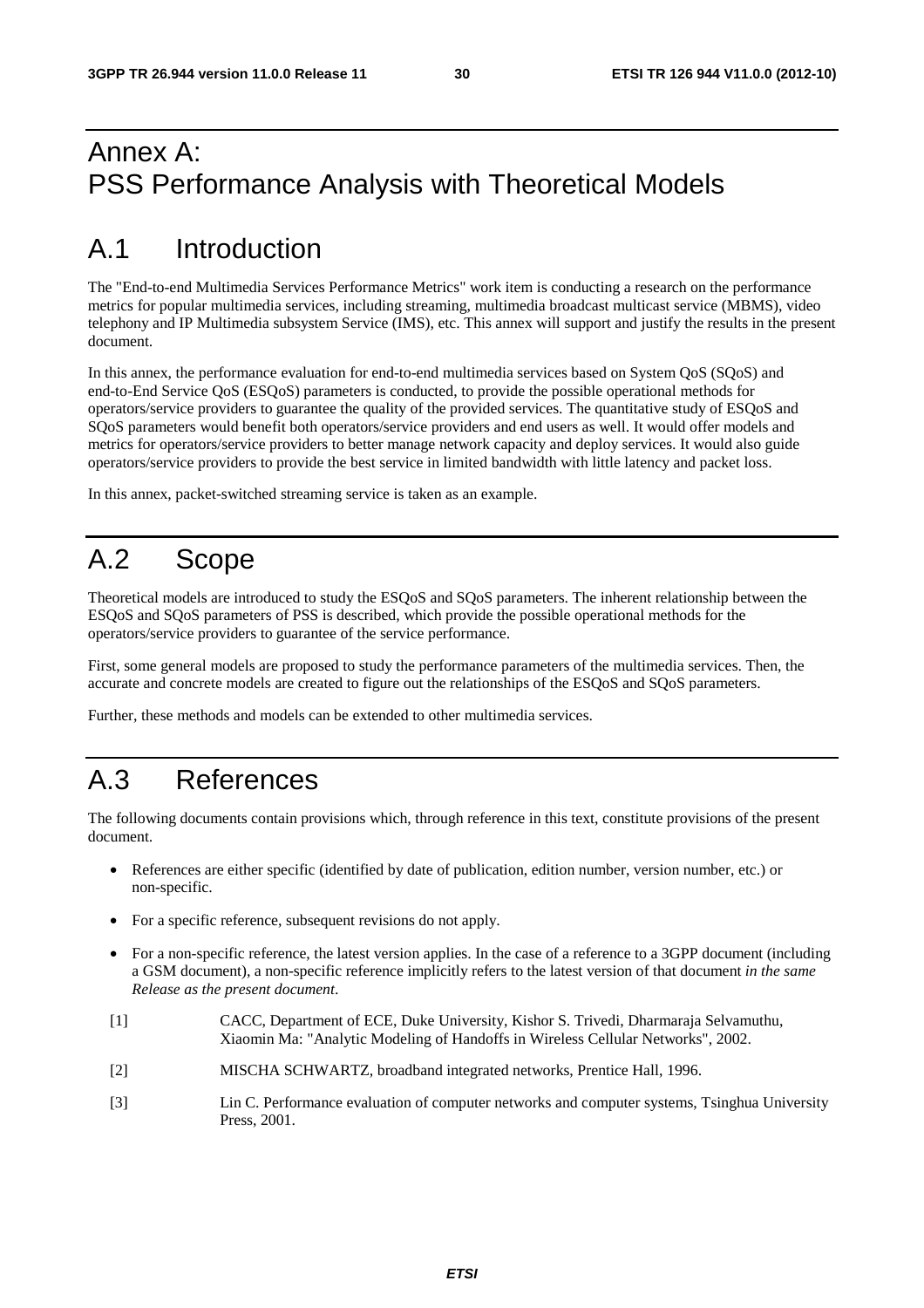# Annex A: PSS Performance Analysis with Theoretical Models

# A.1 Introduction

The "End-to-end Multimedia Services Performance Metrics" work item is conducting a research on the performance metrics for popular multimedia services, including streaming, multimedia broadcast multicast service (MBMS), video telephony and IP Multimedia subsystem Service (IMS), etc. This annex will support and justify the results in the present document.

In this annex, the performance evaluation for end-to-end multimedia services based on System QoS (SQoS) and end-to-End Service QoS (ESQoS) parameters is conducted, to provide the possible operational methods for operators/service providers to guarantee the quality of the provided services. The quantitative study of ESQoS and SQoS parameters would benefit both operators/service providers and end users as well. It would offer models and metrics for operators/service providers to better manage network capacity and deploy services. It would also guide operators/service providers to provide the best service in limited bandwidth with little latency and packet loss.

In this annex, packet-switched streaming service is taken as an example.

# A.2 Scope

Theoretical models are introduced to study the ESQoS and SQoS parameters. The inherent relationship between the ESQoS and SQoS parameters of PSS is described, which provide the possible operational methods for the operators/service providers to guarantee of the service performance.

First, some general models are proposed to study the performance parameters of the multimedia services. Then, the accurate and concrete models are created to figure out the relationships of the ESQoS and SQoS parameters.

Further, these methods and models can be extended to other multimedia services.

# A.3 References

The following documents contain provisions which, through reference in this text, constitute provisions of the present document.

- References are either specific (identified by date of publication, edition number, version number, etc.) or non-specific.
- For a specific reference, subsequent revisions do not apply.
- For a non-specific reference, the latest version applies. In the case of a reference to a 3GPP document (including a GSM document), a non-specific reference implicitly refers to the latest version of that document *in the same Release as the present document*.

[1] CACC, Department of ECE, Duke University, Kishor S. Trivedi, Dharmaraja Selvamuthu, Xiaomin Ma: "Analytic Modeling of Handoffs in Wireless Cellular Networks", 2002.

[2] MISCHA SCHWARTZ, broadband integrated networks, Prentice Hall, 1996.

[3] Lin C. Performance evaluation of computer networks and computer systems, Tsinghua University Press, 2001.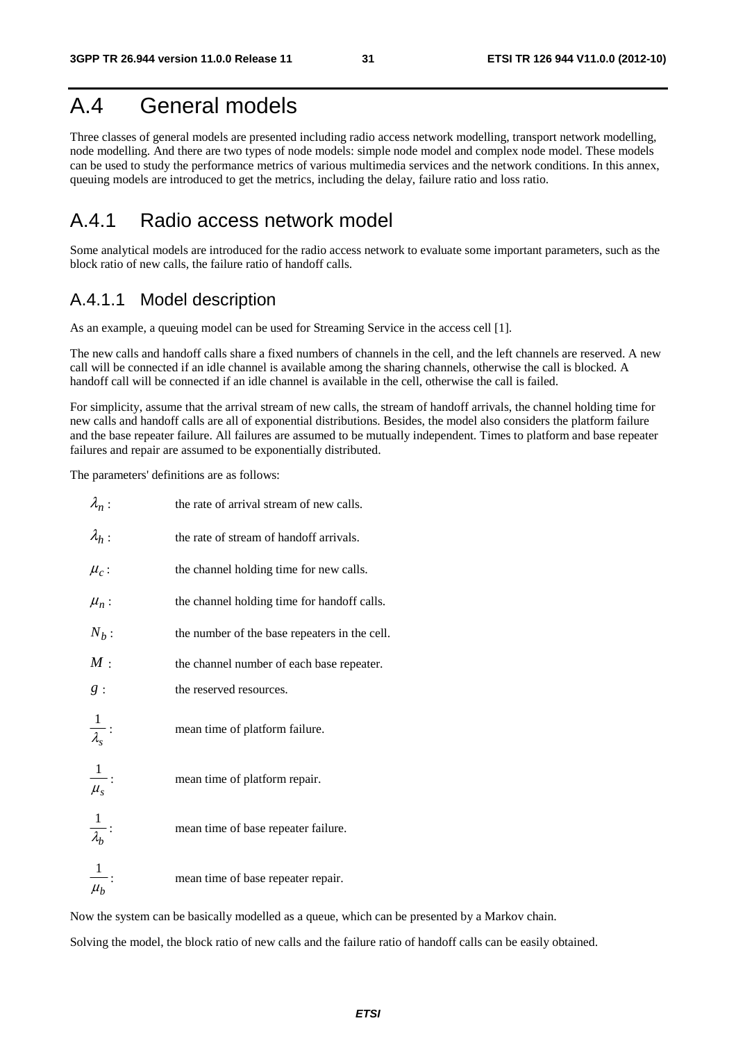# A.4 General models

Three classes of general models are presented including radio access network modelling, transport network modelling, node modelling. And there are two types of node models: simple node model and complex node model. These models can be used to study the performance metrics of various multimedia services and the network conditions. In this annex, queuing models are introduced to get the metrics, including the delay, failure ratio and loss ratio.

## A.4.1 Radio access network model

Some analytical models are introduced for the radio access network to evaluate some important parameters, such as the block ratio of new calls, the failure ratio of handoff calls.

### A.4.1.1 Model description

As an example, a queuing model can be used for Streaming Service in the access cell [1].

The new calls and handoff calls share a fixed numbers of channels in the cell, and the left channels are reserved. A new call will be connected if an idle channel is available among the sharing channels, otherwise the call is blocked. A handoff call will be connected if an idle channel is available in the cell, otherwise the call is failed.

For simplicity, assume that the arrival stream of new calls, the stream of handoff arrivals, the channel holding time for new calls and handoff calls are all of exponential distributions. Besides, the model also considers the platform failure and the base repeater failure. All failures are assumed to be mutually independent. Times to platform and base repeater failures and repair are assumed to be exponentially distributed.

The parameters' definitions are as follows:

$\lambda_n$ : the rate of arrival stream of new calls.

$\lambda_h$ : the rate of stream of handoff arrivals.

$\mu_c$ : the channel holding time for new calls.

$\mu_n$ : the channel holding time for handoff calls.

$N_b$ : the number of the base repeaters in the cell.

$M$ : the channel number of each base repeater.

$g$ : the reserved resources.

$\frac{1}{\lambda_s}$ : mean time of platform failure.

$\frac{1}{\mu_s}$ : mean time of platform repair.

$\frac{1}{\lambda_b}$ : mean time of base repeater failure.

$\frac{1}{\mu_b}$ : mean time of base repeater repair.

Now the system can be basically modelled as a queue, which can be presented by a Markov chain.

Solving the model, the block ratio of new calls and the failure ratio of handoff calls can be easily obtained.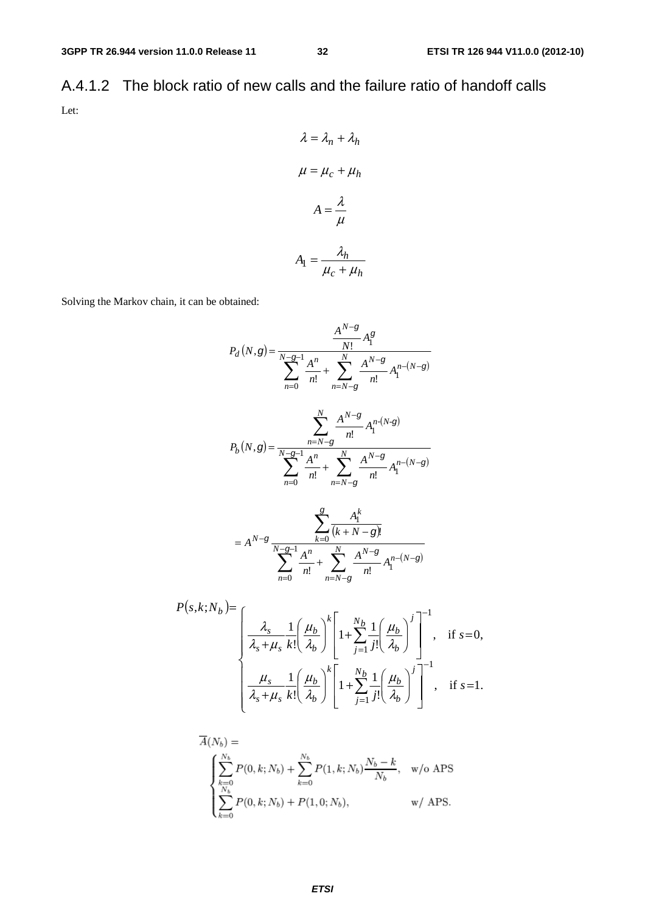### A.4.1.2 The block ratio of new calls and the failure ratio of handoff calls

Let:

$$\lambda = \lambda_n + \lambda_h$$

$$\mu = \mu_c + \mu_h$$

$$A = \frac{\lambda}{\mu}$$

$$A_1 = \frac{\lambda_h}{\mu_c + \mu_h}$$

Solving the Markov chain, it can be obtained:

$$P_d(N,g) = \frac{\frac{A^{N-g}}{N!} A_1^g}{\sum_{n=0}^{N-g-1} \frac{A^n}{n!} + \sum_{n=N-g}^{N} \frac{A^{N-g}}{n!} A_1^{n-(N-g)}}$$

$$P_b(N,g) = \frac{\sum_{n=N-g}^{N} \frac{A^{N-g}}{n!} A_1^{n-(N-g)}}{\sum_{n=0}^{N-g-1} \frac{A^n}{n!} + \sum_{n=N-g}^{N} \frac{A^{N-g}}{n!} A_1^{n-(N-g)}}$$

$$= A^{N-g} \frac{\sum_{k=0}^{g} \frac{A_1^k}{(k+N-g)!}}{\sum_{n=0}^{N-g-1} \frac{A^n}{n!} + \sum_{n=N-g}^{N} \frac{A^{N-g}}{n!} A_1^{n-(N-g)}}$$

$$P(s,k;N_b) = \begin{cases} \frac{\lambda_s}{\lambda_s + \mu_s} \frac{1}{k!} \left( \frac{\mu_b}{\lambda_b} \right)^k \left[ 1 + \sum_{j=1}^{N_b} \frac{1}{j!} \left( \frac{\mu_b}{\lambda_b} \right)^j \right]^{-1}, & \text{if } s = 0, \\ \frac{\mu_s}{\lambda_s + \mu_s} \frac{1}{k!} \left( \frac{\mu_b}{\lambda_b} \right)^k \left[ 1 + \sum_{j=1}^{N_b} \frac{1}{j!} \left( \frac{\mu_b}{\lambda_b} \right)^j \right]^{-1}, & \text{if } s = 1. \end{cases}$$

$$\overline{A}(N_b) = \begin{cases} \sum_{k=0}^{N_b} P(0,k;N_b) + \sum_{k=0}^{N_b} P(1,k;N_b) \frac{N_b - k}{N_b}, & \text{w/o APS} \\ \sum_{k=0}^{N_b} P(0,k;N_b) + P(1,0;N_b), & \text{w/ APS.} \end{cases}$$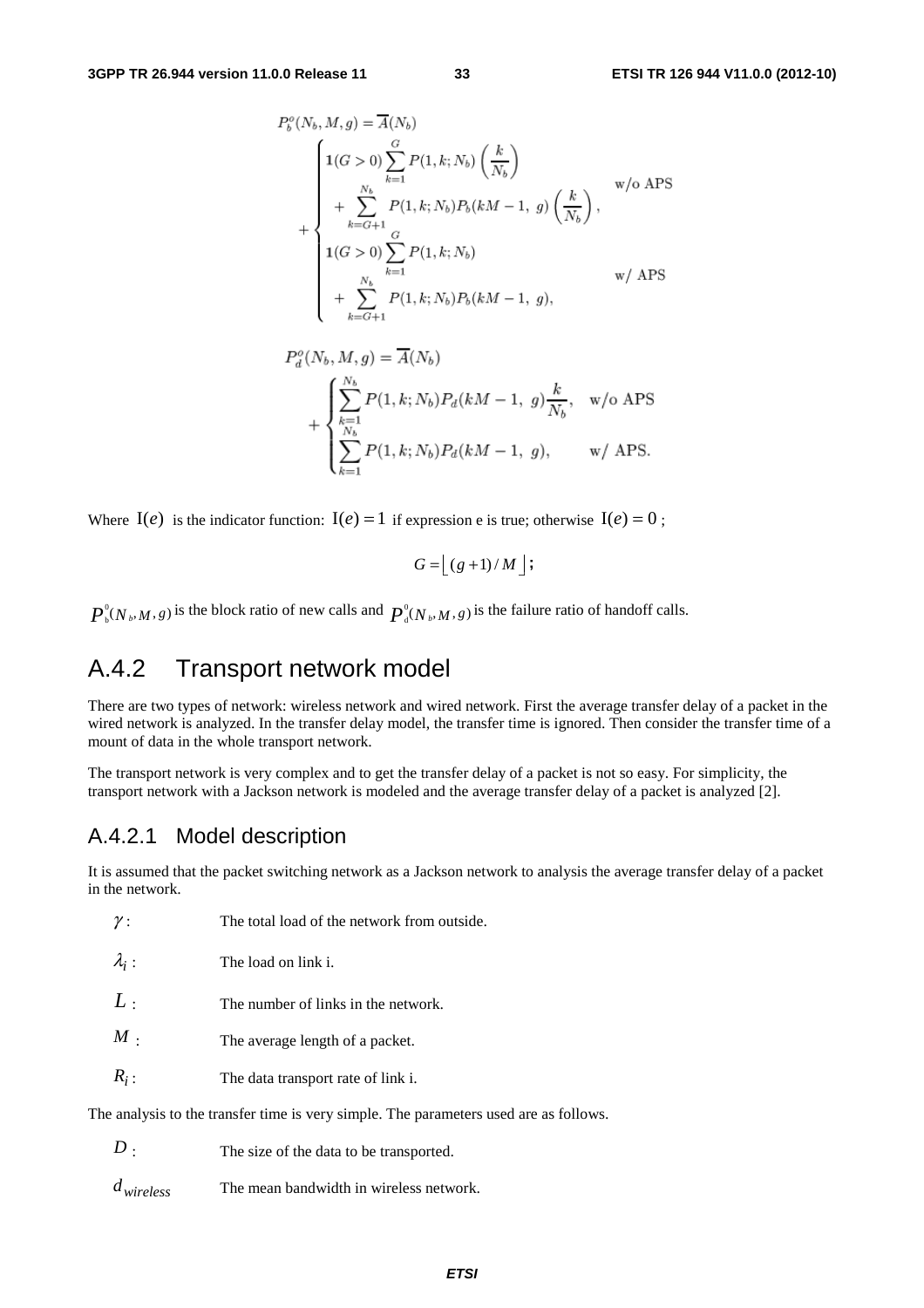$$P_b^o(N_b, M, g) = \overline{A}(N_b) + \begin{cases} \mathbf{1}(G > 0) \sum_{k=1}^{G} P(1, k; N_b) \left( \frac{k}{N_b} \right) \\ \quad + \sum_{k=G+1}^{N_b} P(1, k; N_b) P_b(kM - 1,\ g) \left( \frac{k}{N_b} \right), & \text{w/o APS} \\ \mathbf{1}(G > 0) \sum_{k=1}^{G} P(1, k; N_b) \\ \quad + \sum_{k=G+1}^{N_b} P(1, k; N_b) P_b(kM - 1,\ g), & \text{w/ APS} \end{cases}$$

$$P_d^o(N_b, M, g) = \overline{A}(N_b) + \begin{cases} \sum_{k=1}^{N_b} P(1, k; N_b) P_d(kM - 1,\ g) \frac{k}{N_b}, & \text{w/o APS} \\ \sum_{k=1}^{N_b} P(1, k; N_b) P_d(kM - 1,\ g), & \text{w/ APS.} \end{cases}$$

Where $\mathrm{I}(e)$ is the indicator function: $\mathrm{I}(e) = 1$ if expression e is true; otherwise $\mathrm{I}(e) = 0$ ;

$$G = \lfloor (g+1)/M \rfloor ;$$

$P_b^0(N_b, M, g)$ is the block ratio of new calls and $P_d^0(N_b, M, g)$ is the failure ratio of handoff calls.

## A.4.2 Transport network model

There are two types of network: wireless network and wired network. First the average transfer delay of a packet in the wired network is analyzed. In the transfer delay model, the transfer time is ignored. Then consider the transfer time of a mount of data in the whole transport network.

The transport network is very complex and to get the transfer delay of a packet is not so easy. For simplicity, the transport network with a Jackson network is modeled and the average transfer delay of a packet is analyzed [2].

### A.4.2.1 Model description

It is assumed that the packet switching network as a Jackson network to analysis the average transfer delay of a packet in the network.

$\gamma$ : The total load of the network from outside.

$\lambda_i$ : The load on link i.

$L$ : The number of links in the network.

$M$ : The average length of a packet.

$R_i$ : The data transport rate of link i.

The analysis to the transfer time is very simple. The parameters used are as follows.

$D$ : The size of the data to be transported.

$d_{wireless}$ The mean bandwidth in wireless network.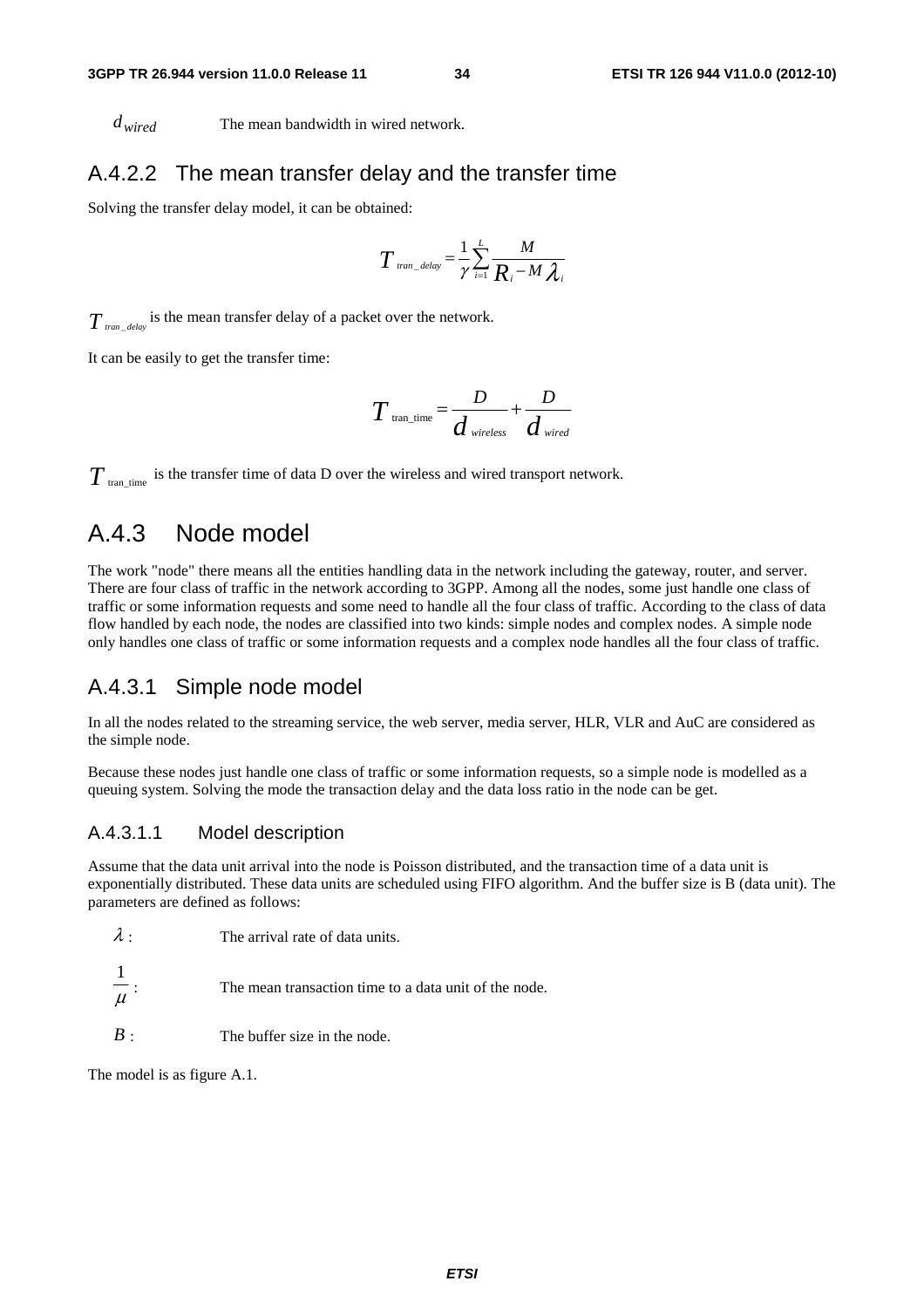$d_{wired}$ The mean bandwidth in wired network.

### A.4.2.2 The mean transfer delay and the transfer time

Solving the transfer delay model, it can be obtained:

$$T_{tran\_delay} = \frac{1}{\gamma}\sum_{i=1}^{L}\frac{M}{R_i - M\lambda_i}$$

$T_{tran\_delay}$ is the mean transfer delay of a packet over the network.

It can be easily to get the transfer time:

$$T_{\text{tran\_time}} = \frac{D}{d_{wireless}} + \frac{D}{d_{wired}}$$

$T_{\text{tran\_time}}$ is the transfer time of data D over the wireless and wired transport network.

## A.4.3 Node model

The work "node" there means all the entities handling data in the network including the gateway, router, and server. There are four class of traffic in the network according to 3GPP. Among all the nodes, some just handle one class of traffic or some information requests and some need to handle all the four class of traffic. According to the class of data flow handled by each node, the nodes are classified into two kinds: simple nodes and complex nodes. A simple node only handles one class of traffic or some information requests and a complex node handles all the four class of traffic.

### A.4.3.1 Simple node model

In all the nodes related to the streaming service, the web server, media server, HLR, VLR and AuC are considered as the simple node.

Because these nodes just handle one class of traffic or some information requests, so a simple node is modelled as a queuing system. Solving the mode the transaction delay and the data loss ratio in the node can be get.

#### A.4.3.1.1 Model description

Assume that the data unit arrival into the node is Poisson distributed, and the transaction time of a data unit is exponentially distributed. These data units are scheduled using FIFO algorithm. And the buffer size is B (data unit). The parameters are defined as follows:

$\lambda$: The arrival rate of data units.

$\frac{1}{\mu}$: The mean transaction time to a data unit of the node.

$B$: The buffer size in the node.

The model is as figure A.1.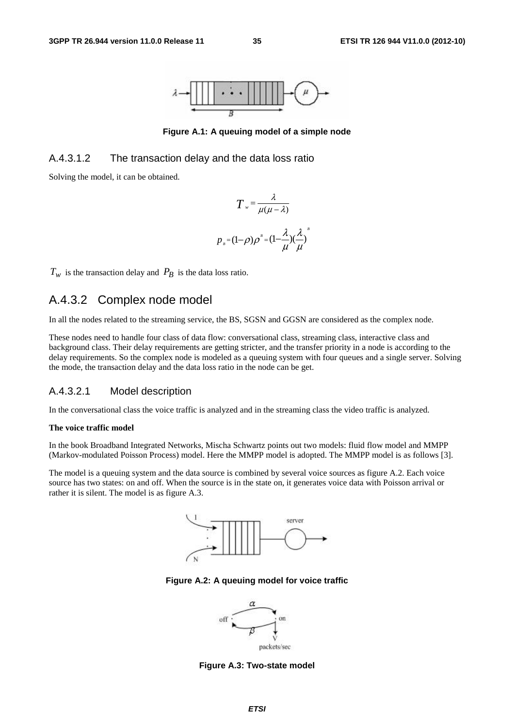Figure A.1: A queuing model of a simple node

#### A.4.3.1.2 The transaction delay and the data loss ratio

Solving the model, it can be obtained.

$$T_w = \frac{\lambda}{\mu(\mu - \lambda)}$$

$$p_B = (1-\rho)\rho^B = (1-\frac{\lambda}{\mu})(\frac{\lambda}{\mu})^B$$

$T_w$ is the transaction delay and $P_B$ is the data loss ratio.

### A.4.3.2 Complex node model

In all the nodes related to the streaming service, the BS, SGSN and GGSN are considered as the complex node.

These nodes need to handle four class of data flow: conversational class, streaming class, interactive class and background class. Their delay requirements are getting stricter, and the transfer priority in a node is according to the delay requirements. So the complex node is modeled as a queuing system with four queues and a single server. Solving the mode, the transaction delay and the data loss ratio in the node can be get.

#### A.4.3.2.1 Model description

In the conversational class the voice traffic is analyzed and in the streaming class the video traffic is analyzed.

**The voice traffic model**

In the book Broadband Integrated Networks, Mischa Schwartz points out two models: fluid flow model and MMPP (Markov-modulated Poisson Process) model. Here the MMPP model is adopted. The MMPP model is as follows [3].

The model is a queuing system and the data source is combined by several voice sources as figure A.2. Each voice source has two states: on and off. When the source is in the state on, it generates voice data with Poisson arrival or rather it is silent. The model is as figure A.3.

Figure A.2: A queuing model for voice traffic

Figure A.3: Two-state model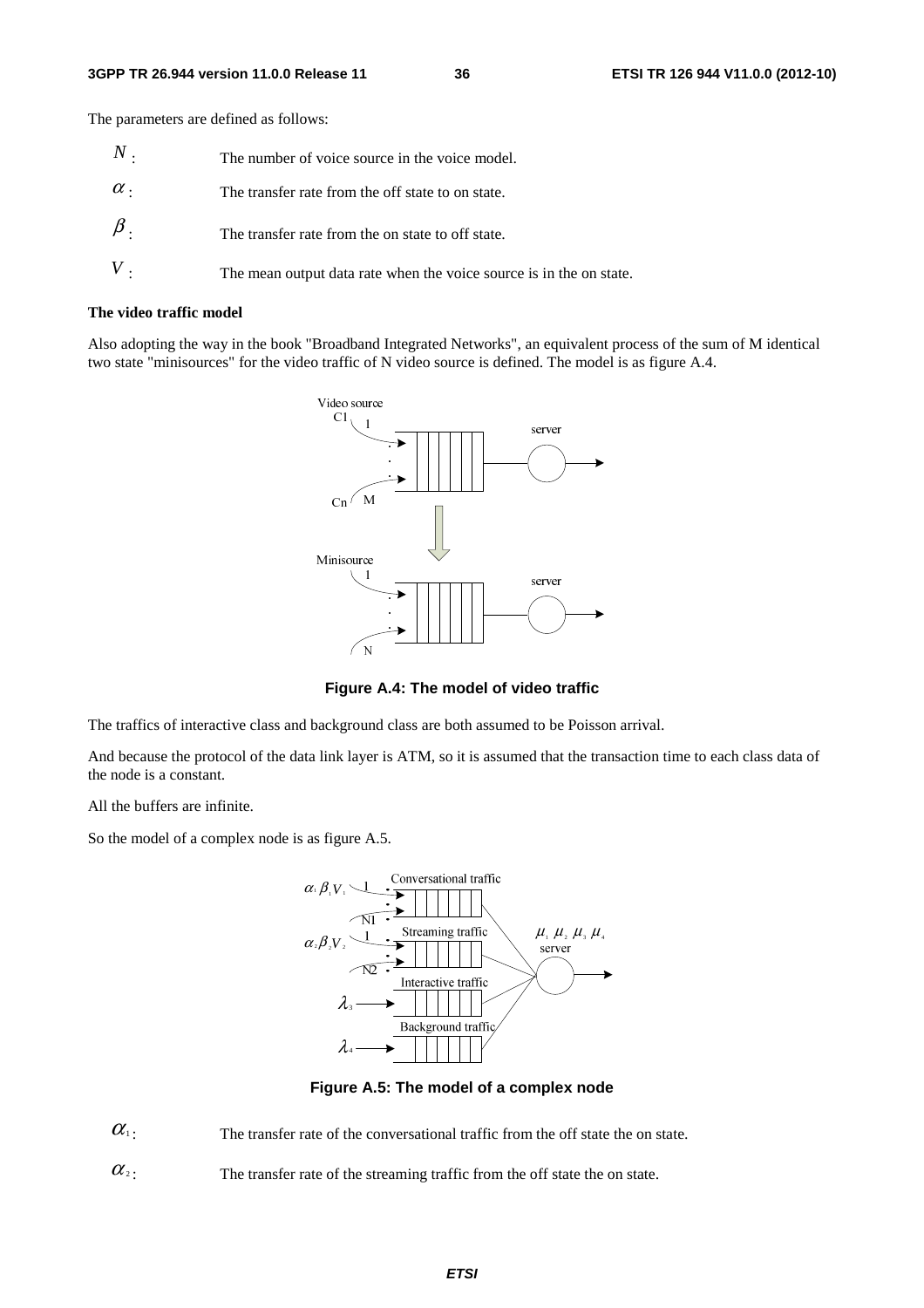The parameters are defined as follows:

$N$ : The number of voice source in the voice model.

$\alpha$ : The transfer rate from the off state to on state.

$\beta$ : The transfer rate from the on state to off state.

$V$ : The mean output data rate when the voice source is in the on state.

**The video traffic model**

Also adopting the way in the book "Broadband Integrated Networks", an equivalent process of the sum of M identical two state "minisources" for the video traffic of N video source is defined. The model is as figure A.4.

**Figure A.4: The model of video traffic**

The traffics of interactive class and background class are both assumed to be Poisson arrival.

And because the protocol of the data link layer is ATM, so it is assumed that the transaction time to each class data of the node is a constant.

All the buffers are infinite.

So the model of a complex node is as figure A.5.

**Figure A.5: The model of a complex node**

$\alpha_1$: The transfer rate of the conversational traffic from the off state the on state.

$\alpha_2$: The transfer rate of the streaming traffic from the off state the on state.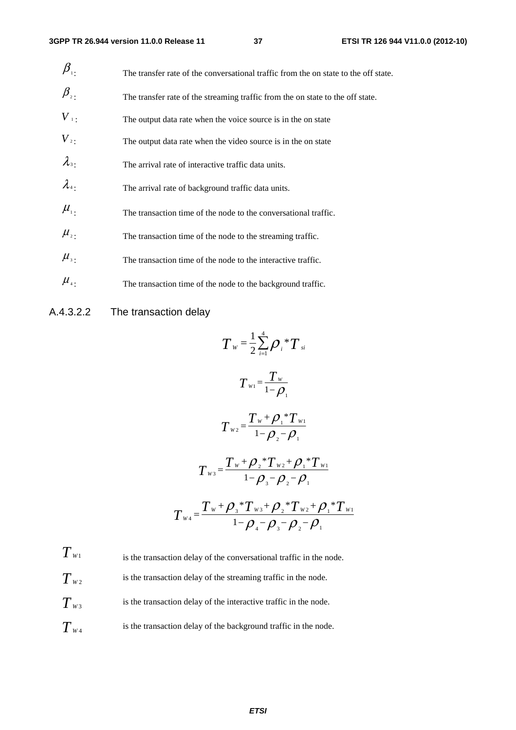$\beta_1$: The transfer rate of the conversational traffic from the on state to the off state.

$\beta_2$: The transfer rate of the streaming traffic from the on state to the off state.

$V_1$: The output data rate when the voice source is in the on state

$V_2$: The output data rate when the video source is in the on state

$\lambda_3$: The arrival rate of interactive traffic data units.

$\lambda_4$: The arrival rate of background traffic data units.

$\mu_1$: The transaction time of the node to the conversational traffic.

$\mu_2$: The transaction time of the node to the streaming traffic.

$\mu_3$: The transaction time of the node to the interactive traffic.

$\mu_4$: The transaction time of the node to the background traffic.

#### A.4.3.2.2 The transaction delay

$$T_W = \frac{1}{2}\sum_{i=1}^{4}\rho_i * T_{si}$$

$$T_{W1} = \frac{T_W}{1-\rho_1}$$

$$T_{W2} = \frac{T_W + \rho_1 * T_{W1}}{1-\rho_2-\rho_1}$$

$$T_{W3} = \frac{T_W + \rho_2 * T_{W2} + \rho_1 * T_{W1}}{1-\rho_3-\rho_2-\rho_1}$$

$$T_{W4} = \frac{T_W + \rho_3 * T_{W3} + \rho_2 * T_{W2} + \rho_1 * T_{W1}}{1-\rho_4-\rho_3-\rho_2-\rho_1}$$

$T_{W1}$ is the transaction delay of the conversational traffic in the node.

$T_{W2}$ is the transaction delay of the streaming traffic in the node.

$T_{W3}$ is the transaction delay of the interactive traffic in the node.

$T_{W4}$ is the transaction delay of the background traffic in the node.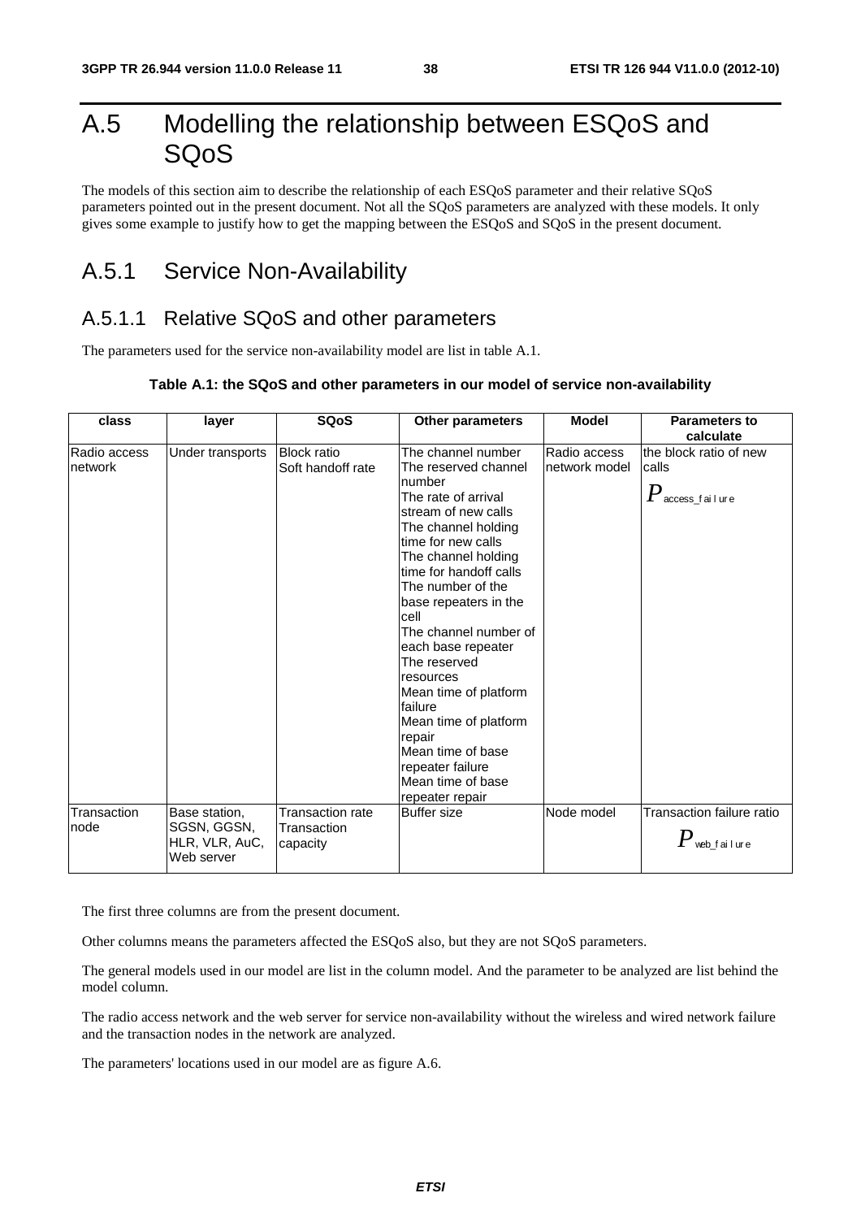# A.5 Modelling the relationship between ESQoS and SQoS

The models of this section aim to describe the relationship of each ESQoS parameter and their relative SQoS parameters pointed out in the present document. Not all the SQoS parameters are analyzed with these models. It only gives some example to justify how to get the mapping between the ESQoS and SQoS in the present document.

## A.5.1 Service Non-Availability

### A.5.1.1 Relative SQoS and other parameters

The parameters used for the service non-availability model are list in table A.1.

**Table A.1: the SQoS and other parameters in our model of service non-availability**

| class | layer | SQoS | Other parameters | Model | Parameters to calculate |
|---|---|---|---|---|---|
| Radio access network | Under transports | Block ratio<br>Soft handoff rate | The channel number<br>The reserved channel number<br>The rate of arrival stream of new calls<br>The channel holding time for new calls<br>The channel holding time for handoff calls<br>The number of the base repeaters in the cell<br>The channel number of each base repeater<br>The reserved resources<br>Mean time of platform failure<br>Mean time of platform repair<br>Mean time of base repeater failure<br>Mean time of base repeater repair | Radio access network model | the block ratio of new calls<br>$P_{access\_failure}$ |
| Transaction node | Base station, SGSN, GGSN, HLR, VLR, AuC, Web server | Transaction rate<br>Transaction capacity | Buffer size | Node model | Transaction failure ratio<br>$P_{web\_failure}$ |

The first three columns are from the present document.

Other columns means the parameters affected the ESQoS also, but they are not SQoS parameters.

The general models used in our model are list in the column model. And the parameter to be analyzed are list behind the model column.

The radio access network and the web server for service non-availability without the wireless and wired network failure and the transaction nodes in the network are analyzed.

The parameters' locations used in our model are as figure A.6.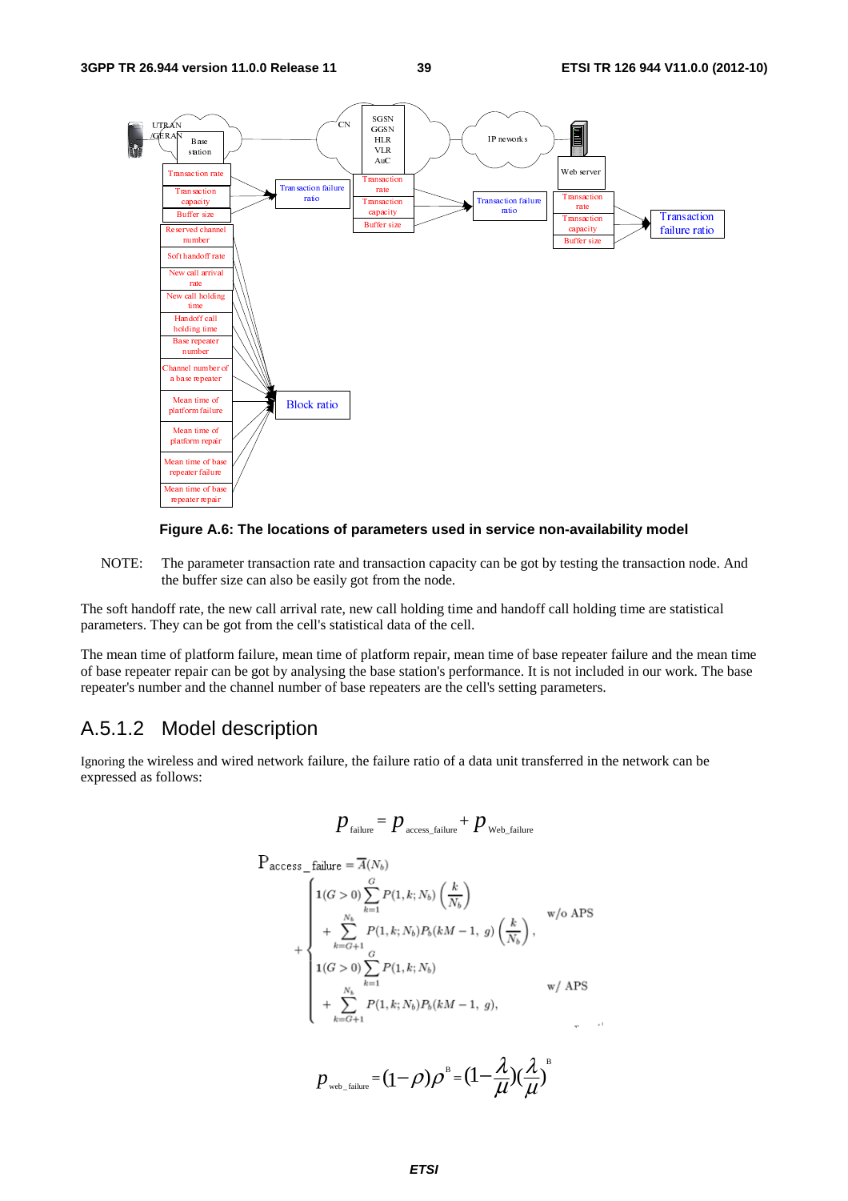Figure A.6: The locations of parameters used in service non-availability model

NOTE: The parameter transaction rate and transaction capacity can be got by testing the transaction node. And the buffer size can also be easily got from the node.

The soft handoff rate, the new call arrival rate, new call holding time and handoff call holding time are statistical parameters. They can be got from the cell's statistical data of the cell.

The mean time of platform failure, mean time of platform repair, mean time of base repeater failure and the mean time of base repeater repair can be got by analysing the base station's performance. It is not included in our work. The base repeater's number and the channel number of base repeaters are the cell's setting parameters.

## A.5.1.2 Model description

Ignoring the wireless and wired network failure, the failure ratio of a data unit transferred in the network can be expressed as follows:

$$p_{\text{failure}} = p_{\text{access\_failure}} + p_{\text{Web\_failure}}$$

$$\mathrm{P}_{\text{access\_failure}} = \overline{A}(N_b) + \begin{cases} 1(G>0)\displaystyle\sum_{k=1}^{G} P(1,k;N_b)\left(\frac{k}{N_b}\right) \\ \quad + \displaystyle\sum_{k=G+1}^{N_b} P(1,k;N_b)P_b(kM-1,\ g)\left(\frac{k}{N_b}\right), & \text{w/o APS} \\ 1(G>0)\displaystyle\sum_{k=1}^{G} P(1,k;N_b) \\ \quad + \displaystyle\sum_{k=G+1}^{N_b} P(1,k;N_b)P_b(kM-1,\ g), & \text{w/ APS} \end{cases}$$

$$p_{\text{web\_failure}} = (1-\rho)\rho^{B} = (1-\frac{\lambda}{\mu})(\frac{\lambda}{\mu})^{B}$$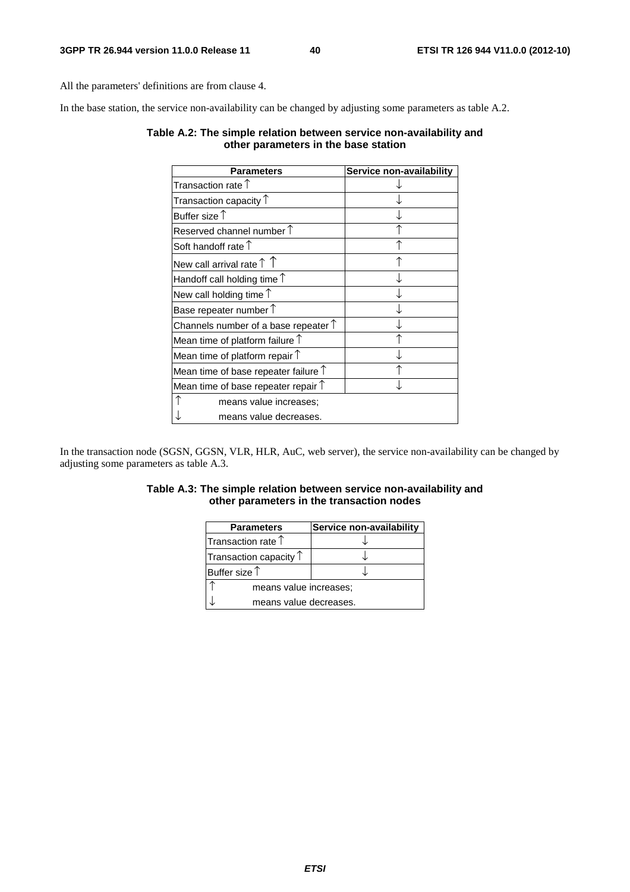All the parameters' definitions are from clause 4.

In the base station, the service non-availability can be changed by adjusting some parameters as table A.2.

**Table A.2: The simple relation between service non-availability and other parameters in the base station**

| Parameters | Service non-availability |
|---|---|
| Transaction rate ↑ | ↓ |
| Transaction capacity ↑ | ↓ |
| Buffer size ↑ | ↓ |
| Reserved channel number ↑ | ↑ |
| Soft handoff rate ↑ | ↑ |
| New call arrival rate ↑ ↑ | ↑ |
| Handoff call holding time ↑ | ↓ |
| New call holding time ↑ | ↓ |
| Base repeater number ↑ | ↓ |
| Channels number of a base repeater ↑ | ↓ |
| Mean time of platform failure ↑ | ↑ |
| Mean time of platform repair ↑ | ↓ |
| Mean time of base repeater failure ↑ | ↑ |
| Mean time of base repeater repair ↑ | ↓ |
| ↑ means value increases; | |
| ↓ means value decreases. | |

In the transaction node (SGSN, GGSN, VLR, HLR, AuC, web server), the service non-availability can be changed by adjusting some parameters as table A.3.

**Table A.3: The simple relation between service non-availability and other parameters in the transaction nodes**

| Parameters | Service non-availability |
|---|---|
| Transaction rate ↑ | ↓ |
| Transaction capacity ↑ | ↓ |
| Buffer size ↑ | ↓ |
| ↑ means value increases; | |
| ↓ means value decreases. | |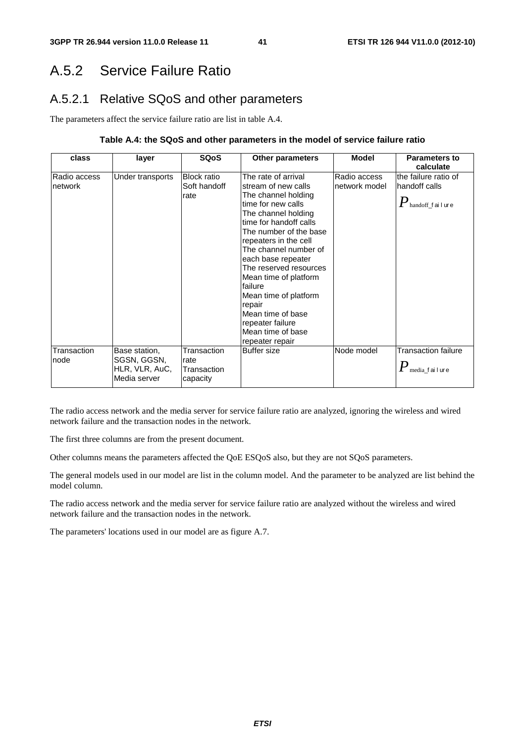## A.5.2 Service Failure Ratio

### A.5.2.1 Relative SQoS and other parameters

The parameters affect the service failure ratio are list in table A.4.

**Table A.4: the SQoS and other parameters in the model of service failure ratio**

| class | layer | SQoS | Other parameters | Model | Parameters to calculate |
|---|---|---|---|---|---|
| Radio access network | Under transports | Block ratio<br>Soft handoff rate | The rate of arrival stream of new calls<br>The channel holding time for new calls<br>The channel holding time for handoff calls<br>The number of the base repeaters in the cell<br>The channel number of each base repeater<br>The reserved resources<br>Mean time of platform failure<br>Mean time of platform repair<br>Mean time of base repeater failure<br>Mean time of base repeater repair | Radio access network model | the failure ratio of handoff calls<br>$P_{handoff\_failure}$ |
| Transaction node | Base station, SGSN, GGSN, HLR, VLR, AuC, Media server | Transaction rate<br>Transaction capacity | Buffer size | Node model | Transaction failure<br>$P_{media\_failure}$ |

The radio access network and the media server for service failure ratio are analyzed, ignoring the wireless and wired network failure and the transaction nodes in the network.

The first three columns are from the present document.

Other columns means the parameters affected the QoE ESQoS also, but they are not SQoS parameters.

The general models used in our model are list in the column model. And the parameter to be analyzed are list behind the model column.

The radio access network and the media server for service failure ratio are analyzed without the wireless and wired network failure and the transaction nodes in the network.

The parameters' locations used in our model are as figure A.7.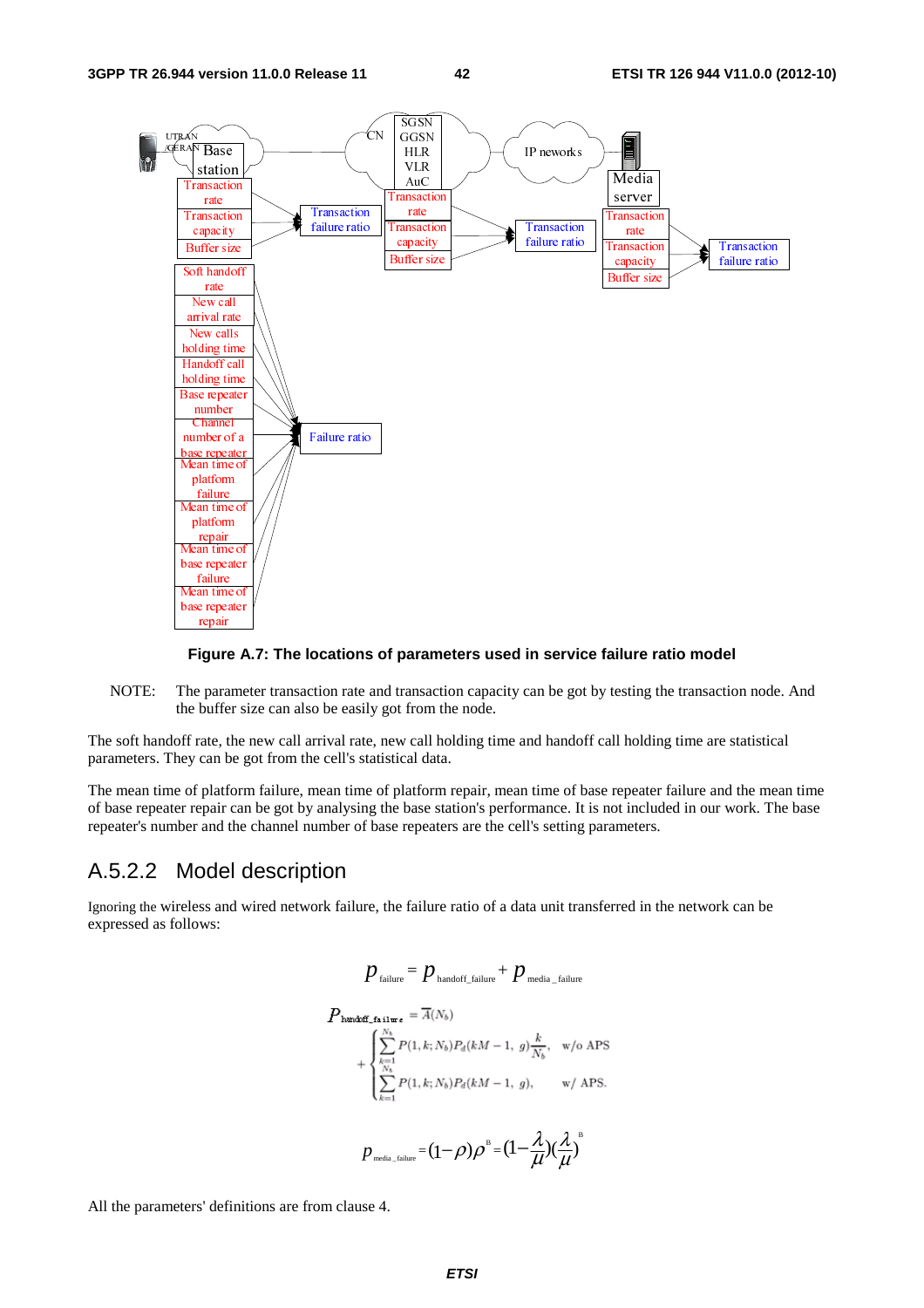Figure A.7: The locations of parameters used in service failure ratio model

NOTE: The parameter transaction rate and transaction capacity can be got by testing the transaction node. And the buffer size can also be easily got from the node.

The soft handoff rate, the new call arrival rate, new call holding time and handoff call holding time are statistical parameters. They can be got from the cell's statistical data.

The mean time of platform failure, mean time of platform repair, mean time of base repeater failure and the mean time of base repeater repair can be got by analysing the base station's performance. It is not included in our work. The base repeater's number and the channel number of base repeaters are the cell's setting parameters.

## A.5.2.2 Model description

Ignoring the wireless and wired network failure, the failure ratio of a data unit transferred in the network can be expressed as follows:

$$p_{\text{failure}} = p_{\text{handoff\_failure}} + p_{\text{media\_failure}}$$

$$P_{\text{handoff\_failure}} = \overline{A}(N_b) + \begin{cases} \sum_{k=1}^{N_b} P(1,k;N_b)P_d(kM-1,\ g)\frac{k}{N_b}, & \text{w/o APS} \\ \sum_{k=1}^{N_b} P(1,k;N_b)P_d(kM-1,\ g), & \text{w/ APS.} \end{cases}$$

$$p_{\text{media\_failure}} = (1-\rho)\rho^{B} = (1-\frac{\lambda}{\mu})(\frac{\lambda}{\mu})^{B}$$

All the parameters' definitions are from clause 4.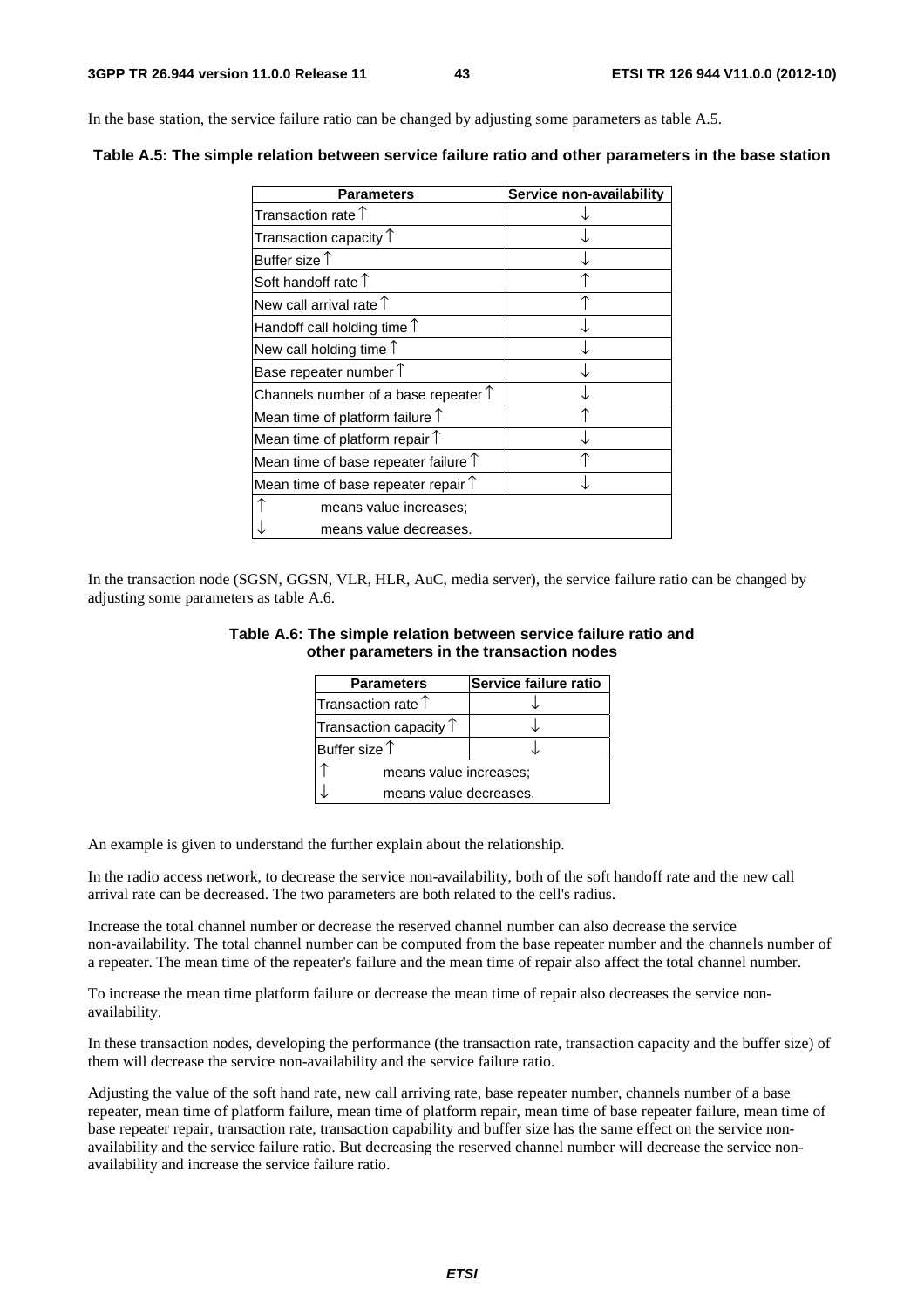In the base station, the service failure ratio can be changed by adjusting some parameters as table A.5.

**Table A.5: The simple relation between service failure ratio and other parameters in the base station**

| Parameters | Service non-availability |
|---|---|
| Transaction rate ↑ | ↓ |
| Transaction capacity ↑ | ↓ |
| Buffer size ↑ | ↓ |
| Soft handoff rate ↑ | ↑ |
| New call arrival rate ↑ | ↑ |
| Handoff call holding time ↑ | ↓ |
| New call holding time ↑ | ↓ |
| Base repeater number ↑ | ↓ |
| Channels number of a base repeater ↑ | ↓ |
| Mean time of platform failure ↑ | ↑ |
| Mean time of platform repair ↑ | ↓ |
| Mean time of base repeater failure ↑ | ↑ |
| Mean time of base repeater repair ↑ | ↓ |
| ↑ means value increases; ↓ means value decreases. | |

In the transaction node (SGSN, GGSN, VLR, HLR, AuC, media server), the service failure ratio can be changed by adjusting some parameters as table A.6.

**Table A.6: The simple relation between service failure ratio and other parameters in the transaction nodes**

| Parameters | Service failure ratio |
|---|---|
| Transaction rate ↑ | ↓ |
| Transaction capacity ↑ | ↓ |
| Buffer size ↑ | ↓ |
| ↑ means value increases; ↓ means value decreases. | |

An example is given to understand the further explain about the relationship.

In the radio access network, to decrease the service non-availability, both of the soft handoff rate and the new call arrival rate can be decreased. The two parameters are both related to the cell's radius.

Increase the total channel number or decrease the reserved channel number can also decrease the service non-availability. The total channel number can be computed from the base repeater number and the channels number of a repeater. The mean time of the repeater's failure and the mean time of repair also affect the total channel number.

To increase the mean time platform failure or decrease the mean time of repair also decreases the service non-availability.

In these transaction nodes, developing the performance (the transaction rate, transaction capacity and the buffer size) of them will decrease the service non-availability and the service failure ratio.

Adjusting the value of the soft hand rate, new call arriving rate, base repeater number, channels number of a base repeater, mean time of platform failure, mean time of platform repair, mean time of base repeater failure, mean time of base repeater repair, transaction rate, transaction capability and buffer size has the same effect on the service non-availability and the service failure ratio. But decreasing the reserved channel number will decrease the service non-availability and increase the service failure ratio.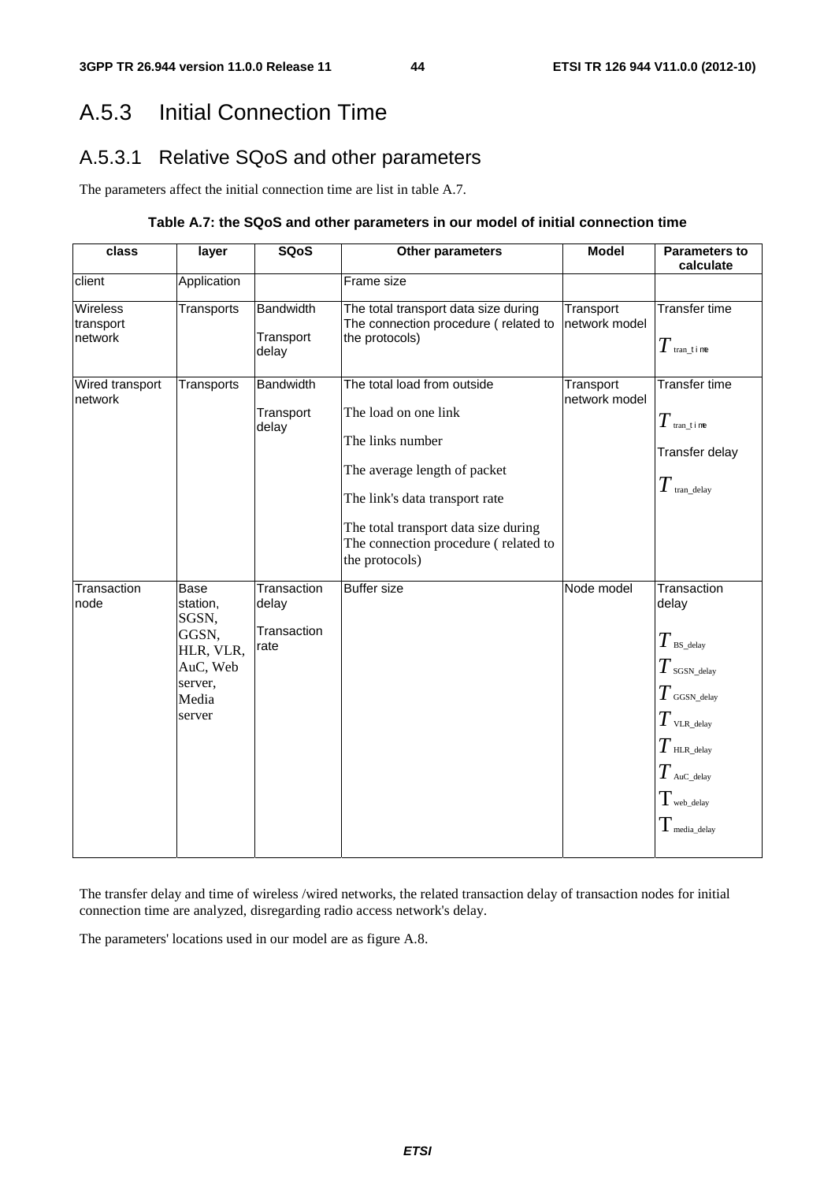# A.5.3 Initial Connection Time

## A.5.3.1 Relative SQoS and other parameters

The parameters affect the initial connection time are list in table A.7.

**Table A.7: the SQoS and other parameters in our model of initial connection time**

| class | layer | SQoS | Other parameters | Model | Parameters to calculate |
|---|---|---|---|---|---|
| client | Application | | Frame size | | |
| Wireless transport network | Transports | Bandwidth<br><br>Transport delay | The total transport data size during The connection procedure ( related to the protocols) | Transport network model | Transfer time<br><br>$T_{\text{tran\_time}}$ |
| Wired transport network | Transports | Bandwidth<br><br>Transport delay | The total load from outside<br><br>The load on one link<br><br>The links number<br><br>The average length of packet<br><br>The link's data transport rate<br><br>The total transport data size during The connection procedure ( related to the protocols) | Transport network model | Transfer time<br><br>$T_{\text{tran\_time}}$<br><br>Transfer delay<br><br>$T_{\text{tran\_delay}}$ |
| Transaction node | Base station, SGSN, GGSN, HLR, VLR, AuC, Web server, Media server | Transaction delay<br><br>Transaction rate | Buffer size | Node model | Transaction delay<br><br>$T_{\text{BS\_delay}}$<br><br>$T_{\text{SGSN\_delay}}$<br><br>$T_{\text{GGSN\_delay}}$<br><br>$T_{\text{VLR\_delay}}$<br><br>$T_{\text{HLR\_delay}}$<br><br>$T_{\text{AuC\_delay}}$<br><br>$T_{\text{web\_delay}}$<br><br>$T_{\text{media\_delay}}$ |

The transfer delay and time of wireless /wired networks, the related transaction delay of transaction nodes for initial connection time are analyzed, disregarding radio access network's delay.

The parameters' locations used in our model are as figure A.8.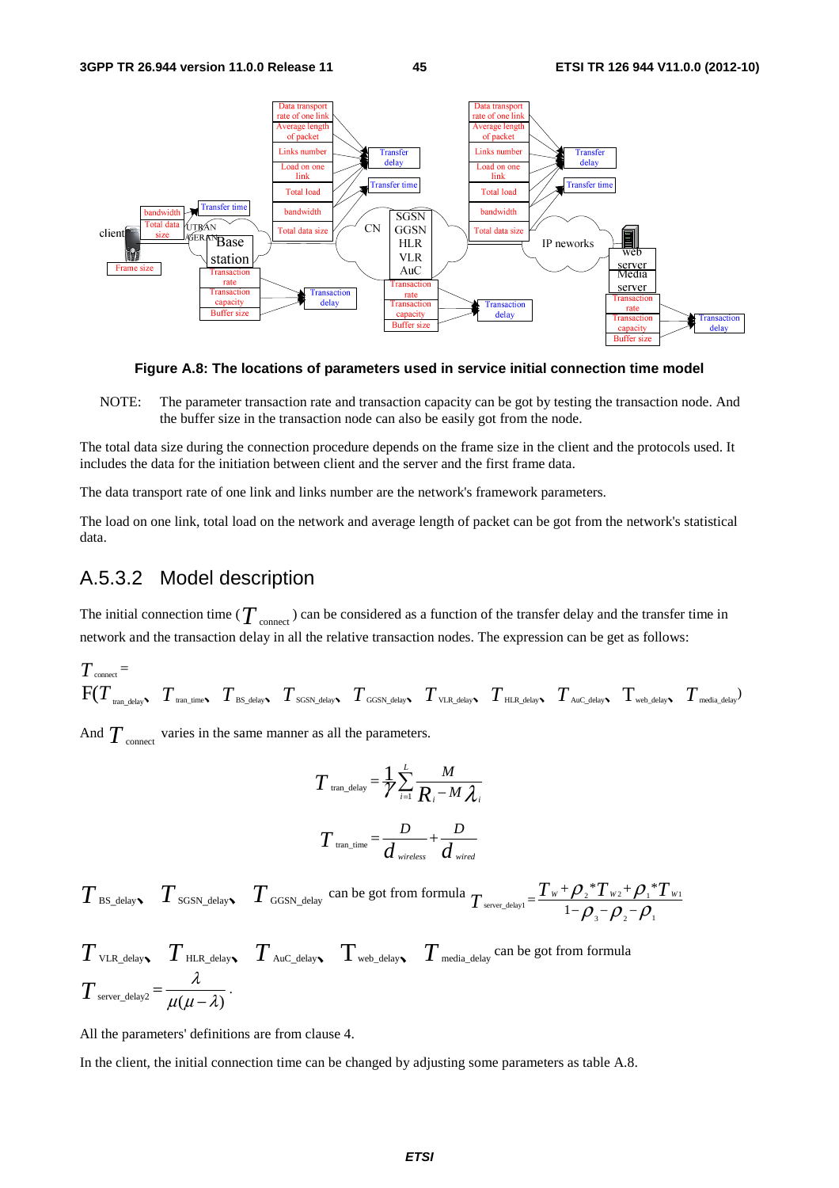**Figure A.8: The locations of parameters used in service initial connection time model**

NOTE: The parameter transaction rate and transaction capacity can be got by testing the transaction node. And the buffer size in the transaction node can also be easily got from the node.

The total data size during the connection procedure depends on the frame size in the client and the protocols used. It includes the data for the initiation between client and the server and the first frame data.

The data transport rate of one link and links number are the network's framework parameters.

The load on one link, total load on the network and average length of packet can be got from the network's statistical data.

## A.5.3.2 Model description

The initial connection time ($T_{connect}$) can be considered as a function of the transfer delay and the transfer time in network and the transaction delay in all the relative transaction nodes. The expression can be get as follows:

$$T_{connect} = F(T_{tran\_delay},\ T_{tran\_time},\ T_{BS\_delay},\ T_{SGSN\_delay},\ T_{GGSN\_delay},\ T_{VLR\_delay},\ T_{HLR\_delay},\ T_{AuC\_delay},\ T_{web\_delay},\ T_{media\_delay})$$

And $T_{connect}$ varies in the same manner as all the parameters.

$$T_{tran\_delay} = \frac{1}{\gamma}\sum_{i=1}^{L}\frac{M}{R_i - M\lambda_i}$$

$$T_{tran\_time} = \frac{D}{d_{wireless}} + \frac{D}{d_{wired}}$$

$T_{BS\_delay}$, $T_{SGSN\_delay}$, $T_{GGSN\_delay}$ can be got from formula $T_{server\_delay1} = \dfrac{T_W + \rho_2 {*} T_{W2} + \rho_1 {*} T_{W1}}{1 - \rho_3 - \rho_2 - \rho_1}$

$T_{VLR\_delay}$, $T_{HLR\_delay}$, $T_{AuC\_delay}$, $T_{web\_delay}$, $T_{media\_delay}$ can be got from formula $T_{server\_delay2} = \dfrac{\lambda}{\mu(\mu - \lambda)}$.

All the parameters' definitions are from clause 4.

In the client, the initial connection time can be changed by adjusting some parameters as table A.8.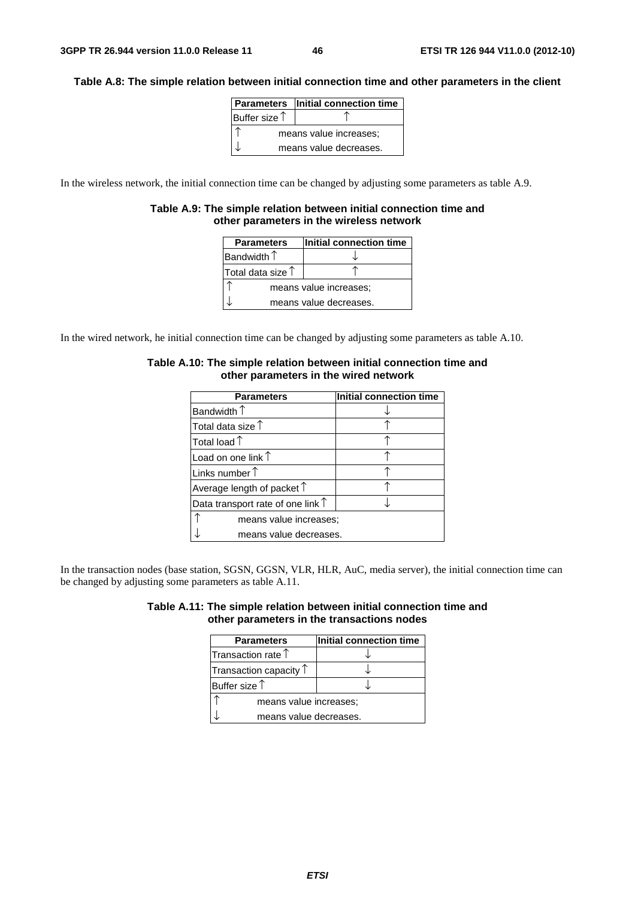**Table A.8: The simple relation between initial connection time and other parameters in the client**

| Parameters | Initial connection time |
|---|---|
| Buffer size ↑ | ↑ |
| ↑ means value increases; | |
| ↓ means value decreases. | |

In the wireless network, the initial connection time can be changed by adjusting some parameters as table A.9.

**Table A.9: The simple relation between initial connection time and other parameters in the wireless network**

| Parameters | Initial connection time |
|---|---|
| Bandwidth ↑ | ↓ |
| Total data size ↑ | ↑ |
| ↑ means value increases; | |
| ↓ means value decreases. | |

In the wired network, he initial connection time can be changed by adjusting some parameters as table A.10.

**Table A.10: The simple relation between initial connection time and other parameters in the wired network**

| Parameters | Initial connection time |
|---|---|
| Bandwidth ↑ | ↓ |
| Total data size ↑ | ↑ |
| Total load ↑ | ↑ |
| Load on one link ↑ | ↑ |
| Links number ↑ | ↑ |
| Average length of packet ↑ | ↑ |
| Data transport rate of one link ↑ | ↓ |
| ↑ means value increases; | |
| ↓ means value decreases. | |

In the transaction nodes (base station, SGSN, GGSN, VLR, HLR, AuC, media server), the initial connection time can be changed by adjusting some parameters as table A.11.

**Table A.11: The simple relation between initial connection time and other parameters in the transactions nodes**

| Parameters | Initial connection time |
|---|---|
| Transaction rate ↑ | ↓ |
| Transaction capacity ↑ | ↓ |
| Buffer size ↑ | ↓ |
| ↑ means value increases; | |
| ↓ means value decreases. | |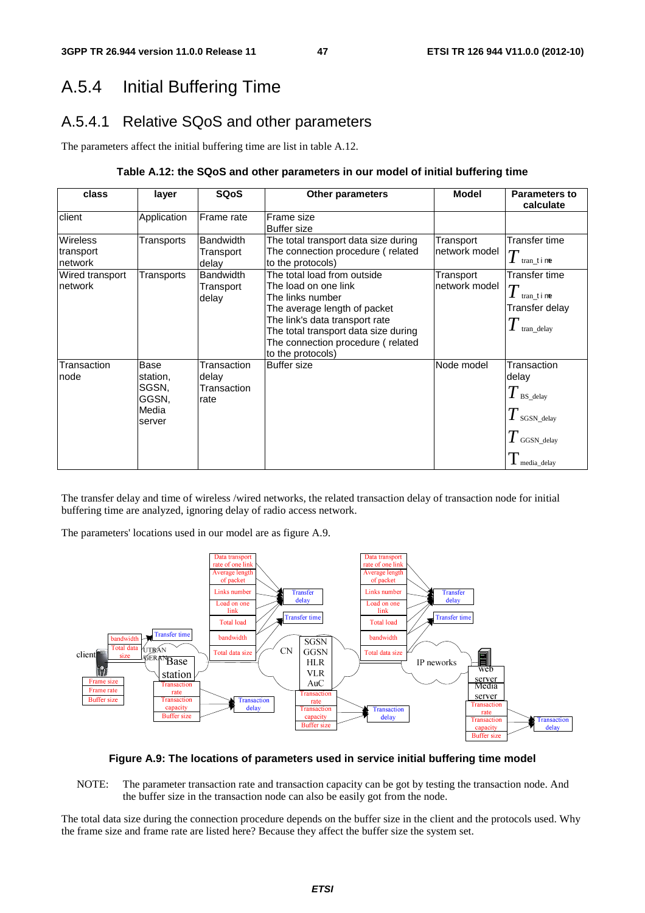## A.5.4 Initial Buffering Time

### A.5.4.1 Relative SQoS and other parameters

The parameters affect the initial buffering time are list in table A.12.

**Table A.12: the SQoS and other parameters in our model of initial buffering time**

| class | layer | SQoS | Other parameters | Model | Parameters to calculate |
|---|---|---|---|---|---|
| client | Application | Frame rate | Frame size<br>Buffer size | | |
| Wireless transport network | Transports | Bandwidth<br>Transport delay | The total transport data size during The connection procedure ( related to the protocols) | Transport network model | Transfer time<br>$T_{tran\_time}$ |
| Wired transport network | Transports | Bandwidth<br>Transport delay | The total load from outside<br>The load on one link<br>The links number<br>The average length of packet<br>The link's data transport rate<br>The total transport data size during The connection procedure ( related to the protocols) | Transport network model | Transfer time<br>$T_{tran\_time}$<br>Transfer delay<br>$T_{tran\_delay}$ |
| Transaction node | Base station, SGSN, GGSN, Media server | Transaction delay<br>Transaction rate | Buffer size | Node model | Transaction delay<br>$T_{BS\_delay}$<br>$T_{SGSN\_delay}$<br>$T_{GGSN\_delay}$<br>$T_{media\_delay}$ |

The transfer delay and time of wireless /wired networks, the related transaction delay of transaction node for initial buffering time are analyzed, ignoring delay of radio access network.

The parameters' locations used in our model are as figure A.9.

**Figure A.9: The locations of parameters used in service initial buffering time model**

NOTE: The parameter transaction rate and transaction capacity can be got by testing the transaction node. And the buffer size in the transaction node can also be easily got from the node.

The total data size during the connection procedure depends on the buffer size in the client and the protocols used. Why the frame size and frame rate are listed here? Because they affect the buffer size the system set.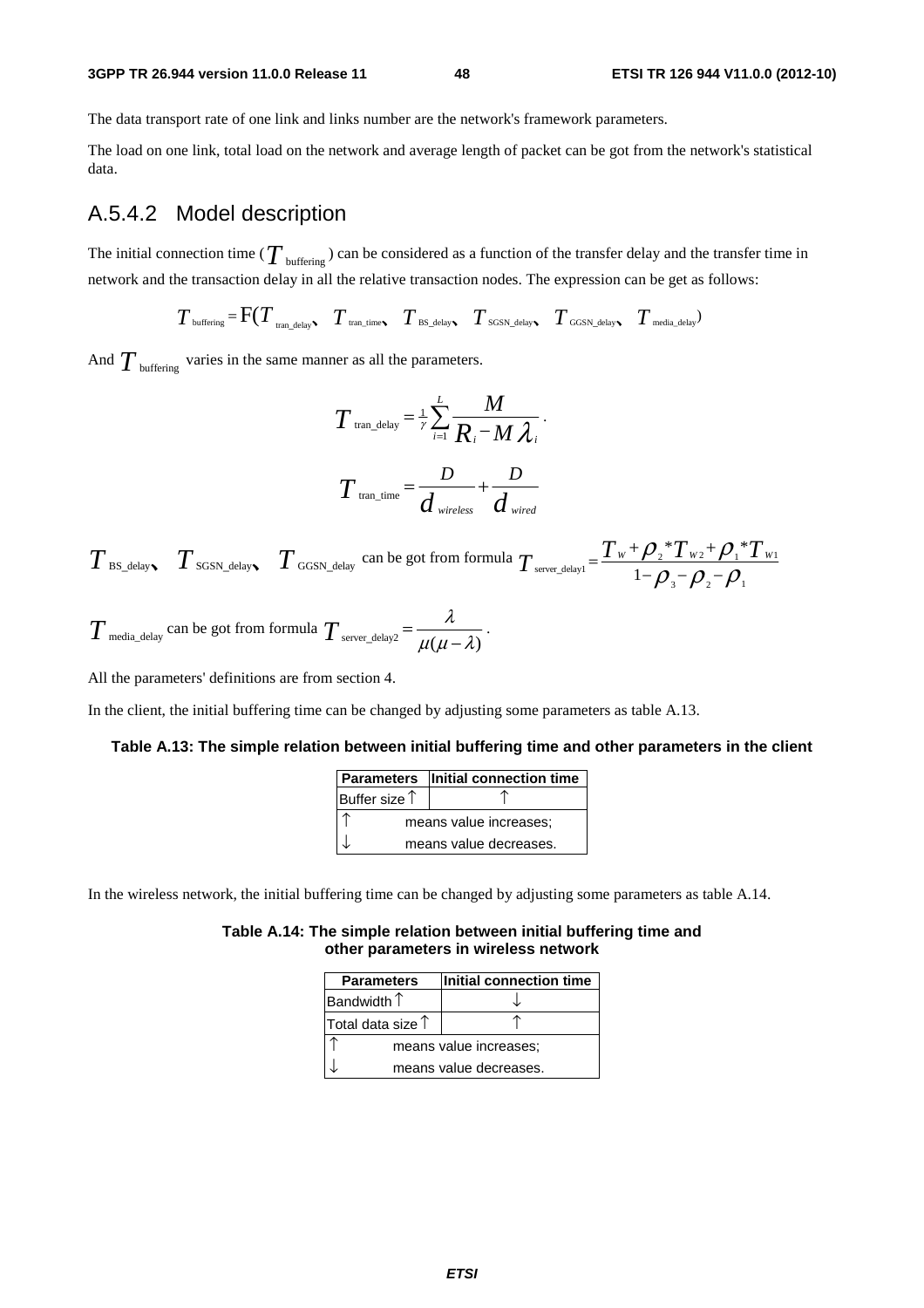The data transport rate of one link and links number are the network's framework parameters.

The load on one link, total load on the network and average length of packet can be got from the network's statistical data.

## A.5.4.2 Model description

The initial connection time ($T_{\text{buffering}}$) can be considered as a function of the transfer delay and the transfer time in network and the transaction delay in all the relative transaction nodes. The expression can be get as follows:

$$T_{\text{buffering}} = \text{F}(T_{\text{tran\_delay}}、 T_{\text{tran\_time}}、 T_{\text{BS\_delay}}、 T_{\text{SGSN\_delay}}、 T_{\text{GGSN\_delay}}、 T_{\text{media\_delay}})$$

And $T_{\text{buffering}}$ varies in the same manner as all the parameters.

$$T_{\text{tran\_delay}} = \frac{1}{\gamma}\sum_{i=1}^{L}\frac{M}{R_i - M\lambda_i}.$$

$$T_{\text{tran\_time}} = \frac{D}{d_{wireless}} + \frac{D}{d_{wired}}$$

$T_{\text{BS\_delay}}$、 $T_{\text{SGSN\_delay}}$、 $T_{\text{GGSN\_delay}}$ can be got from formula $T_{\text{server\_delay1}} = \frac{T_W + \rho_2 * T_{W2} + \rho_1 * T_{W1}}{1 - \rho_3 - \rho_2 - \rho_1}$

$T_{\text{media\_delay}}$ can be got from formula $T_{\text{server\_delay2}} = \frac{\lambda}{\mu(\mu - \lambda)}$.

All the parameters' definitions are from section 4.

In the client, the initial buffering time can be changed by adjusting some parameters as table A.13.

**Table A.13: The simple relation between initial buffering time and other parameters in the client**

| Parameters | Initial connection time |
|---|---|
| Buffer size ↑ | ↑ |
| ↑ | means value increases; |
| ↓ | means value decreases. |

In the wireless network, the initial buffering time can be changed by adjusting some parameters as table A.14.

**Table A.14: The simple relation between initial buffering time and other parameters in wireless network**

| Parameters | Initial connection time |
|---|---|
| Bandwidth ↑ | ↓ |
| Total data size ↑ | ↑ |
| ↑ | means value increases; |
| ↓ | means value decreases. |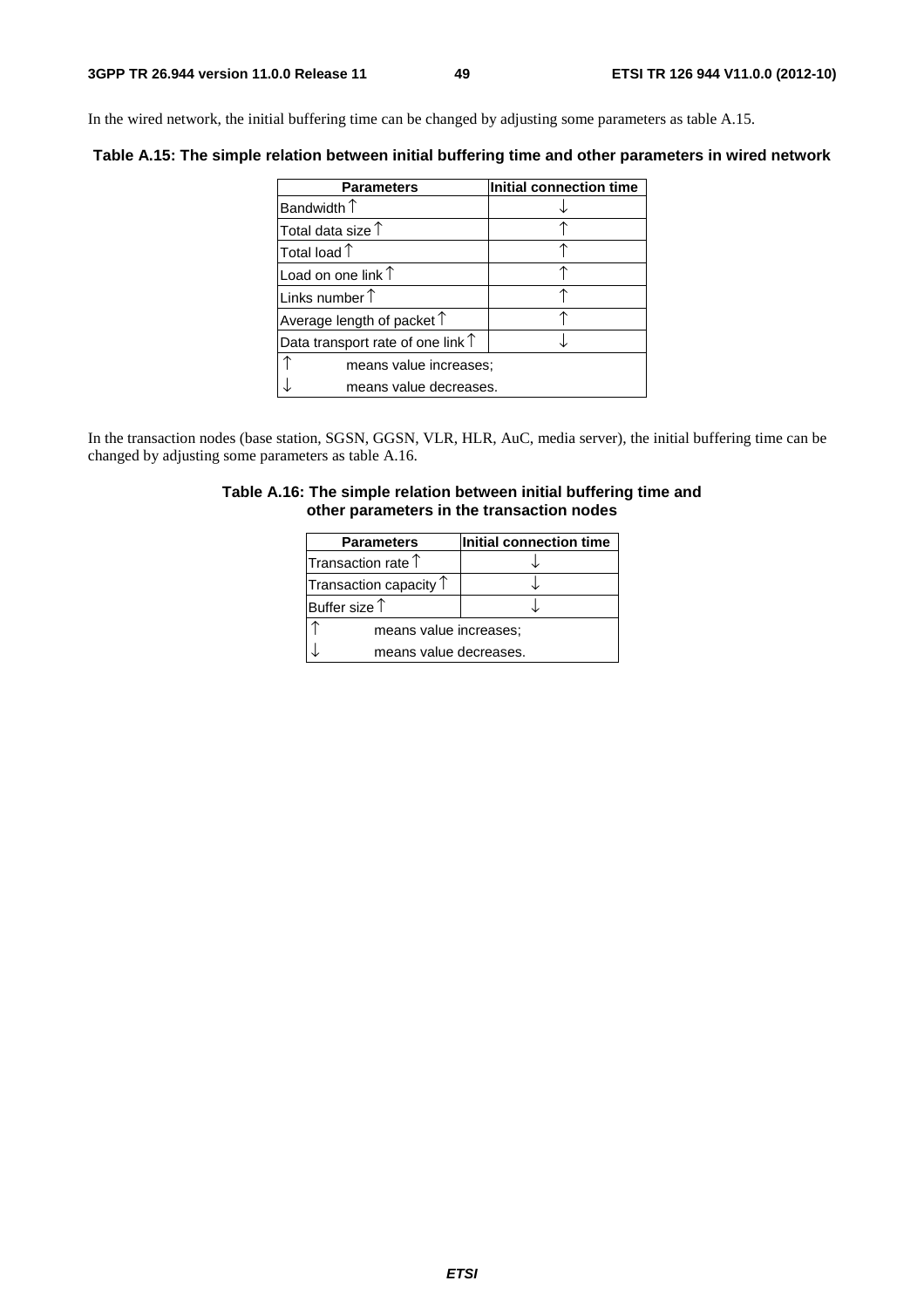In the wired network, the initial buffering time can be changed by adjusting some parameters as table A.15.

**Table A.15: The simple relation between initial buffering time and other parameters in wired network**

| Parameters | Initial connection time |
|---|---|
| Bandwidth ↑ | ↓ |
| Total data size ↑ | ↑ |
| Total load ↑ | ↑ |
| Load on one link ↑ | ↑ |
| Links number ↑ | ↑ |
| Average length of packet ↑ | ↑ |
| Data transport rate of one link ↑ | ↓ |
| ↑ means value increases; | |
| ↓ means value decreases. | |

In the transaction nodes (base station, SGSN, GGSN, VLR, HLR, AuC, media server), the initial buffering time can be changed by adjusting some parameters as table A.16.

**Table A.16: The simple relation between initial buffering time and other parameters in the transaction nodes**

| Parameters | Initial connection time |
|---|---|
| Transaction rate ↑ | ↓ |
| Transaction capacity ↑ | ↓ |
| Buffer size ↑ | ↓ |
| ↑ means value increases; | |
| ↓ means value decreases. | |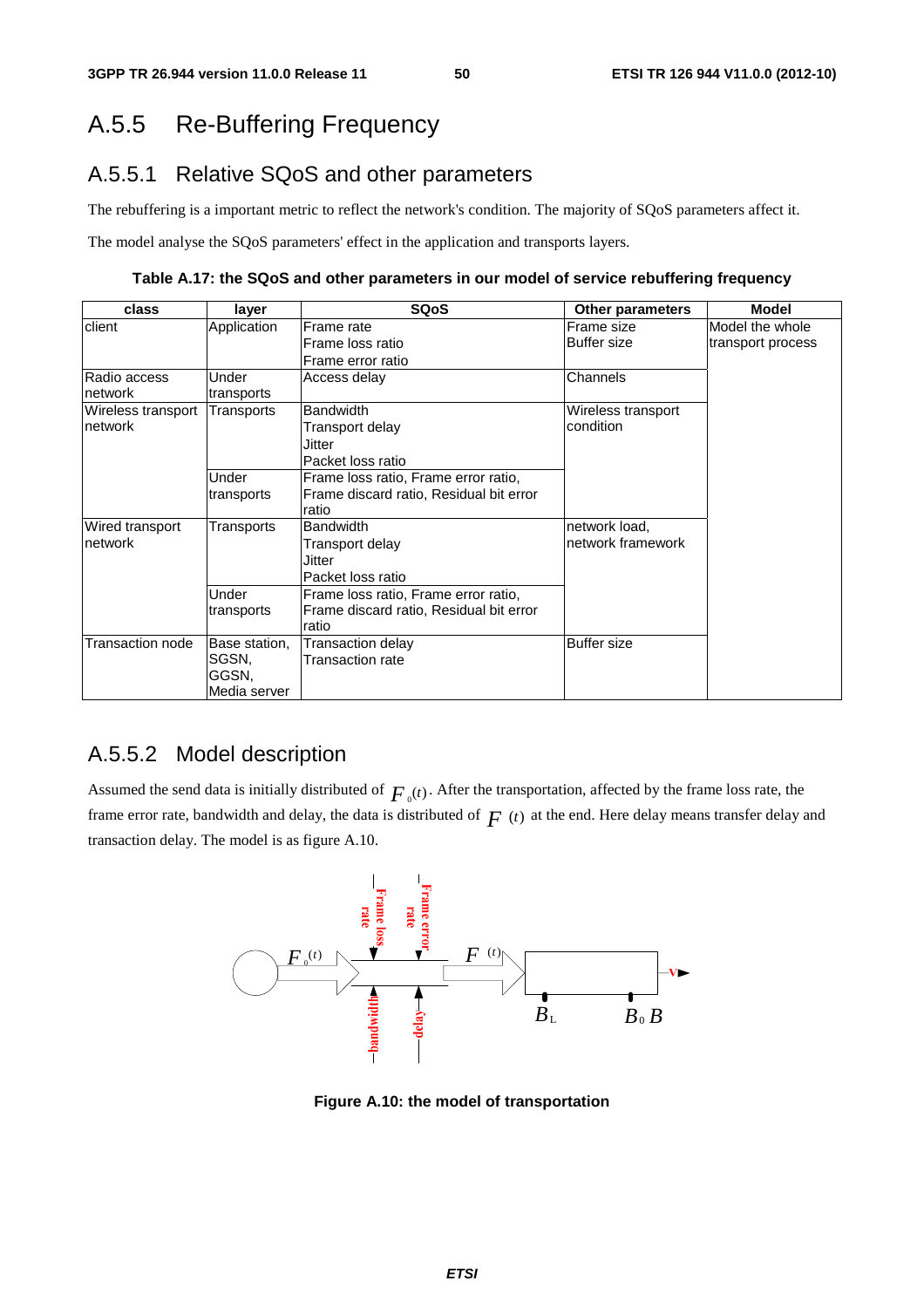# A.5.5 Re-Buffering Frequency

## A.5.5.1 Relative SQoS and other parameters

The rebuffering is a important metric to reflect the network's condition. The majority of SQoS parameters affect it.

The model analyse the SQoS parameters' effect in the application and transports layers.

**Table A.17: the SQoS and other parameters in our model of service rebuffering frequency**

| class | layer | SQoS | Other parameters | Model |
|---|---|---|---|---|
| client | Application | Frame rate<br>Frame loss ratio<br>Frame error ratio | Frame size<br>Buffer size | Model the whole transport process |
| Radio access network | Under transports | Access delay | Channels | |
| Wireless transport network | Transports | Bandwidth<br>Transport delay<br>Jitter<br>Packet loss ratio | Wireless transport condition | |
| | Under transports | Frame loss ratio, Frame error ratio, Frame discard ratio, Residual bit error ratio | | |
| Wired transport network | Transports | Bandwidth<br>Transport delay<br>Jitter<br>Packet loss ratio | network load, network framework | |
| | Under transports | Frame loss ratio, Frame error ratio, Frame discard ratio, Residual bit error ratio | | |
| Transaction node | Base station, SGSN, GGSN, Media server | Transaction delay<br>Transaction rate | Buffer size | |

## A.5.5.2 Model description

Assumed the send data is initially distributed of $F_0(t)$. After the transportation, affected by the frame loss rate, the frame error rate, bandwidth and delay, the data is distributed of $F(t)$ at the end. Here delay means transfer delay and transaction delay. The model is as figure A.10.

**Figure A.10: the model of transportation**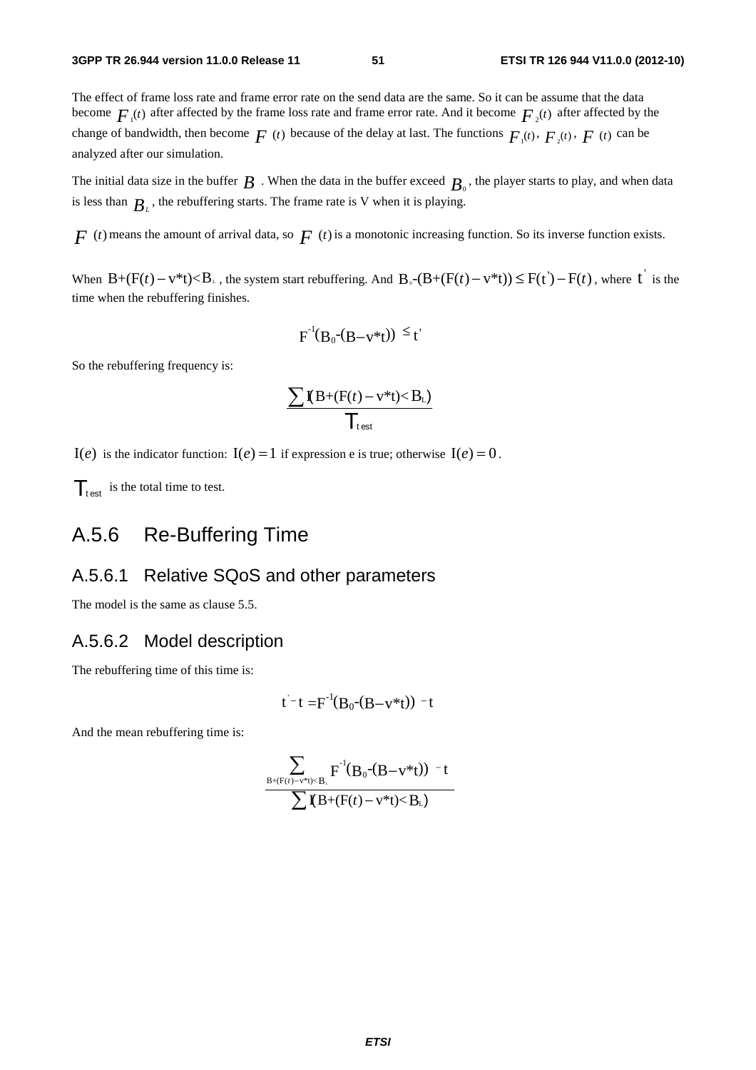The effect of frame loss rate and frame error rate on the send data are the same. So it can be assume that the data become $F_1(t)$ after affected by the frame loss rate and frame error rate. And it become $F_2(t)$ after affected by the change of bandwidth, then become $F(t)$ because of the delay at last. The functions $F_1(t)$, $F_2(t)$, $F(t)$ can be analyzed after our simulation.

The initial data size in the buffer $B$. When the data in the buffer exceed $B_0$, the player starts to play, and when data is less than $B_L$, the rebuffering starts. The frame rate is V when it is playing.

$F(t)$ means the amount of arrival data, so $F(t)$ is a monotonic increasing function. So its inverse function exists.

When $B+(F(t)-v*t)<B_L$, the system start rebuffering. And $B_0-(B+(F(t)-v*t)) \le F(t')-F(t)$, where $t'$ is the time when the rebuffering finishes.

$$F^{-1}(B_0-(B-v*t)) \le t'$$

So the rebuffering frequency is:

$$\frac{\sum I(B+(F(t)-v*t)<B_L)}{T_{test}}$$

$I(e)$ is the indicator function: $I(e)=1$ if expression e is true; otherwise $I(e)=0$.

$T_{test}$ is the total time to test.

## A.5.6 Re-Buffering Time

### A.5.6.1 Relative SQoS and other parameters

The model is the same as clause 5.5.

### A.5.6.2 Model description

The rebuffering time of this time is:

$$t'-t = F^{-1}(B_0-(B-v*t)) - t$$

And the mean rebuffering time is:

$$\frac{\sum_{B+(F(t)-v*t)<B_L} F^{-1}(B_0-(B-v*t)) - t}{\sum I(B+(F(t)-v*t)<B_L)}$$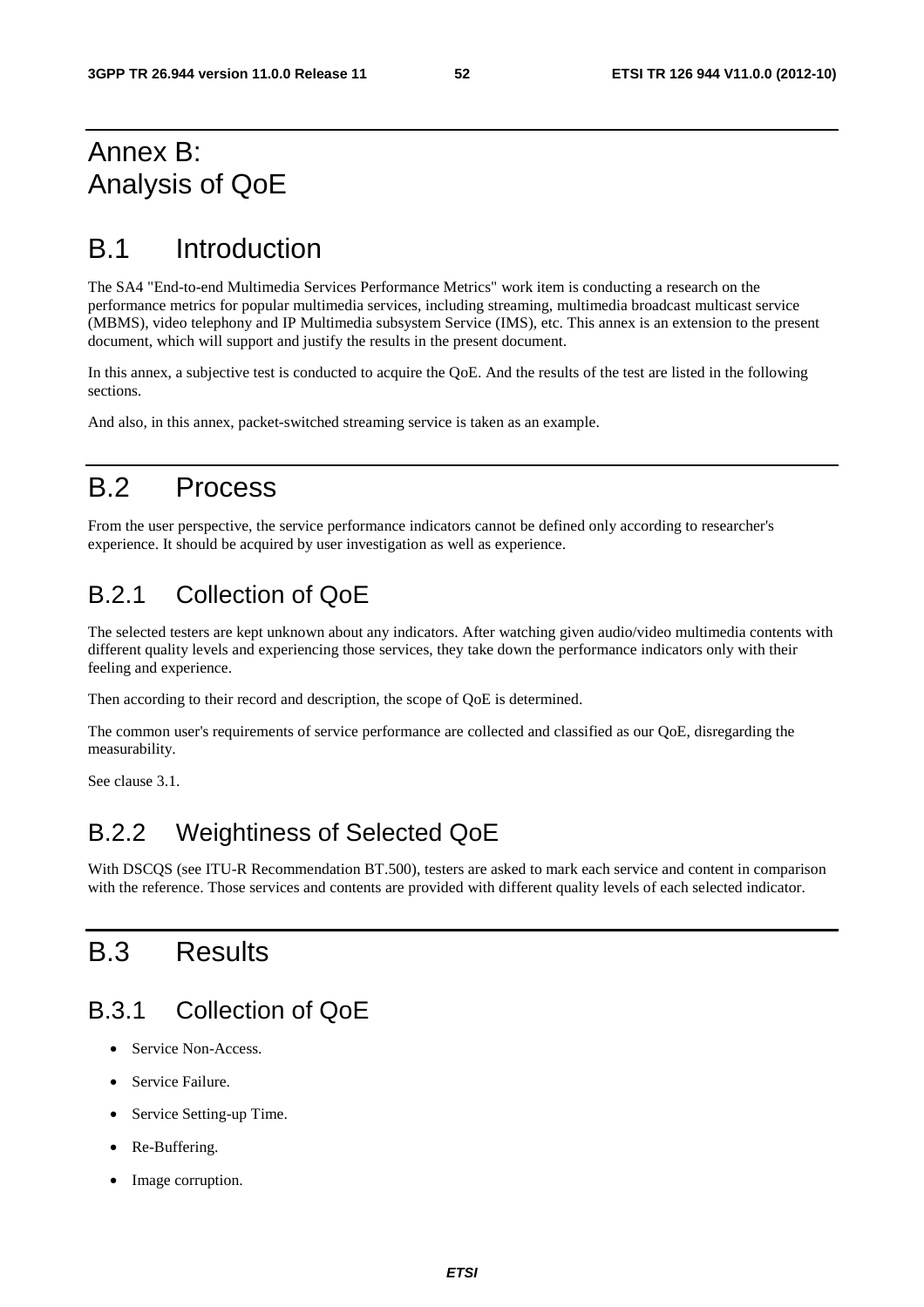# Annex B: Analysis of QoE

# B.1 Introduction

The SA4 "End-to-end Multimedia Services Performance Metrics" work item is conducting a research on the performance metrics for popular multimedia services, including streaming, multimedia broadcast multicast service (MBMS), video telephony and IP Multimedia subsystem Service (IMS), etc. This annex is an extension to the present document, which will support and justify the results in the present document.

In this annex, a subjective test is conducted to acquire the QoE. And the results of the test are listed in the following sections.

And also, in this annex, packet-switched streaming service is taken as an example.

# B.2 Process

From the user perspective, the service performance indicators cannot be defined only according to researcher's experience. It should be acquired by user investigation as well as experience.

## B.2.1 Collection of QoE

The selected testers are kept unknown about any indicators. After watching given audio/video multimedia contents with different quality levels and experiencing those services, they take down the performance indicators only with their feeling and experience.

Then according to their record and description, the scope of QoE is determined.

The common user's requirements of service performance are collected and classified as our QoE, disregarding the measurability.

See clause 3.1.

## B.2.2 Weightiness of Selected QoE

With DSCQS (see ITU-R Recommendation BT.500), testers are asked to mark each service and content in comparison with the reference. Those services and contents are provided with different quality levels of each selected indicator.

# B.3 Results

## B.3.1 Collection of QoE

- Service Non-Access.
- Service Failure.
- Service Setting-up Time.
- Re-Buffering.
- Image corruption.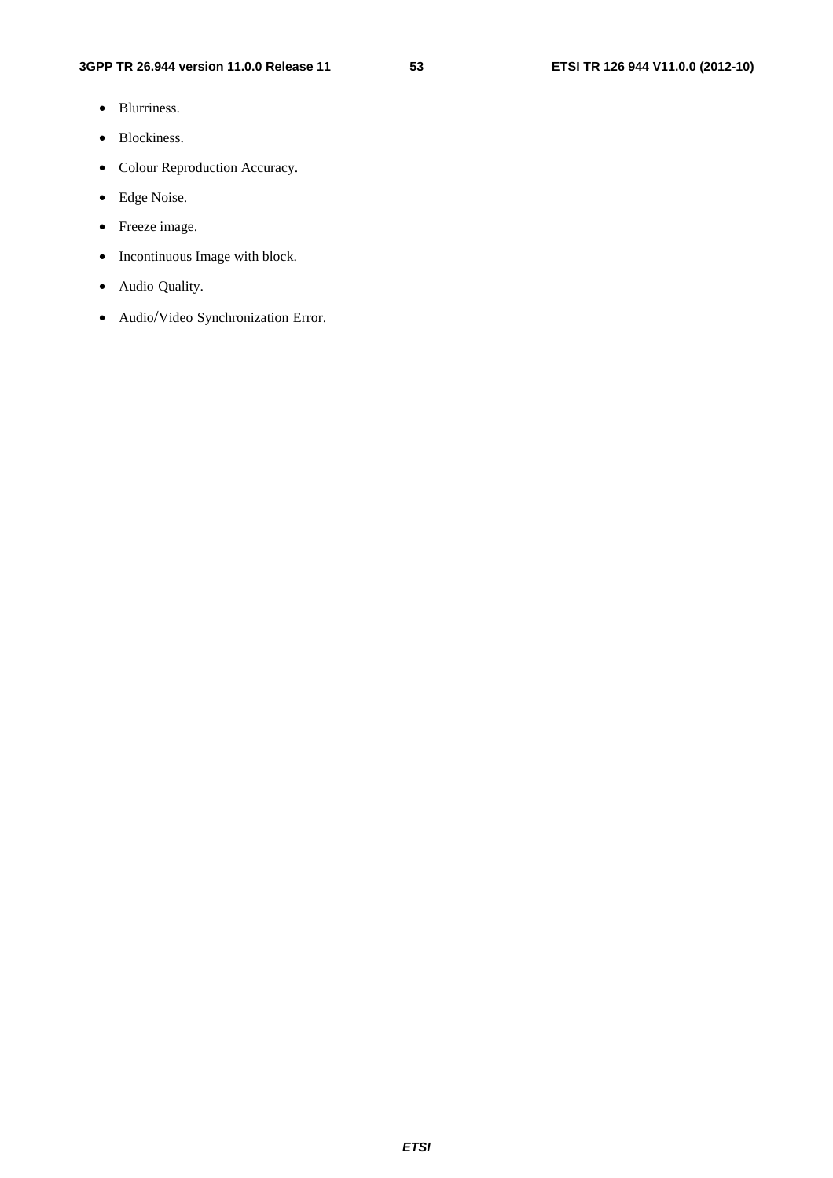- Blurriness.
- Blockiness.
- Colour Reproduction Accuracy.
- Edge Noise.
- Freeze image.
- Incontinuous Image with block.
- Audio Quality.
- Audio/Video Synchronization Error.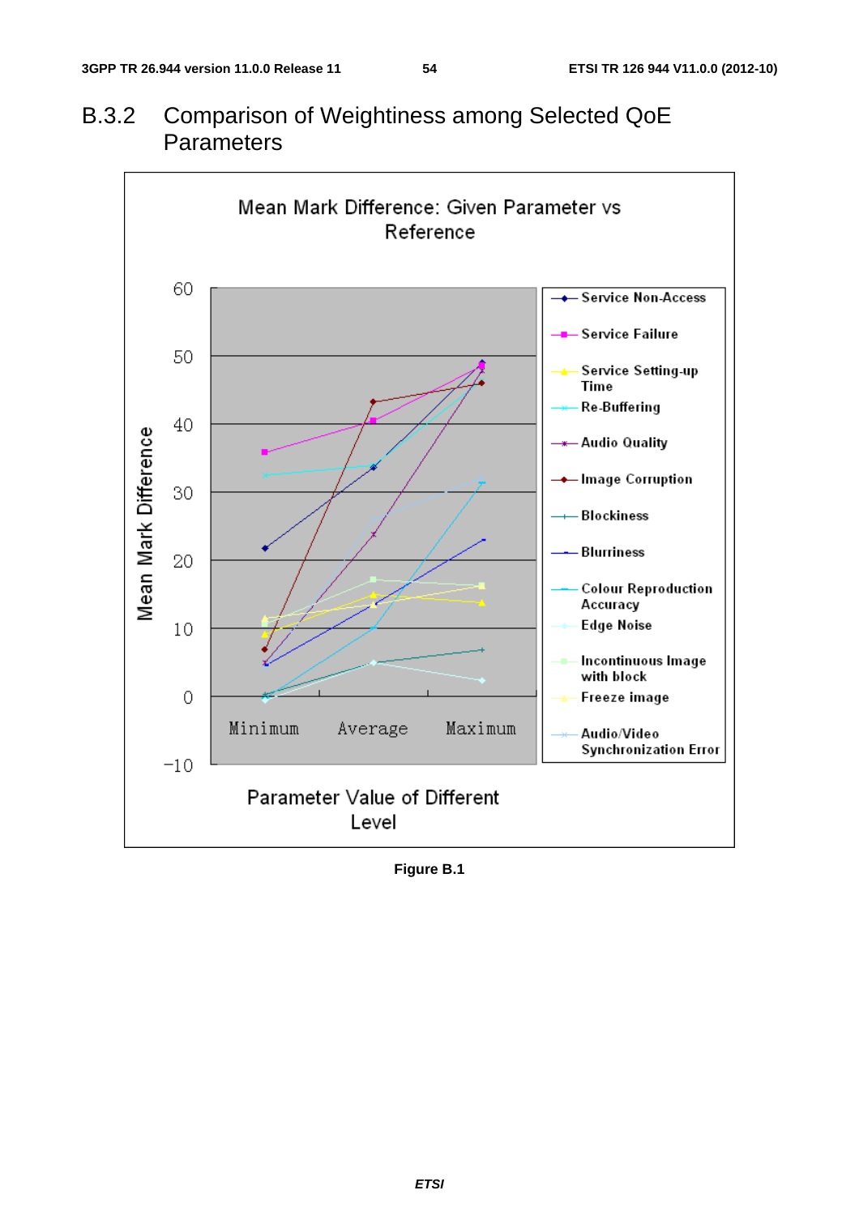### B.3.2 Comparison of Weightiness among Selected QoE Parameters

Mean Mark Difference: Given Parameter vs Reference

Mean Mark Difference

Parameter Value of Different Level

Minimum | Average | Maximum

- Service Non-Access
- Service Failure
- Service Setting-up Time
- Re-Buffering
- Audio Quality
- Image Corruption
- Blockiness
- Blurriness
- Colour Reproduction Accuracy
- Edge Noise
- Incontinuous Image with block
- Freeze image
- Audio/Video Synchronization Error

**Figure B.1**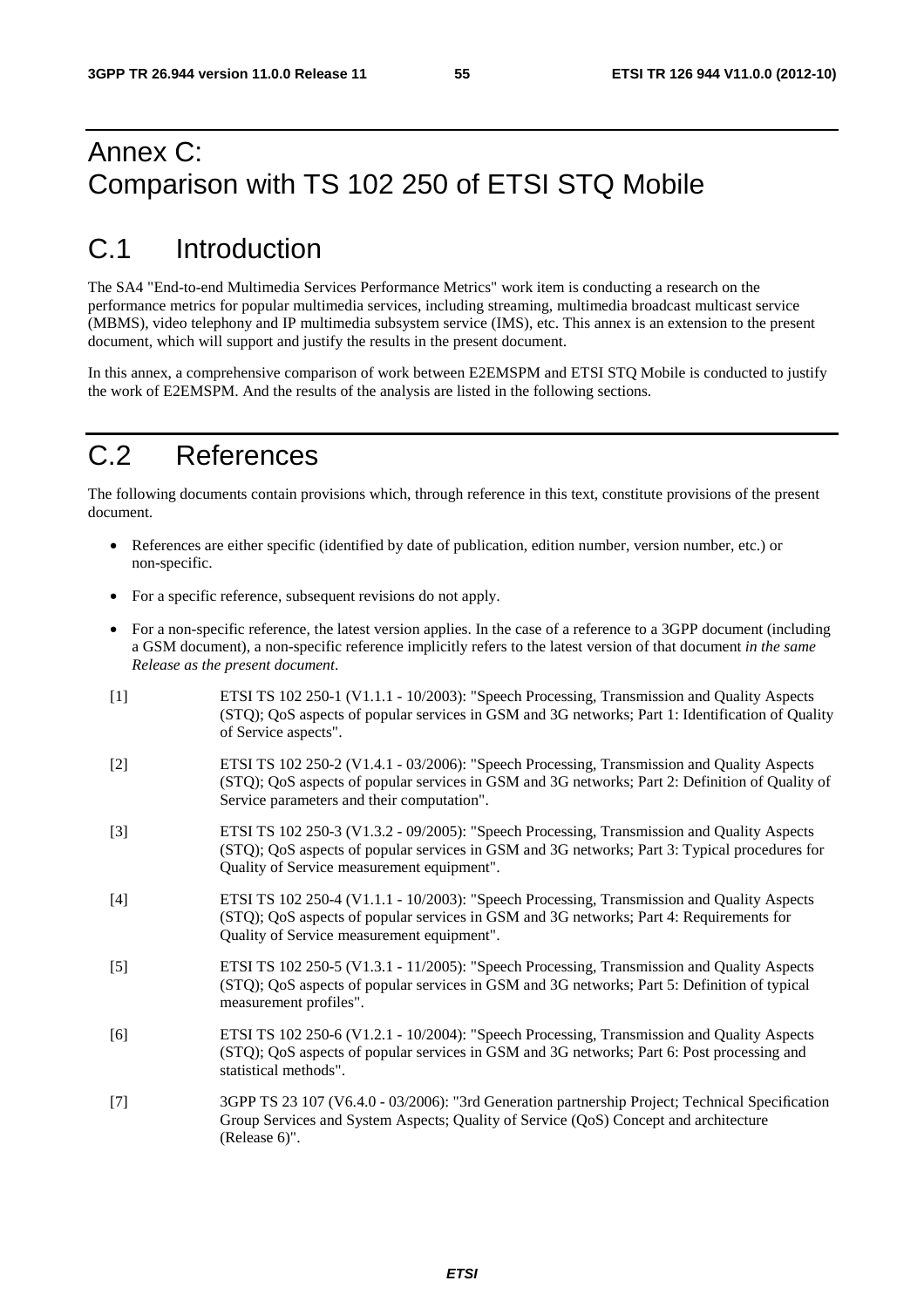# Annex C: Comparison with TS 102 250 of ETSI STQ Mobile

# C.1 Introduction

The SA4 "End-to-end Multimedia Services Performance Metrics" work item is conducting a research on the performance metrics for popular multimedia services, including streaming, multimedia broadcast multicast service (MBMS), video telephony and IP multimedia subsystem service (IMS), etc. This annex is an extension to the present document, which will support and justify the results in the present document.

In this annex, a comprehensive comparison of work between E2EMSPM and ETSI STQ Mobile is conducted to justify the work of E2EMSPM. And the results of the analysis are listed in the following sections.

# C.2 References

The following documents contain provisions which, through reference in this text, constitute provisions of the present document.

- References are either specific (identified by date of publication, edition number, version number, etc.) or non-specific.
- For a specific reference, subsequent revisions do not apply.
- For a non-specific reference, the latest version applies. In the case of a reference to a 3GPP document (including a GSM document), a non-specific reference implicitly refers to the latest version of that document *in the same Release as the present document*.

[1] ETSI TS 102 250-1 (V1.1.1 - 10/2003): "Speech Processing, Transmission and Quality Aspects (STQ); QoS aspects of popular services in GSM and 3G networks; Part 1: Identification of Quality of Service aspects".

[2] ETSI TS 102 250-2 (V1.4.1 - 03/2006): "Speech Processing, Transmission and Quality Aspects (STQ); QoS aspects of popular services in GSM and 3G networks; Part 2: Definition of Quality of Service parameters and their computation".

[3] ETSI TS 102 250-3 (V1.3.2 - 09/2005): "Speech Processing, Transmission and Quality Aspects (STQ); QoS aspects of popular services in GSM and 3G networks; Part 3: Typical procedures for Quality of Service measurement equipment".

[4] ETSI TS 102 250-4 (V1.1.1 - 10/2003): "Speech Processing, Transmission and Quality Aspects (STQ); QoS aspects of popular services in GSM and 3G networks; Part 4: Requirements for Quality of Service measurement equipment".

[5] ETSI TS 102 250-5 (V1.3.1 - 11/2005): "Speech Processing, Transmission and Quality Aspects (STQ); QoS aspects of popular services in GSM and 3G networks; Part 5: Definition of typical measurement profiles".

[6] ETSI TS 102 250-6 (V1.2.1 - 10/2004): "Speech Processing, Transmission and Quality Aspects (STQ); QoS aspects of popular services in GSM and 3G networks; Part 6: Post processing and statistical methods".

[7] 3GPP TS 23 107 (V6.4.0 - 03/2006): "3rd Generation partnership Project; Technical Specification Group Services and System Aspects; Quality of Service (QoS) Concept and architecture (Release 6)".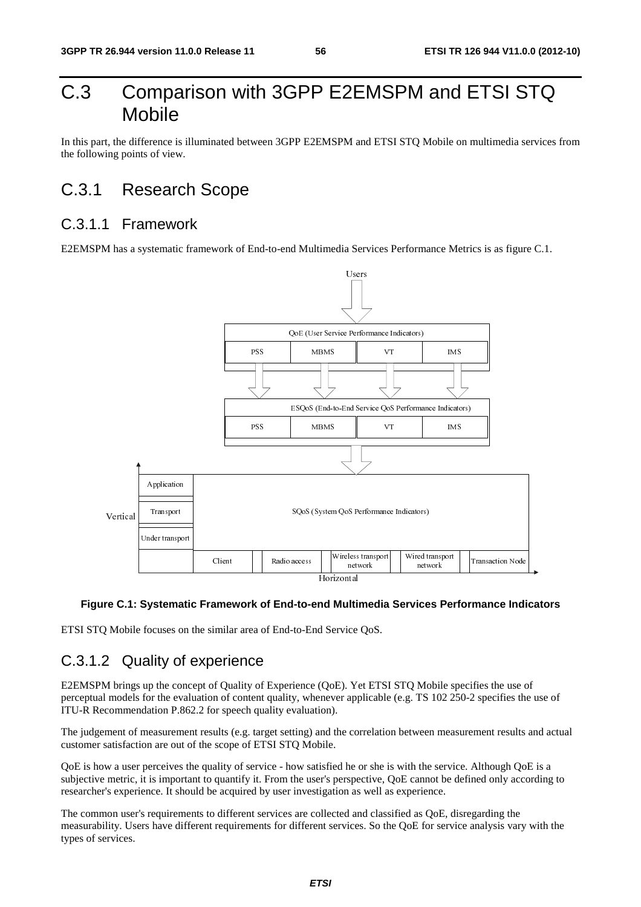# C.3 Comparison with 3GPP E2EMSPM and ETSI STQ Mobile

In this part, the difference is illuminated between 3GPP E2EMSPM and ETSI STQ Mobile on multimedia services from the following points of view.

## C.3.1 Research Scope

### C.3.1.1 Framework

E2EMSPM has a systematic framework of End-to-end Multimedia Services Performance Metrics is as figure C.1.

**Figure C.1: Systematic Framework of End-to-end Multimedia Services Performance Indicators**

ETSI STQ Mobile focuses on the similar area of End-to-End Service QoS.

### C.3.1.2 Quality of experience

E2EMSPM brings up the concept of Quality of Experience (QoE). Yet ETSI STQ Mobile specifies the use of perceptual models for the evaluation of content quality, whenever applicable (e.g. TS 102 250-2 specifies the use of ITU-R Recommendation P.862.2 for speech quality evaluation).

The judgement of measurement results (e.g. target setting) and the correlation between measurement results and actual customer satisfaction are out of the scope of ETSI STQ Mobile.

QoE is how a user perceives the quality of service - how satisfied he or she is with the service. Although QoE is a subjective metric, it is important to quantify it. From the user's perspective, QoE cannot be defined only according to researcher's experience. It should be acquired by user investigation as well as experience.

The common user's requirements to different services are collected and classified as QoE, disregarding the measurability. Users have different requirements for different services. So the QoE for service analysis vary with the types of services.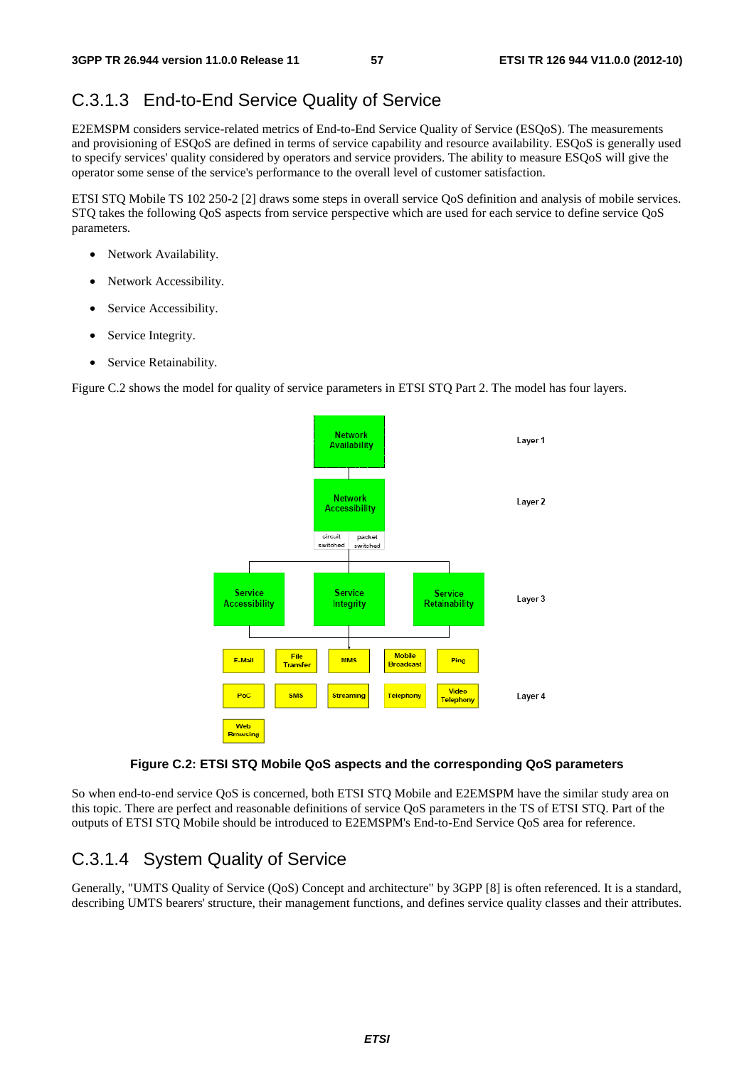### C.3.1.3 End-to-End Service Quality of Service

E2EMSPM considers service-related metrics of End-to-End Service Quality of Service (ESQoS). The measurements and provisioning of ESQoS are defined in terms of service capability and resource availability. ESQoS is generally used to specify services' quality considered by operators and service providers. The ability to measure ESQoS will give the operator some sense of the service's performance to the overall level of customer satisfaction.

ETSI STQ Mobile TS 102 250-2 [2] draws some steps in overall service QoS definition and analysis of mobile services. STQ takes the following QoS aspects from service perspective which are used for each service to define service QoS parameters.

- Network Availability.
- Network Accessibility.
- Service Accessibility.
- Service Integrity.
- Service Retainability.

Figure C.2 shows the model for quality of service parameters in ETSI STQ Part 2. The model has four layers.

**Figure C.2: ETSI STQ Mobile QoS aspects and the corresponding QoS parameters**

So when end-to-end service QoS is concerned, both ETSI STQ Mobile and E2EMSPM have the similar study area on this topic. There are perfect and reasonable definitions of service QoS parameters in the TS of ETSI STQ. Part of the outputs of ETSI STQ Mobile should be introduced to E2EMSPM's End-to-End Service QoS area for reference.

### C.3.1.4 System Quality of Service

Generally, "UMTS Quality of Service (QoS) Concept and architecture" by 3GPP [8] is often referenced. It is a standard, describing UMTS bearers' structure, their management functions, and defines service quality classes and their attributes.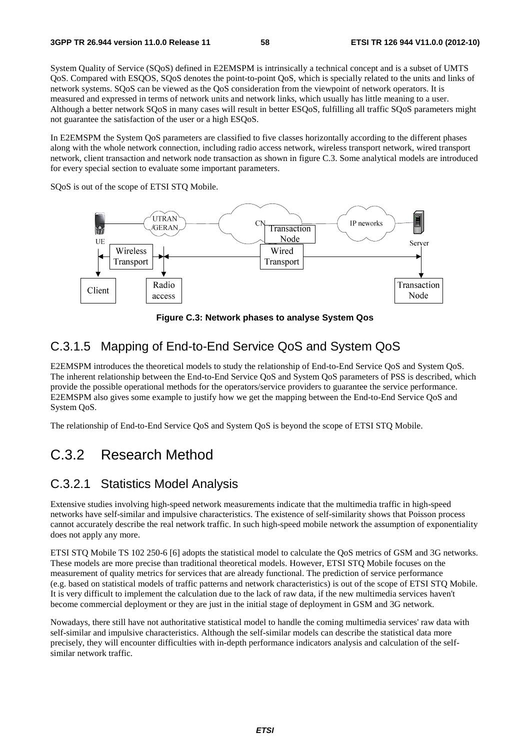System Quality of Service (SQoS) defined in E2EMSPM is intrinsically a technical concept and is a subset of UMTS QoS. Compared with ESQOS, SQoS denotes the point-to-point QoS, which is specially related to the units and links of network systems. SQoS can be viewed as the QoS consideration from the viewpoint of network operators. It is measured and expressed in terms of network units and network links, which usually has little meaning to a user. Although a better network SQoS in many cases will result in better ESQoS, fulfilling all traffic SQoS parameters might not guarantee the satisfaction of the user or a high ESQoS.

In E2EMSPM the System QoS parameters are classified to five classes horizontally according to the different phases along with the whole network connection, including radio access network, wireless transport network, wired transport network, client transaction and network node transaction as shown in figure C.3. Some analytical models are introduced for every special section to evaluate some important parameters.

SQoS is out of the scope of ETSI STQ Mobile.

UE | UTRAN /GERAN | CN | Transaction Node | IP neworks | Server | Wireless Transport | Wired Transport | Client | Radio access | Transaction Node

**Figure C.3: Network phases to analyse System Qos**

### C.3.1.5 Mapping of End-to-End Service QoS and System QoS

E2EMSPM introduces the theoretical models to study the relationship of End-to-End Service QoS and System QoS. The inherent relationship between the End-to-End Service QoS and System QoS parameters of PSS is described, which provide the possible operational methods for the operators/service providers to guarantee the service performance. E2EMSPM also gives some example to justify how we get the mapping between the End-to-End Service QoS and System QoS.

The relationship of End-to-End Service QoS and System QoS is beyond the scope of ETSI STQ Mobile.

## C.3.2 Research Method

### C.3.2.1 Statistics Model Analysis

Extensive studies involving high-speed network measurements indicate that the multimedia traffic in high-speed networks have self-similar and impulsive characteristics. The existence of self-similarity shows that Poisson process cannot accurately describe the real network traffic. In such high-speed mobile network the assumption of exponentiality does not apply any more.

ETSI STQ Mobile TS 102 250-6 [6] adopts the statistical model to calculate the QoS metrics of GSM and 3G networks. These models are more precise than traditional theoretical models. However, ETSI STQ Mobile focuses on the measurement of quality metrics for services that are already functional. The prediction of service performance (e.g. based on statistical models of traffic patterns and network characteristics) is out of the scope of ETSI STQ Mobile. It is very difficult to implement the calculation due to the lack of raw data, if the new multimedia services haven't become commercial deployment or they are just in the initial stage of deployment in GSM and 3G network.

Nowadays, there still have not authoritative statistical model to handle the coming multimedia services' raw data with self-similar and impulsive characteristics. Although the self-similar models can describe the statistical data more precisely, they will encounter difficulties with in-depth performance indicators analysis and calculation of the self-similar network traffic.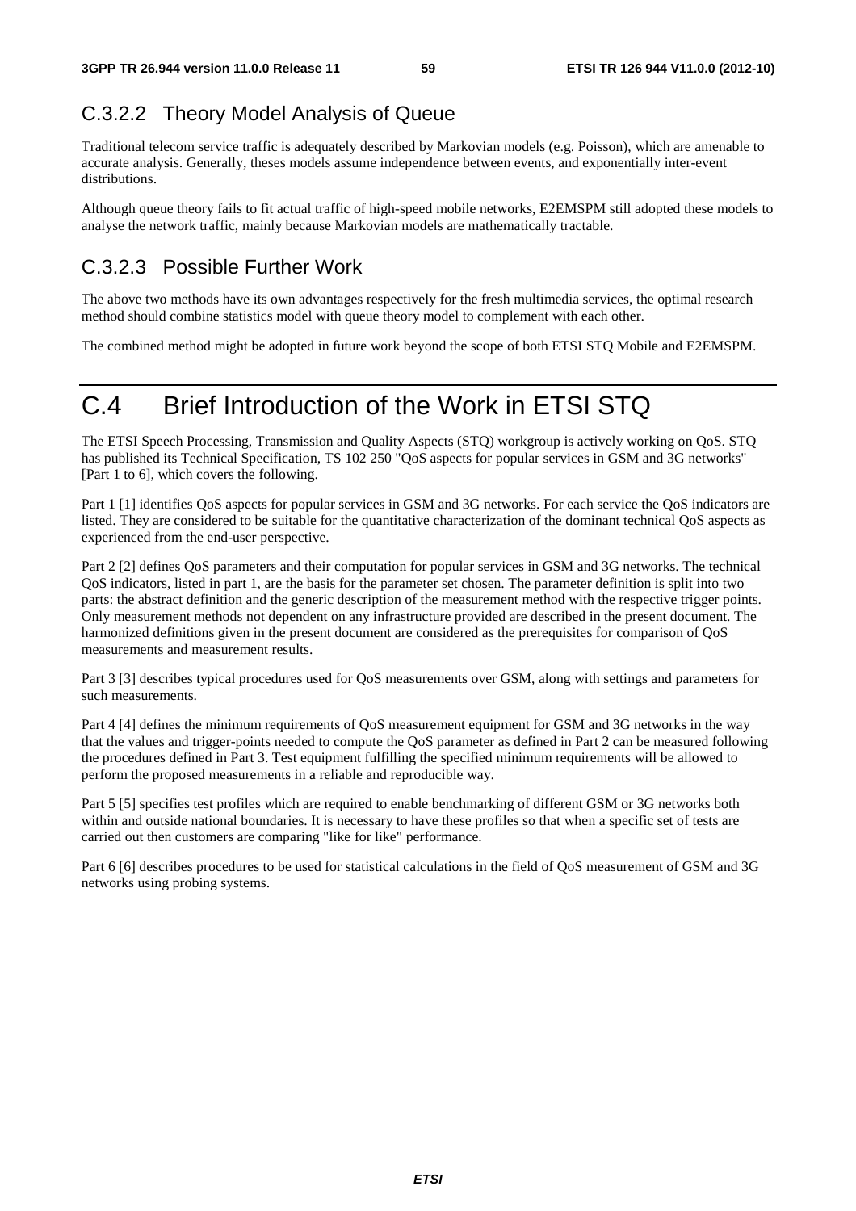### C.3.2.2 Theory Model Analysis of Queue

Traditional telecom service traffic is adequately described by Markovian models (e.g. Poisson), which are amenable to accurate analysis. Generally, theses models assume independence between events, and exponentially inter-event distributions.

Although queue theory fails to fit actual traffic of high-speed mobile networks, E2EMSPM still adopted these models to analyse the network traffic, mainly because Markovian models are mathematically tractable.

### C.3.2.3 Possible Further Work

The above two methods have its own advantages respectively for the fresh multimedia services, the optimal research method should combine statistics model with queue theory model to complement with each other.

The combined method might be adopted in future work beyond the scope of both ETSI STQ Mobile and E2EMSPM.

# C.4 Brief Introduction of the Work in ETSI STQ

The ETSI Speech Processing, Transmission and Quality Aspects (STQ) workgroup is actively working on QoS. STQ has published its Technical Specification, TS 102 250 "QoS aspects for popular services in GSM and 3G networks" [Part 1 to 6], which covers the following.

Part 1 [1] identifies QoS aspects for popular services in GSM and 3G networks. For each service the QoS indicators are listed. They are considered to be suitable for the quantitative characterization of the dominant technical QoS aspects as experienced from the end-user perspective.

Part 2 [2] defines QoS parameters and their computation for popular services in GSM and 3G networks. The technical QoS indicators, listed in part 1, are the basis for the parameter set chosen. The parameter definition is split into two parts: the abstract definition and the generic description of the measurement method with the respective trigger points. Only measurement methods not dependent on any infrastructure provided are described in the present document. The harmonized definitions given in the present document are considered as the prerequisites for comparison of QoS measurements and measurement results.

Part 3 [3] describes typical procedures used for QoS measurements over GSM, along with settings and parameters for such measurements.

Part 4 [4] defines the minimum requirements of QoS measurement equipment for GSM and 3G networks in the way that the values and trigger-points needed to compute the QoS parameter as defined in Part 2 can be measured following the procedures defined in Part 3. Test equipment fulfilling the specified minimum requirements will be allowed to perform the proposed measurements in a reliable and reproducible way.

Part 5 [5] specifies test profiles which are required to enable benchmarking of different GSM or 3G networks both within and outside national boundaries. It is necessary to have these profiles so that when a specific set of tests are carried out then customers are comparing "like for like" performance.

Part 6 [6] describes procedures to be used for statistical calculations in the field of QoS measurement of GSM and 3G networks using probing systems.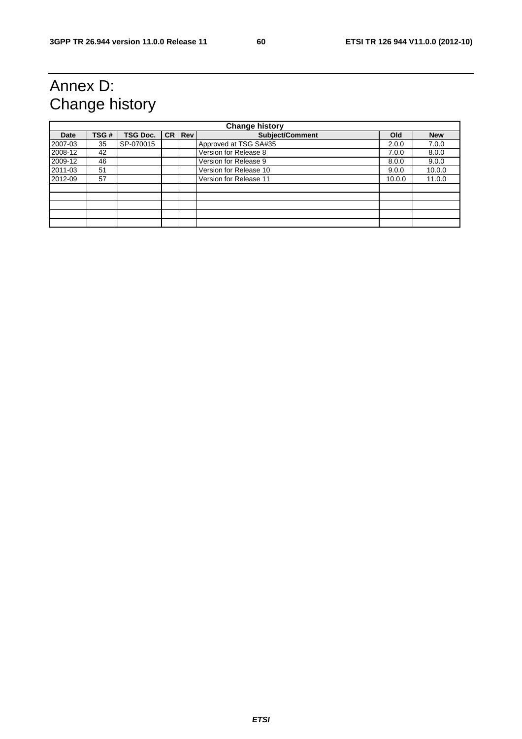# Annex D: Change history

| Change history | | | | | | | |
|---|---|---|---|---|---|---|---|
| **Date** | **TSG #** | **TSG Doc.** | **CR** | **Rev** | **Subject/Comment** | **Old** | **New** |
| 2007-03 | 35 | SP-070015 | | | Approved at TSG SA#35 | 2.0.0 | 7.0.0 |
| 2008-12 | 42 | | | | Version for Release 8 | 7.0.0 | 8.0.0 |
| 2009-12 | 46 | | | | Version for Release 9 | 8.0.0 | 9.0.0 |
| 2011-03 | 51 | | | | Version for Release 10 | 9.0.0 | 10.0.0 |
| 2012-09 | 57 | | | | Version for Release 11 | 10.0.0 | 11.0.0 |
| | | | | | | | |
| | | | | | | | |
| | | | | | | | |
| | | | | | | | |
| | | | | | | | |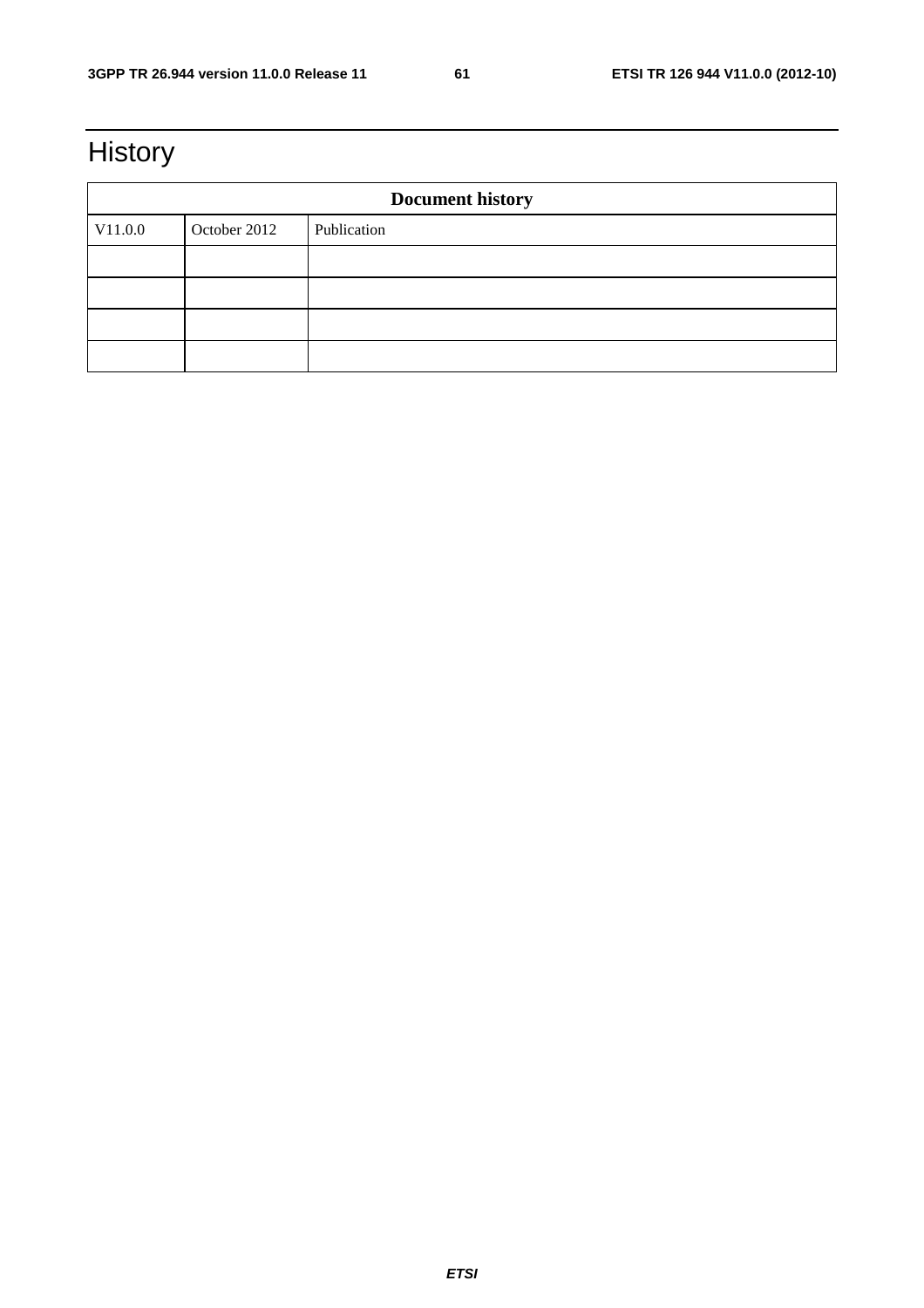# History

| Document history | | |
|---|---|---|
| V11.0.0 | October 2012 | Publication |
| | | |
| | | |
| | | |
| | | |